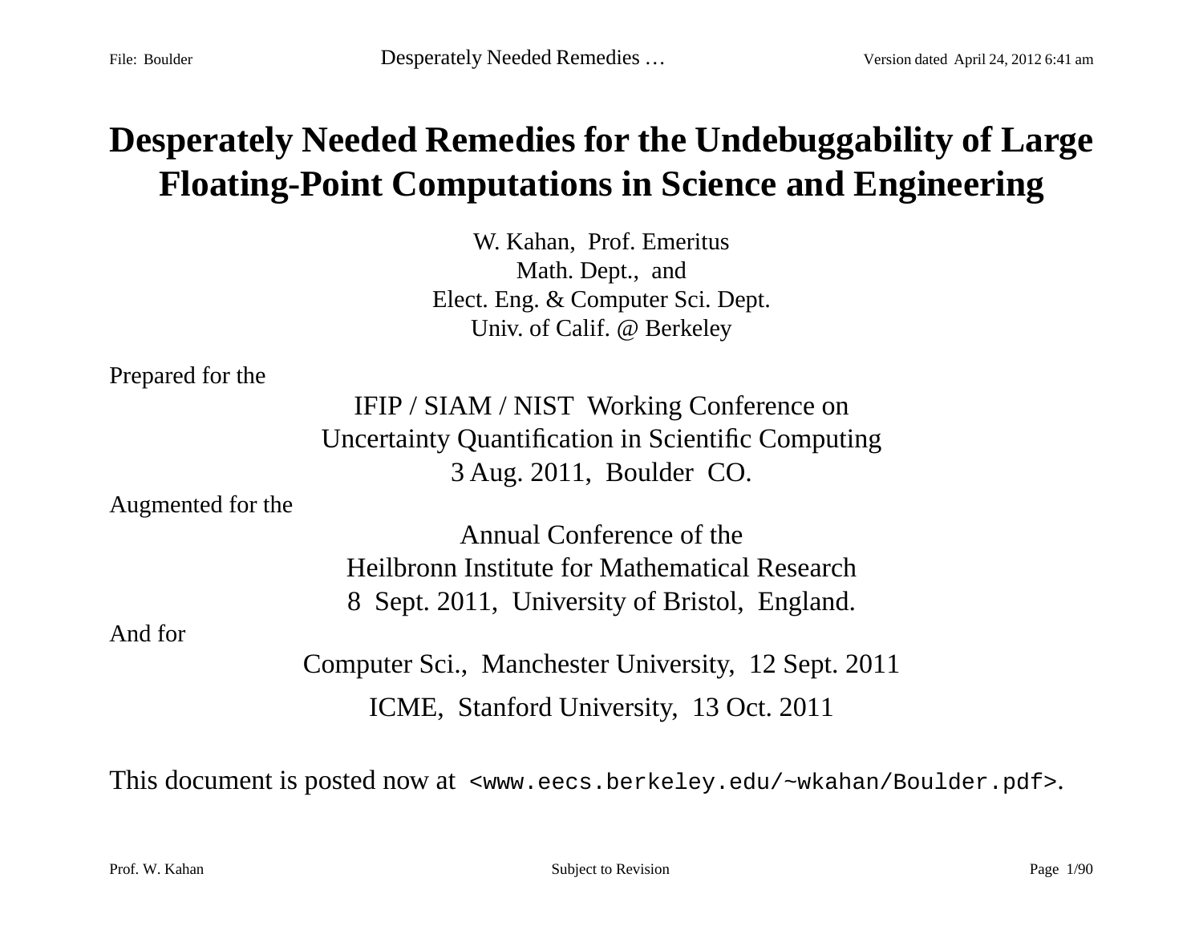# Desperately Needed Remedies for the Undebuggability of Large Floating-Point Computations in Science and Engineering

W. Kahan, Prof. Emeritus
Math. Dept., and
Elect. Eng. & Computer Sci. Dept.
Univ. of Calif. @ Berkeley

Prepared for the

IFIP / SIAM / NIST Working Conference on
Uncertainty Quantification in Scientific Computing
3 Aug. 2011, Boulder CO.

Augmented for the

Annual Conference of the
Heilbronn Institute for Mathematical Research
8 Sept. 2011, University of Bristol, England.

And for

Computer Sci., Manchester University, 12 Sept. 2011

ICME, Stanford University, 13 Oct. 2011

This document is posted now at `<www.eecs.berkeley.edu/~wkahan/Boulder.pdf>`.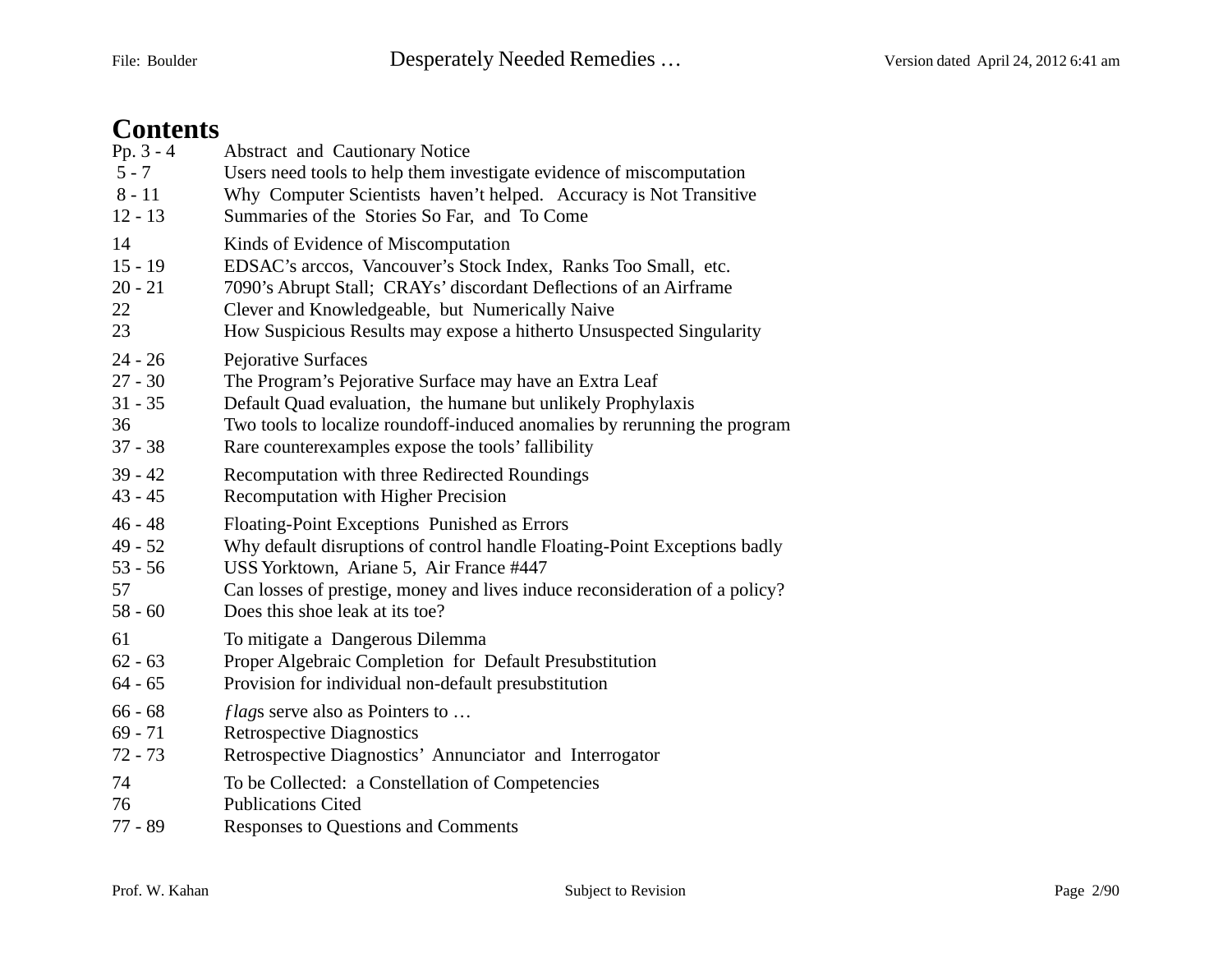# Contents

| | |
|---|---|
| Pp. 3 - 4 | Abstract and Cautionary Notice |
| 5 - 7 | Users need tools to help them investigate evidence of miscomputation |
| 8 - 11 | Why Computer Scientists haven't helped. Accuracy is Not Transitive |
| 12 - 13 | Summaries of the Stories So Far, and To Come |
| 14 | Kinds of Evidence of Miscomputation |
| 15 - 19 | EDSAC's arccos, Vancouver's Stock Index, Ranks Too Small, etc. |
| 20 - 21 | 7090's Abrupt Stall; CRAYs' discordant Deflections of an Airframe |
| 22 | Clever and Knowledgeable, but Numerically Naive |
| 23 | How Suspicious Results may expose a hitherto Unsuspected Singularity |
| 24 - 26 | Pejorative Surfaces |
| 27 - 30 | The Program's Pejorative Surface may have an Extra Leaf |
| 31 - 35 | Default Quad evaluation, the humane but unlikely Prophylaxis |
| 36 | Two tools to localize roundoff-induced anomalies by rerunning the program |
| 37 - 38 | Rare counterexamples expose the tools' fallibility |
| 39 - 42 | Recomputation with three Redirected Roundings |
| 43 - 45 | Recomputation with Higher Precision |
| 46 - 48 | Floating-Point Exceptions Punished as Errors |
| 49 - 52 | Why default disruptions of control handle Floating-Point Exceptions badly |
| 53 - 56 | USS Yorktown, Ariane 5, Air France #447 |
| 57 | Can losses of prestige, money and lives induce reconsideration of a policy? |
| 58 - 60 | Does this shoe leak at its toe? |
| 61 | To mitigate a Dangerous Dilemma |
| 62 - 63 | Proper Algebraic Completion for Default Presubstitution |
| 64 - 65 | Provision for individual non-default presubstitution |
| 66 - 68 | *flag*s serve also as Pointers to … |
| 69 - 71 | Retrospective Diagnostics |
| 72 - 73 | Retrospective Diagnostics' Annunciator and Interrogator |
| 74 | To be Collected: a Constellation of Competencies |
| 76 | Publications Cited |
| 77 - 89 | Responses to Questions and Comments |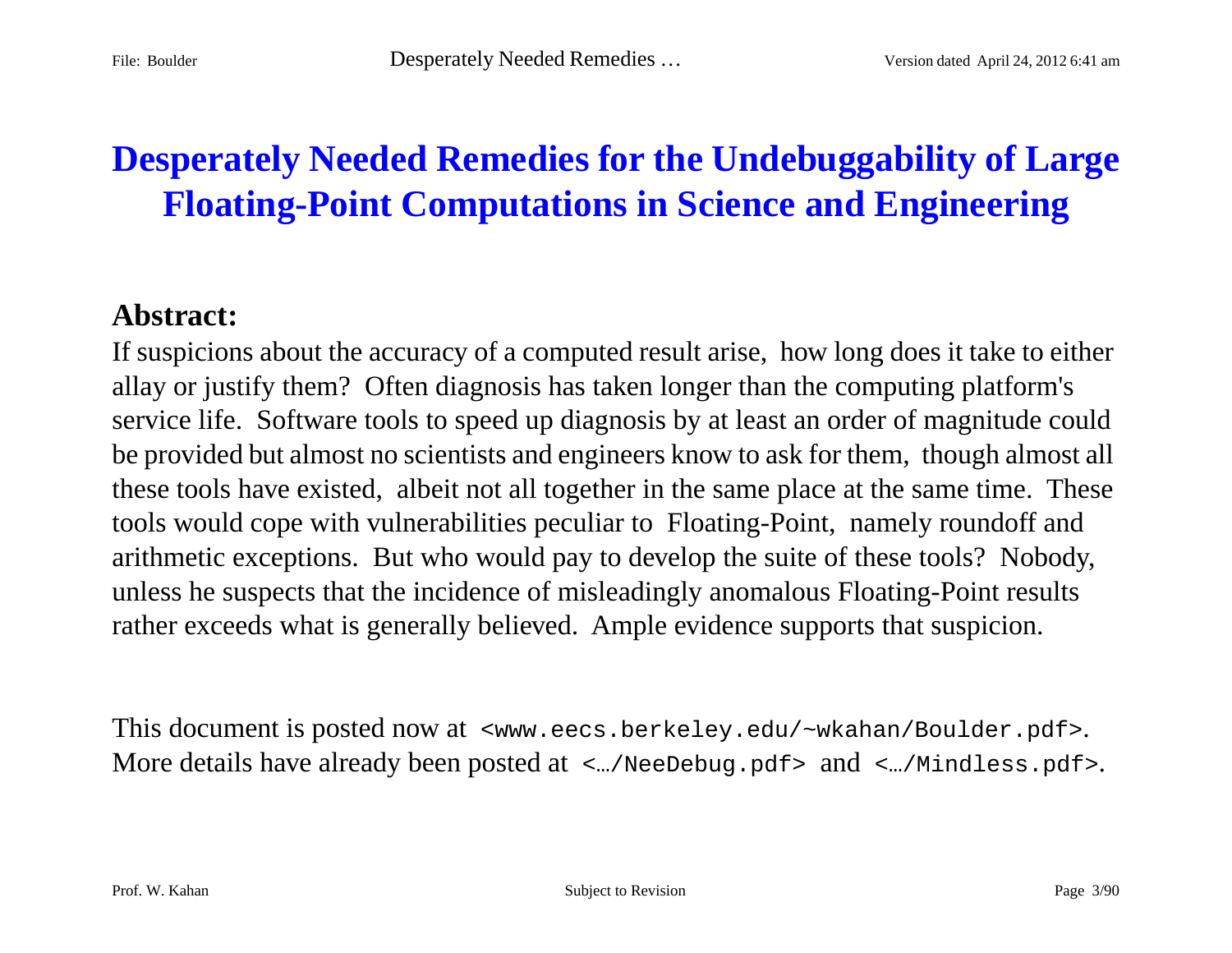# Desperately Needed Remedies for the Undebuggability of Large Floating-Point Computations in Science and Engineering

## Abstract:

If suspicions about the accuracy of a computed result arise, how long does it take to either allay or justify them? Often diagnosis has taken longer than the computing platform's service life. Software tools to speed up diagnosis by at least an order of magnitude could be provided but almost no scientists and engineers know to ask for them, though almost all these tools have existed, albeit not all together in the same place at the same time. These tools would cope with vulnerabilities peculiar to Floating-Point, namely roundoff and arithmetic exceptions. But who would pay to develop the suite of these tools? Nobody, unless he suspects that the incidence of misleadingly anomalous Floating-Point results rather exceeds what is generally believed. Ample evidence supports that suspicion.

This document is posted now at `<www.eecs.berkeley.edu/~wkahan/Boulder.pdf>`.
More details have already been posted at `<…/NeeDebug.pdf>` and `<…/Mindless.pdf>`.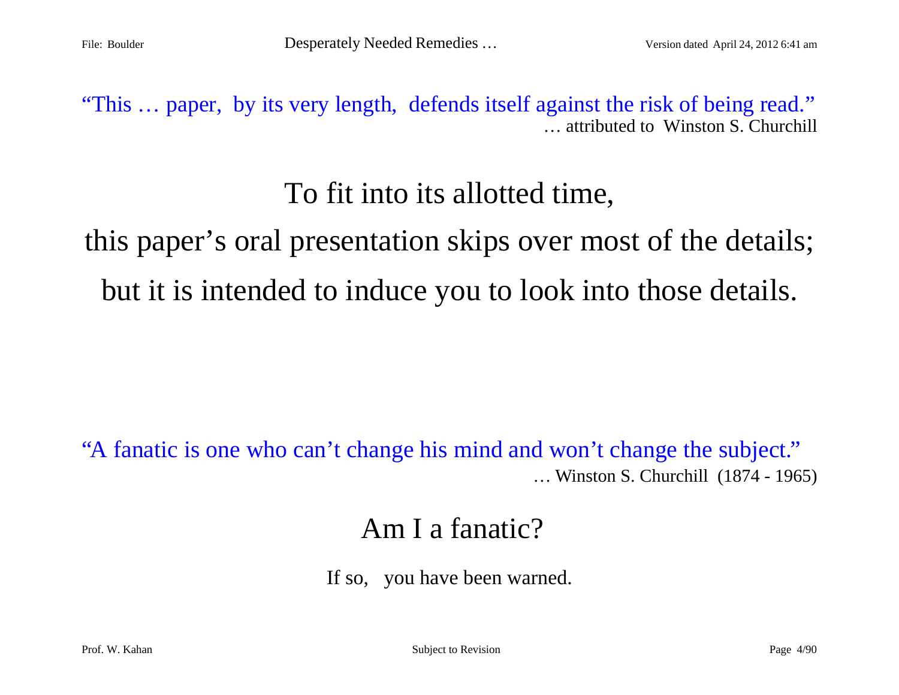"This … paper, by its very length, defends itself against the risk of being read."
… attributed to Winston S. Churchill

To fit into its allotted time,
this paper's oral presentation skips over most of the details;
but it is intended to induce you to look into those details.

"A fanatic is one who can't change his mind and won't change the subject."
… Winston S. Churchill (1874 - 1965)

Am I a fanatic?

If so, you have been warned.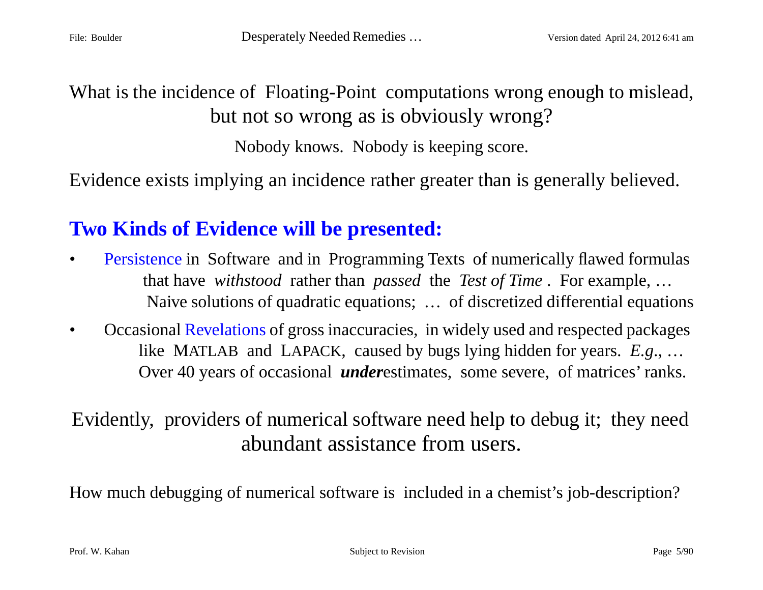What is the incidence of Floating-Point computations wrong enough to mislead, but not so wrong as is obviously wrong?

Nobody knows. Nobody is keeping score.

Evidence exists implying an incidence rather greater than is generally believed.

## Two Kinds of Evidence will be presented:

- Persistence in Software and in Programming Texts of numerically flawed formulas that have *withstood* rather than *passed* the *Test of Time* . For example, … Naive solutions of quadratic equations; … of discretized differential equations
- Occasional Revelations of gross inaccuracies, in widely used and respected packages like MATLAB and LAPACK, caused by bugs lying hidden for years. *E.g.*, … Over 40 years of occasional ***under***estimates, some severe, of matrices' ranks.

Evidently, providers of numerical software need help to debug it; they need abundant assistance from users.

How much debugging of numerical software is included in a chemist's job-description?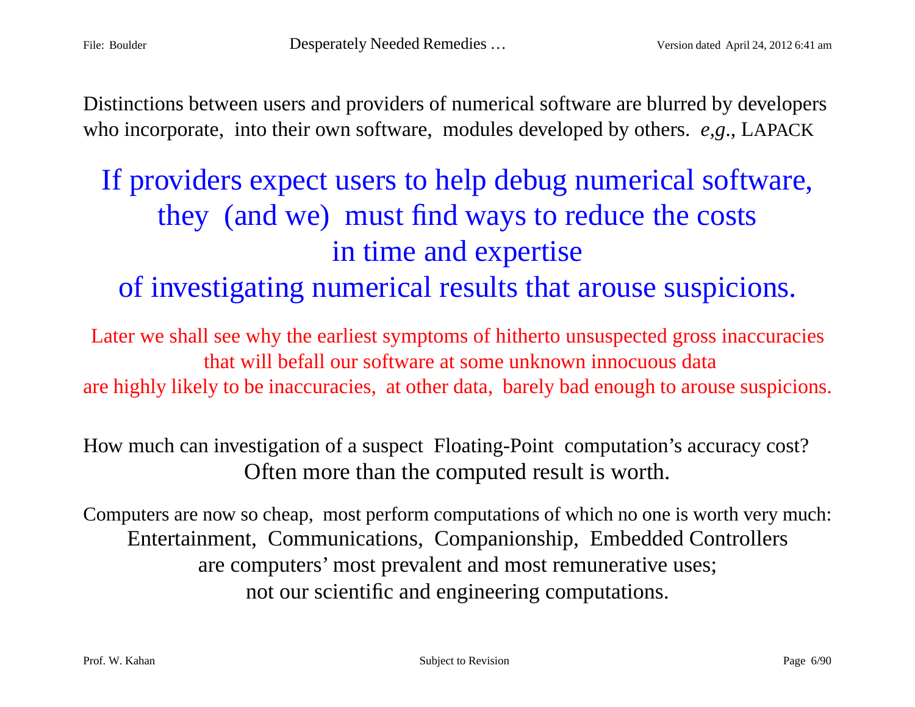Distinctions between users and providers of numerical software are blurred by developers who incorporate, into their own software, modules developed by others. *e,g*., LAPACK

**If providers expect users to help debug numerical software, they (and we) must find ways to reduce the costs in time and expertise of investigating numerical results that arouse suspicions.**

Later we shall see why the earliest symptoms of hitherto unsuspected gross inaccuracies that will befall our software at some unknown innocuous data are highly likely to be inaccuracies, at other data, barely bad enough to arouse suspicions.

How much can investigation of a suspect Floating-Point computation's accuracy cost?
Often more than the computed result is worth.

Computers are now so cheap, most perform computations of which no one is worth very much:
Entertainment, Communications, Companionship, Embedded Controllers
are computers' most prevalent and most remunerative uses;
not our scientific and engineering computations.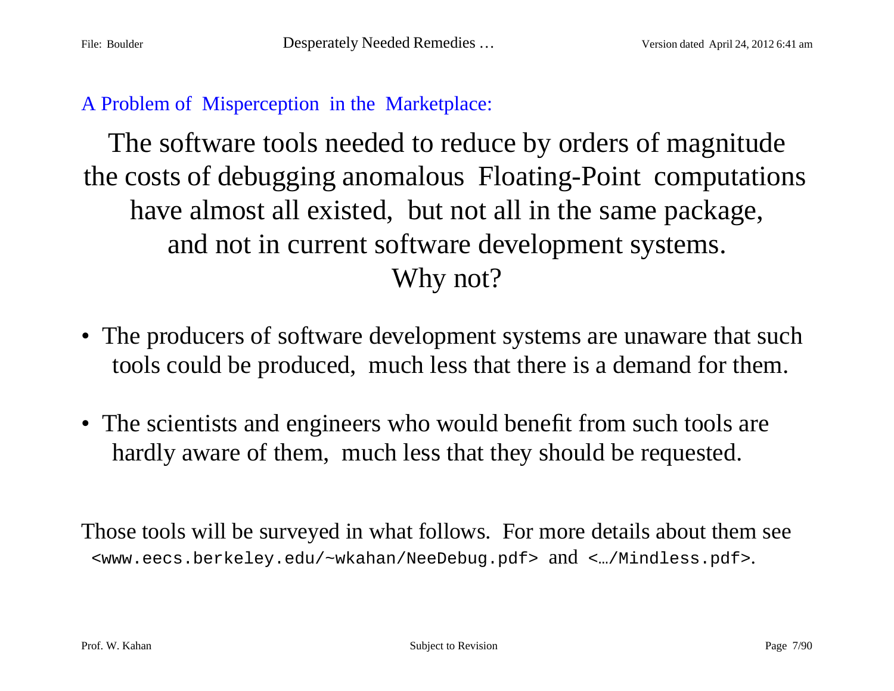## A Problem of Misperception in the Marketplace:

The software tools needed to reduce by orders of magnitude the costs of debugging anomalous Floating-Point computations have almost all existed, but not all in the same package, and not in current software development systems.
Why not?

- The producers of software development systems are unaware that such tools could be produced, much less that there is a demand for them.

- The scientists and engineers who would benefit from such tools are hardly aware of them, much less that they should be requested.

Those tools will be surveyed in what follows. For more details about them see `<www.eecs.berkeley.edu/~wkahan/NeeDebug.pdf>` and `<…/Mindless.pdf>`.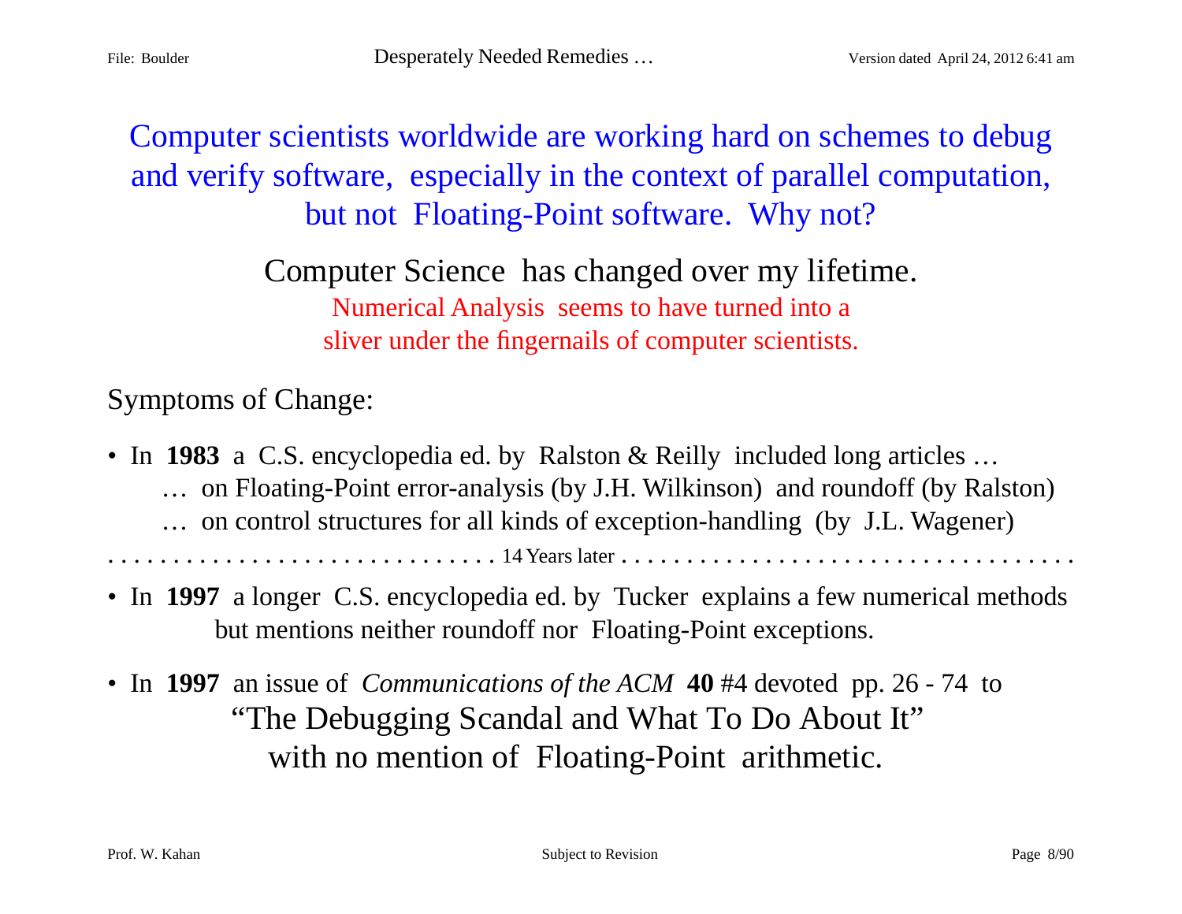Computer scientists worldwide are working hard on schemes to debug and verify software, especially in the context of parallel computation, but not Floating-Point software. Why not?

Computer Science has changed over my lifetime.

Numerical Analysis seems to have turned into a sliver under the fingernails of computer scientists.

Symptoms of Change:

- In **1983** a C.S. encyclopedia ed. by Ralston & Reilly included long articles …
  … on Floating-Point error-analysis (by J.H. Wilkinson) and roundoff (by Ralston)
  … on control structures for all kinds of exception-handling (by J.L. Wagener)

. . . . . . . . . . . . . . . . . . . . . . . . . . . . . . 14 Years later . . . . . . . . . . . . . . . . . . . . . . . . . . . . . . . . . .

- In **1997** a longer C.S. encyclopedia ed. by Tucker explains a few numerical methods but mentions neither roundoff nor Floating-Point exceptions.
- In **1997** an issue of *Communications of the ACM* **40** #4 devoted pp. 26 - 74 to "The Debugging Scandal and What To Do About It" with no mention of Floating-Point arithmetic.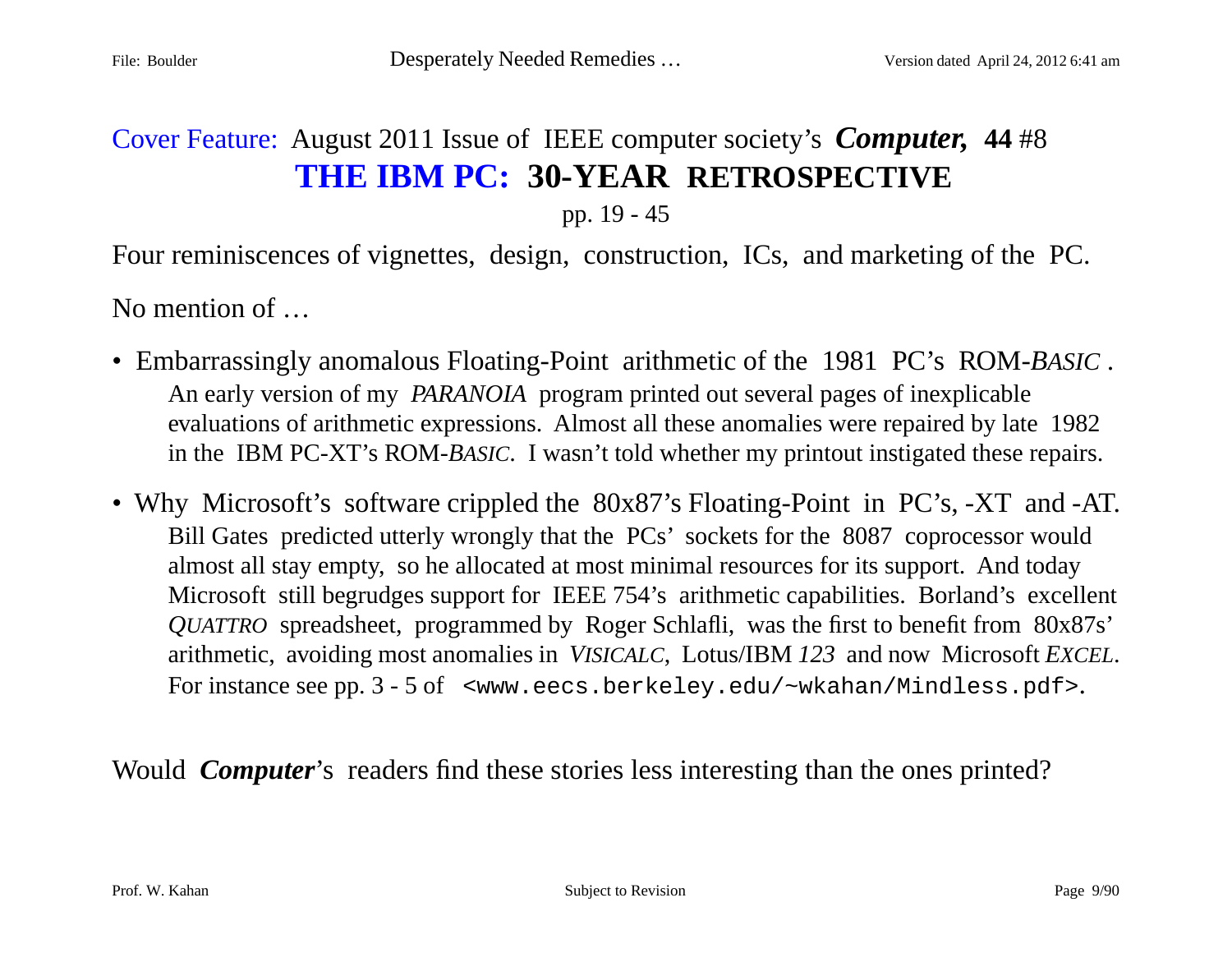## Cover Feature: August 2011 Issue of IEEE computer society's ***Computer,*** **44** #8

## THE IBM PC: 30-YEAR RETROSPECTIVE

pp. 19 - 45

Four reminiscences of vignettes, design, construction, ICs, and marketing of the PC.

No mention of …

- Embarrassingly anomalous Floating-Point arithmetic of the 1981 PC's ROM-*BASIC* .
  An early version of my *PARANOIA* program printed out several pages of inexplicable evaluations of arithmetic expressions. Almost all these anomalies were repaired by late 1982 in the IBM PC-XT's ROM-*BASIC*. I wasn't told whether my printout instigated these repairs.

- Why Microsoft's software crippled the 80x87's Floating-Point in PC's, -XT and -AT.
  Bill Gates predicted utterly wrongly that the PCs' sockets for the 8087 coprocessor would almost all stay empty, so he allocated at most minimal resources for its support. And today Microsoft still begrudges support for IEEE 754's arithmetic capabilities. Borland's excellent *QUATTRO* spreadsheet, programmed by Roger Schlafli, was the first to benefit from 80x87s' arithmetic, avoiding most anomalies in *VISICALC*, Lotus/IBM *123* and now Microsoft *EXCEL*. For instance see pp. 3 - 5 of `<www.eecs.berkeley.edu/~wkahan/Mindless.pdf>`.

Would ***Computer***'s readers find these stories less interesting than the ones printed?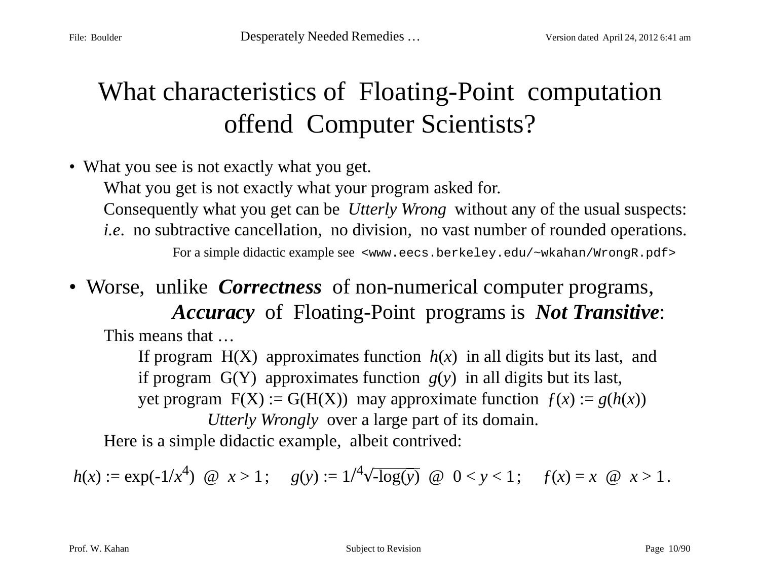# What characteristics of Floating-Point computation offend Computer Scientists?

- What you see is not exactly what you get.

  What you get is not exactly what your program asked for.

  Consequently what you get can be *Utterly Wrong* without any of the usual suspects: *i.e.* no subtractive cancellation, no division, no vast number of rounded operations.

  For a simple didactic example see `<www.eecs.berkeley.edu/~wkahan/WrongR.pdf>`

- Worse, unlike ***Correctness*** of non-numerical computer programs, ***Accuracy*** of Floating-Point programs is ***Not Transitive***:

  This means that …

  If program H(X) approximates function $h(x)$ in all digits but its last, and if program G(Y) approximates function $g(y)$ in all digits but its last, yet program F(X) := G(H(X)) may approximate function $f(x) := g(h(x))$ *Utterly Wrongly* over a large part of its domain.

  Here is a simple didactic example, albeit contrived:

$$h(x) := \exp(-1/x^4) \ @ \ x > 1 ; \quad g(y) := 1/\sqrt[4]{-\log(y)} \ @ \ 0 < y < 1 ; \quad f(x) = x \ @ \ x > 1 .$$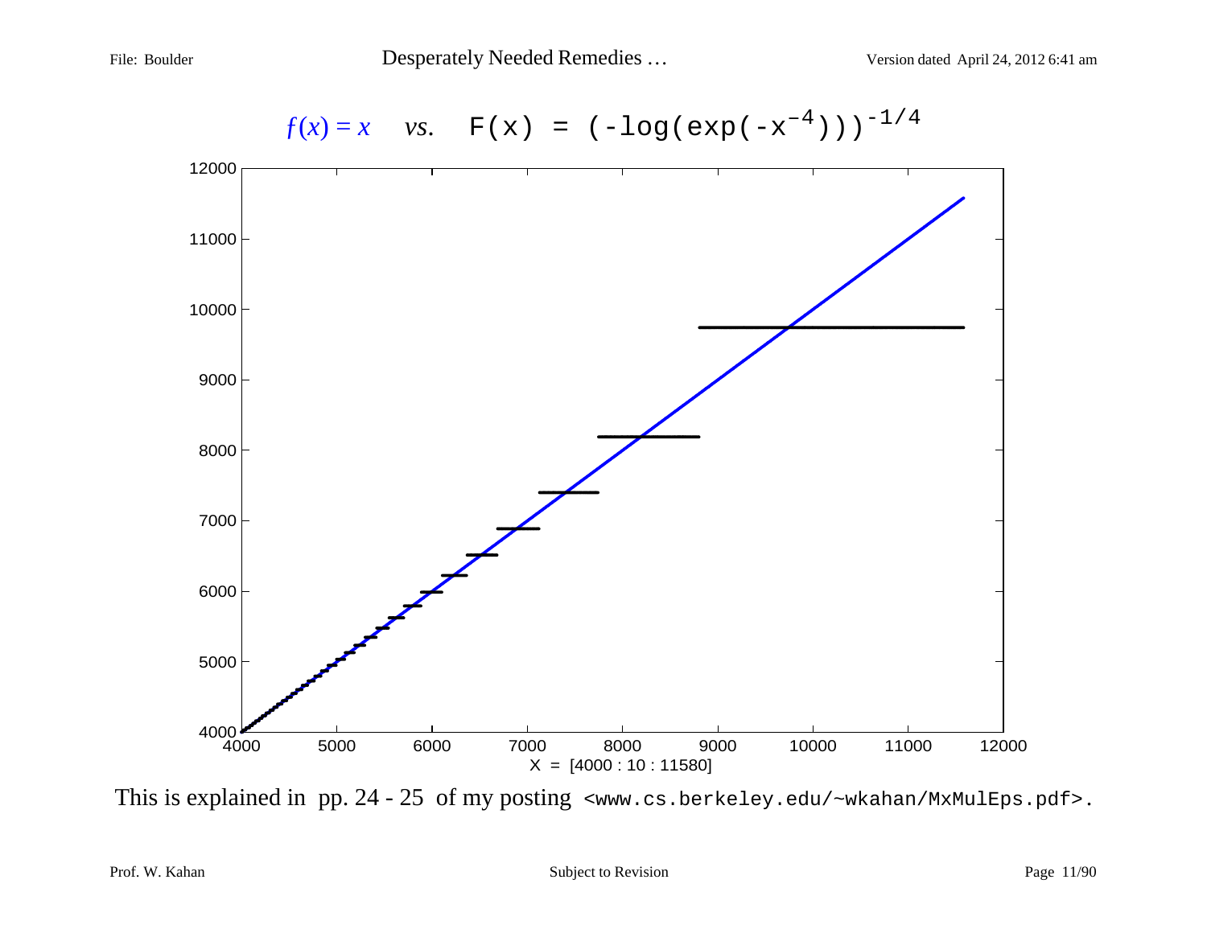$f(x) = x$ *vs.* `F(x) = (-log(exp(-x^-4)))^-1/4`

12000
11000
10000
9000
8000
7000
6000
5000
4000

4000 5000 6000 7000 8000 9000 10000 11000 12000

X = [4000 : 10 : 11580]

This is explained in pp. 24 - 25 of my posting `<www.cs.berkeley.edu/~wkahan/MxMulEps.pdf>`.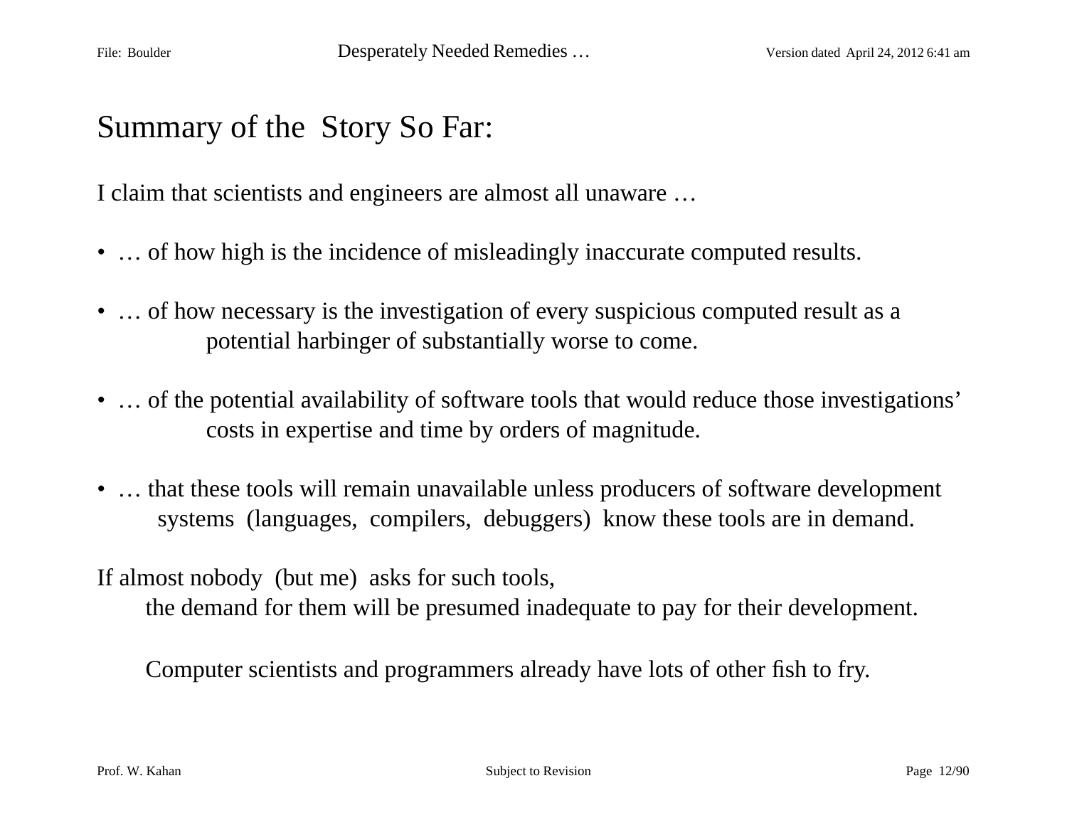# Summary of the Story So Far:

I claim that scientists and engineers are almost all unaware …

- … of how high is the incidence of misleadingly inaccurate computed results.

- … of how necessary is the investigation of every suspicious computed result as a potential harbinger of substantially worse to come.

- … of the potential availability of software tools that would reduce those investigations' costs in expertise and time by orders of magnitude.

- … that these tools will remain unavailable unless producers of software development systems (languages, compilers, debuggers) know these tools are in demand.

If almost nobody (but me) asks for such tools,
the demand for them will be presumed inadequate to pay for their development.

Computer scientists and programmers already have lots of other fish to fry.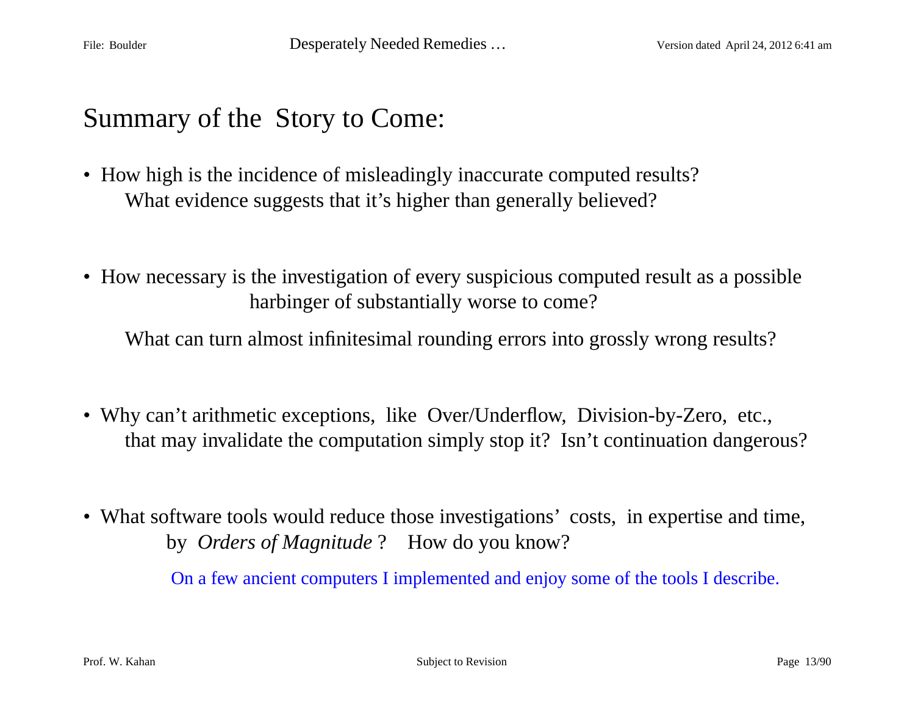# Summary of the Story to Come:

- How high is the incidence of misleadingly inaccurate computed results?
  What evidence suggests that it's higher than generally believed?

- How necessary is the investigation of every suspicious computed result as a possible harbinger of substantially worse to come?

  What can turn almost infinitesimal rounding errors into grossly wrong results?

- Why can't arithmetic exceptions, like Over/Underflow, Division-by-Zero, etc., that may invalidate the computation simply stop it? Isn't continuation dangerous?

- What software tools would reduce those investigations' costs, in expertise and time, by *Orders of Magnitude* ? How do you know?

  On a few ancient computers I implemented and enjoy some of the tools I describe.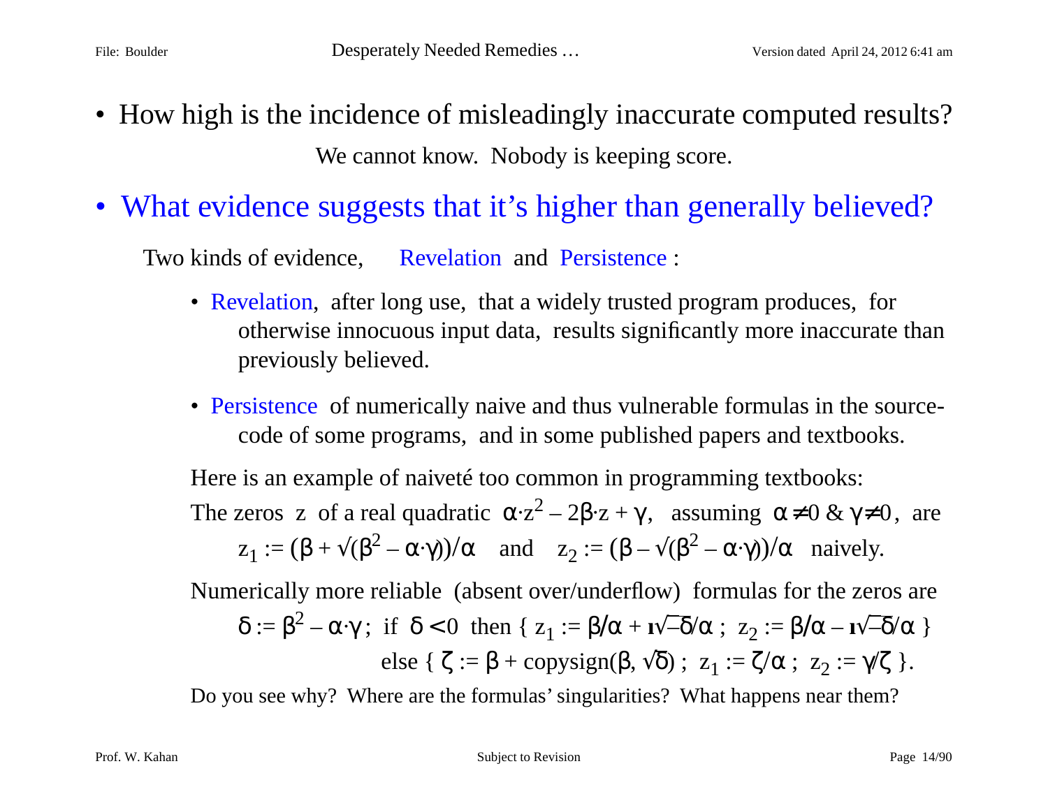- How high is the incidence of misleadingly inaccurate computed results?

  We cannot know. Nobody is keeping score.

- What evidence suggests that it's higher than generally believed?

Two kinds of evidence, Revelation and Persistence :

- Revelation, after long use, that a widely trusted program produces, for otherwise innocuous input data, results significantly more inaccurate than previously believed.
- Persistence of numerically naive and thus vulnerable formulas in the source-code of some programs, and in some published papers and textbooks.

Here is an example of naiveté too common in programming textbooks:

The zeros z of a real quadratic $\alpha \cdot z^2 - 2\beta \cdot z + \gamma$, assuming $\alpha \neq 0$ & $\gamma \neq 0$, are

$$z_1 := (\beta + \sqrt{(\beta^2 - \alpha \cdot \gamma)})/\alpha \quad \text{and} \quad z_2 := (\beta - \sqrt{(\beta^2 - \alpha \cdot \gamma)})/\alpha \quad \text{naively.}$$

Numerically more reliable (absent over/underflow) formulas for the zeros are

$$\delta := \beta^2 - \alpha \cdot \gamma \text{; if } \delta < 0 \text{ then } \{ z_1 := \beta/\alpha + \imath\sqrt{-\delta}/\alpha \text{ ; } z_2 := \beta/\alpha - \imath\sqrt{-\delta}/\alpha \}$$

$$\text{else } \{ \zeta := \beta + \text{copysign}(\beta, \sqrt{\delta}) \text{ ; } z_1 := \zeta/\alpha \text{ ; } z_2 := \gamma/\zeta \}.$$

Do you see why? Where are the formulas' singularities? What happens near them?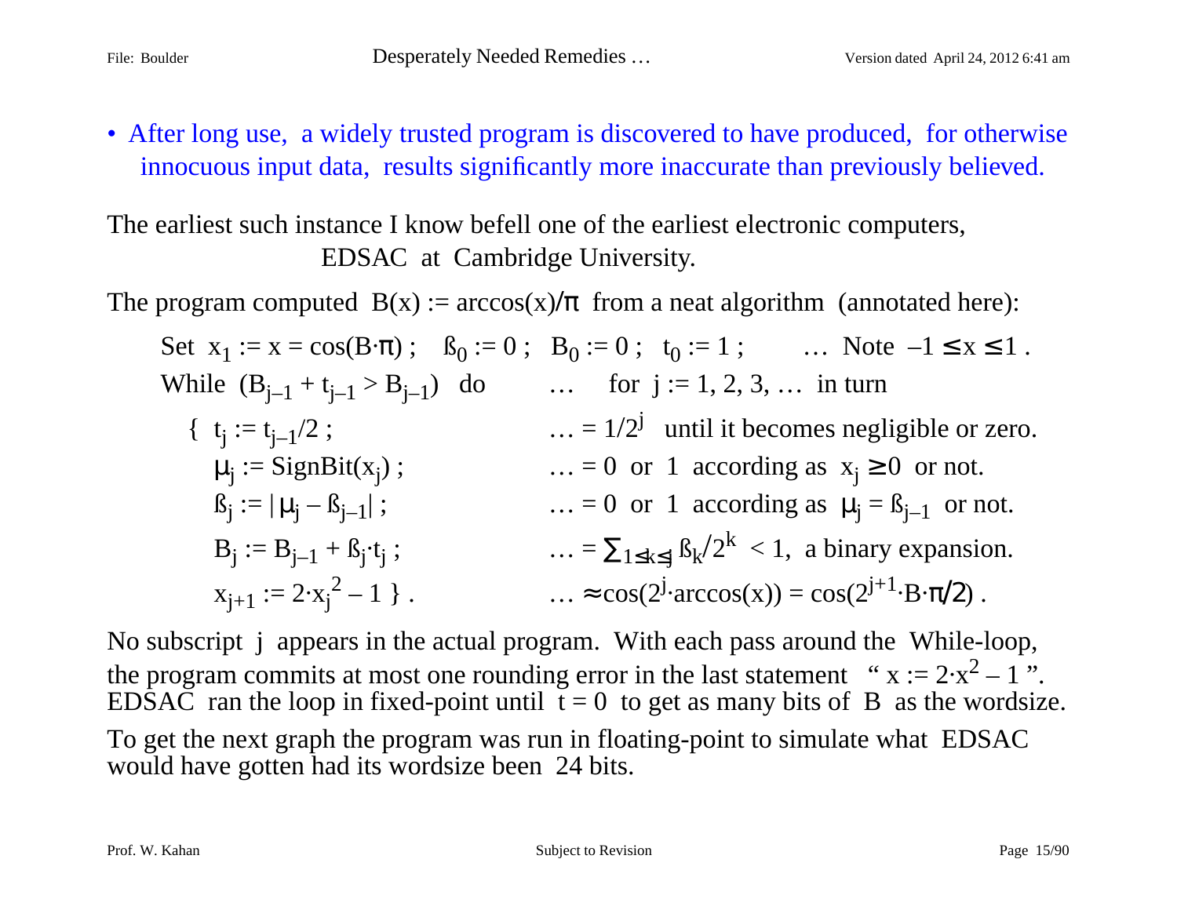- After long use, a widely trusted program is discovered to have produced, for otherwise innocuous input data, results significantly more inaccurate than previously believed.

The earliest such instance I know befell one of the earliest electronic computers, EDSAC at Cambridge University.

The program computed $B(x) := \arccos(x)/\pi$ from a neat algorithm (annotated here):

Set $x_1 := x = \cos(B \cdot \pi)$ ; $ß_0 := 0$ ; $B_0 := 0$ ; $t_0 := 1$ ; … Note $-1 \le x \le 1$ .

While $(B_{j-1} + t_{j-1} > B_{j-1})$ do … for $j := 1, 2, 3, \ldots$ in turn

{ $t_j := t_{j-1}/2$ ; … $= 1/2^j$ until it becomes negligible or zero.

$\mu_j :=$ SignBit$(x_j)$ ; … $= 0$ or $1$ according as $x_j \ge 0$ or not.

$ß_j := |\mu_j - ß_{j-1}|$ ; … $= 0$ or $1$ according as $\mu_j = ß_{j-1}$ or not.

$B_j := B_{j-1} + ß_j \cdot t_j$ ; … $= \sum_{1 \le k \le j} ß_k/2^k < 1$, a binary expansion.

$x_{j+1} := 2 \cdot x_j^2 - 1$ } . … $\approx \cos(2^j \cdot \arccos(x)) = \cos(2^{j+1} \cdot B \cdot \pi/2)$ .

No subscript $j$ appears in the actual program. With each pass around the While-loop, the program commits at most one rounding error in the last statement " $x := 2 \cdot x^2 - 1$ ". EDSAC ran the loop in fixed-point until $t = 0$ to get as many bits of $B$ as the wordsize.

To get the next graph the program was run in floating-point to simulate what EDSAC would have gotten had its wordsize been 24 bits.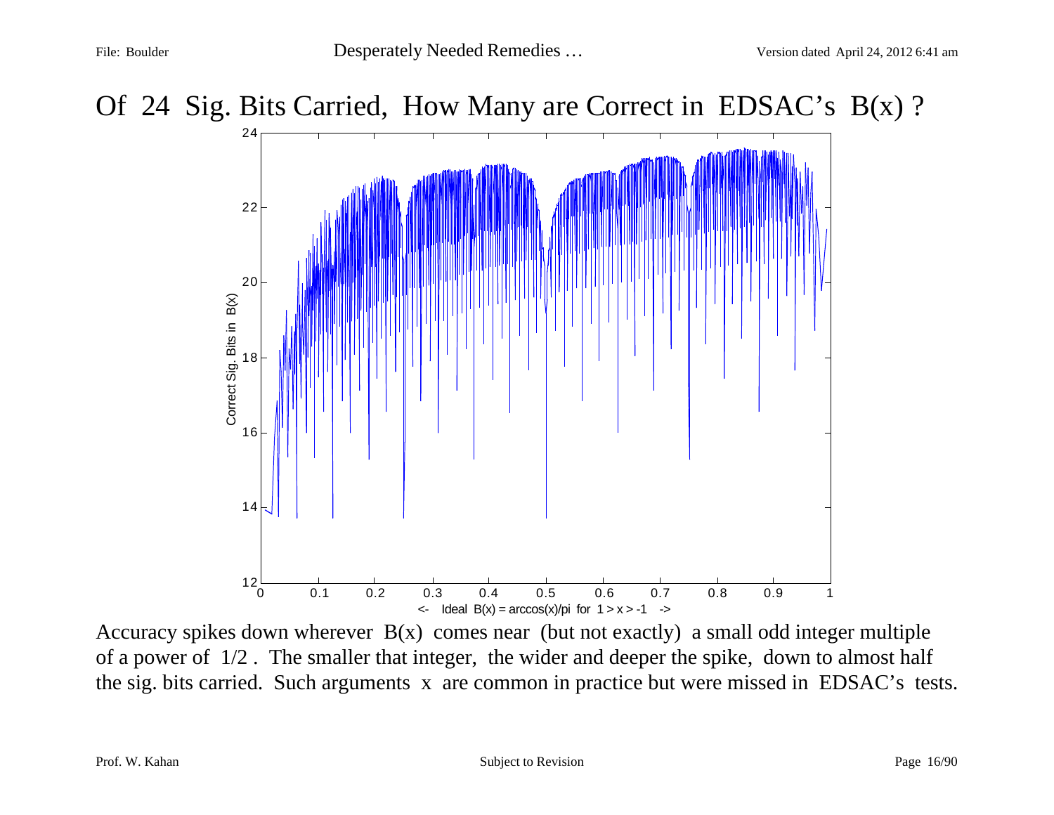# Of 24 Sig. Bits Carried, How Many are Correct in EDSAC's B(x) ?

Correct Sig. Bits in B(x)

24
22
20
18
16
14
12

0 0.1 0.2 0.3 0.4 0.5 0.6 0.7 0.8 0.9 1

<- Ideal B(x) = arccos(x)/pi for 1 > x > -1 ->

Accuracy spikes down wherever B(x) comes near (but not exactly) a small odd integer multiple of a power of 1/2 . The smaller that integer, the wider and deeper the spike, down to almost half the sig. bits carried. Such arguments x are common in practice but were missed in EDSAC's tests.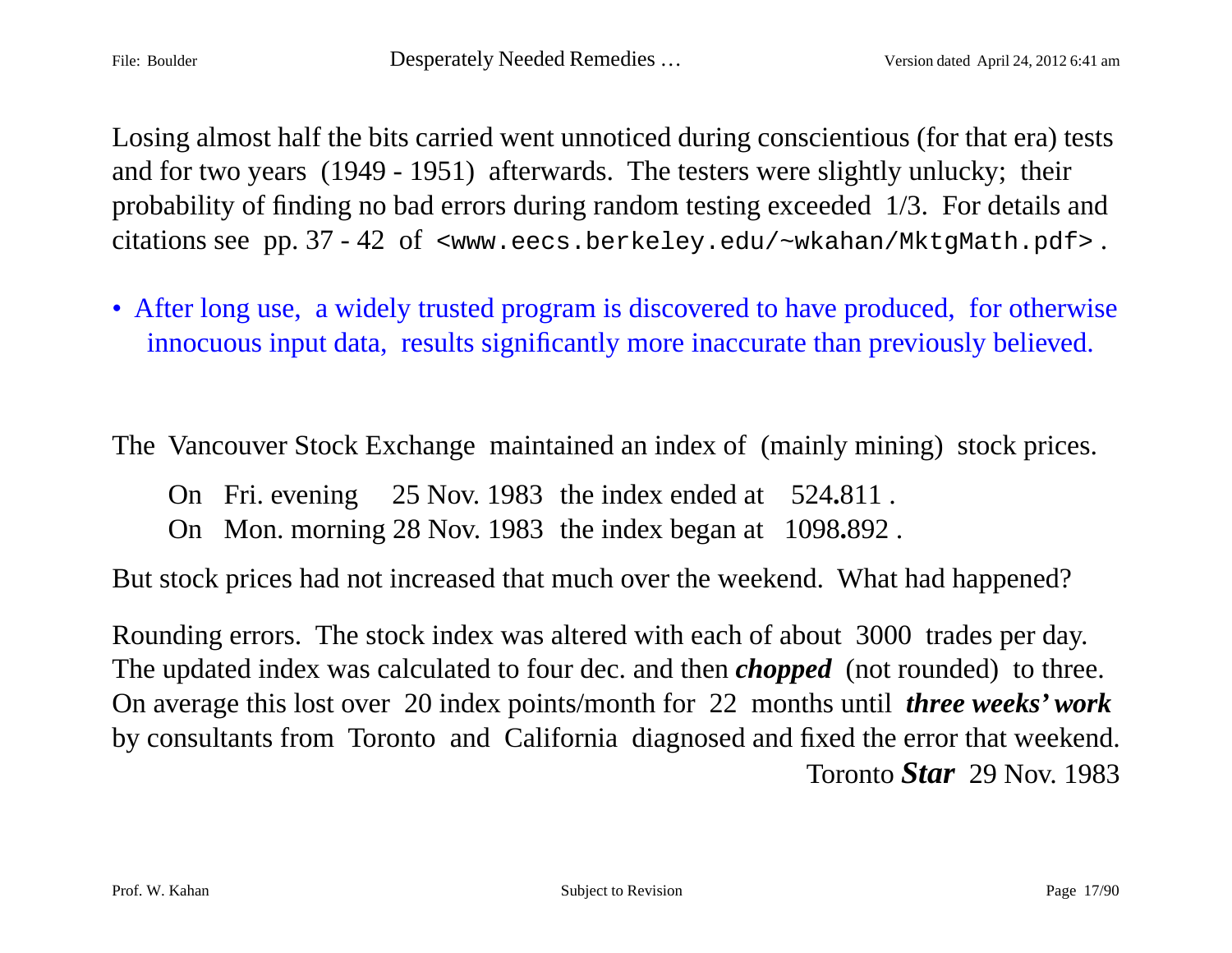Losing almost half the bits carried went unnoticed during conscientious (for that era) tests and for two years (1949 - 1951) afterwards. The testers were slightly unlucky; their probability of finding no bad errors during random testing exceeded 1/3. For details and citations see pp. 37 - 42 of `<www.eecs.berkeley.edu/~wkahan/MktgMath.pdf>` .

- After long use, a widely trusted program is discovered to have produced, for otherwise innocuous input data, results significantly more inaccurate than previously believed.

The Vancouver Stock Exchange maintained an index of (mainly mining) stock prices.

On Fri. evening 25 Nov. 1983 the index ended at 524**.**811 .
On Mon. morning 28 Nov. 1983 the index began at 1098**.**892 .

But stock prices had not increased that much over the weekend. What had happened?

Rounding errors. The stock index was altered with each of about 3000 trades per day. The updated index was calculated to four dec. and then ***chopped*** (not rounded) to three. On average this lost over 20 index points/month for 22 months until ***three weeks' work*** by consultants from Toronto and California diagnosed and fixed the error that weekend.

Toronto ***Star*** 29 Nov. 1983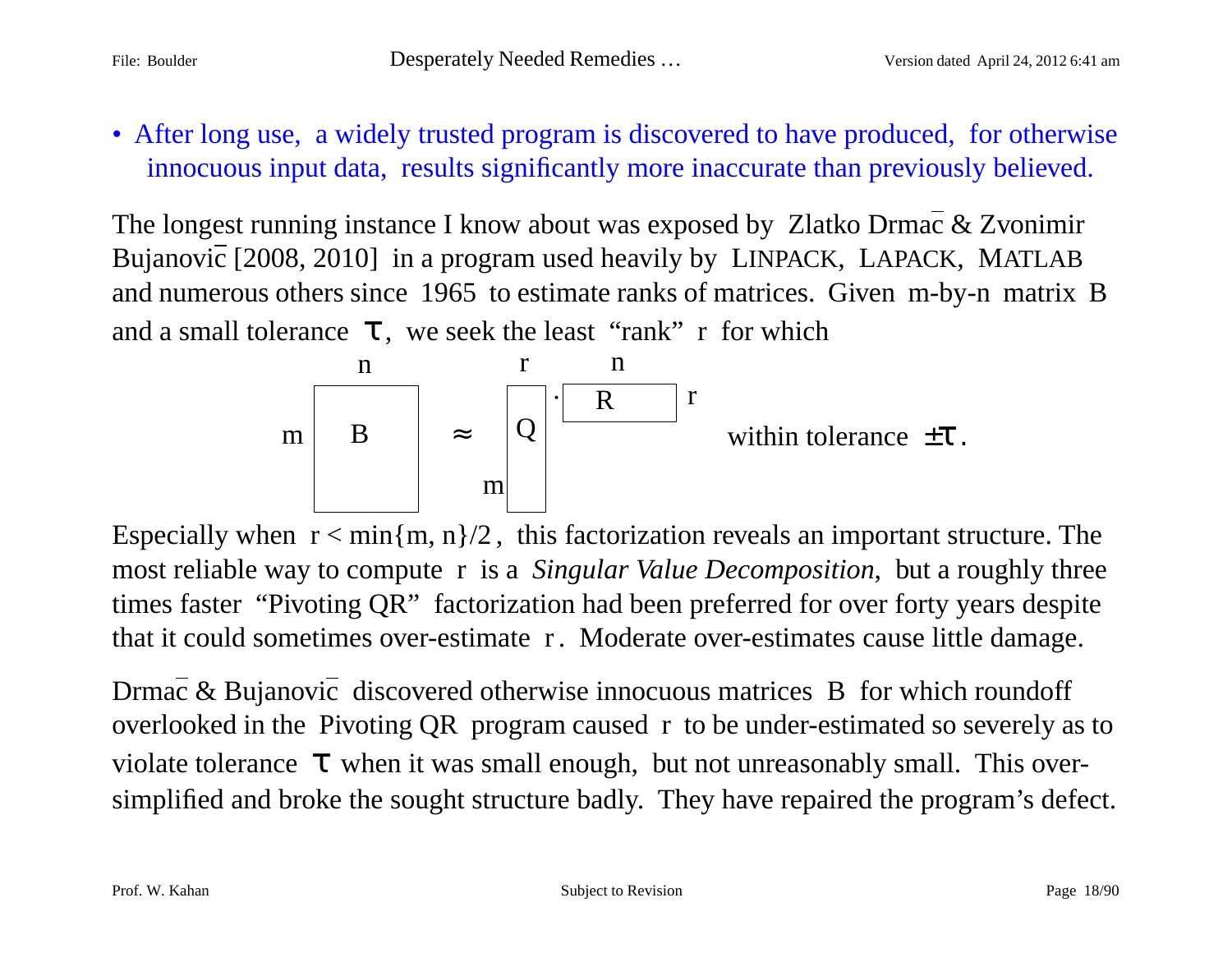• After long use, a widely trusted program is discovered to have produced, for otherwise innocuous input data, results significantly more inaccurate than previously believed.

The longest running instance I know about was exposed by Zlatko Drmač & Zvonimir Bujanović [2008, 2010] in a program used heavily by LINPACK, LAPACK, MATLAB and numerous others since 1965 to estimate ranks of matrices. Given m-by-n matrix B and a small tolerance $\tau$, we seek the least "rank" r for which

$$\underset{m \times n}{B} \approx \underset{m \times r}{Q} \cdot \underset{r \times n}{R} \quad \text{within tolerance } \pm\tau .$$

Especially when $r < \min\{m, n\}/2$, this factorization reveals an important structure. The most reliable way to compute r is a *Singular Value Decomposition*, but a roughly three times faster "Pivoting QR" factorization had been preferred for over forty years despite that it could sometimes over-estimate r. Moderate over-estimates cause little damage.

Drmač & Bujanović discovered otherwise innocuous matrices B for which roundoff overlooked in the Pivoting QR program caused r to be under-estimated so severely as to violate tolerance $\tau$ when it was small enough, but not unreasonably small. This over-simplified and broke the sought structure badly. They have repaired the program's defect.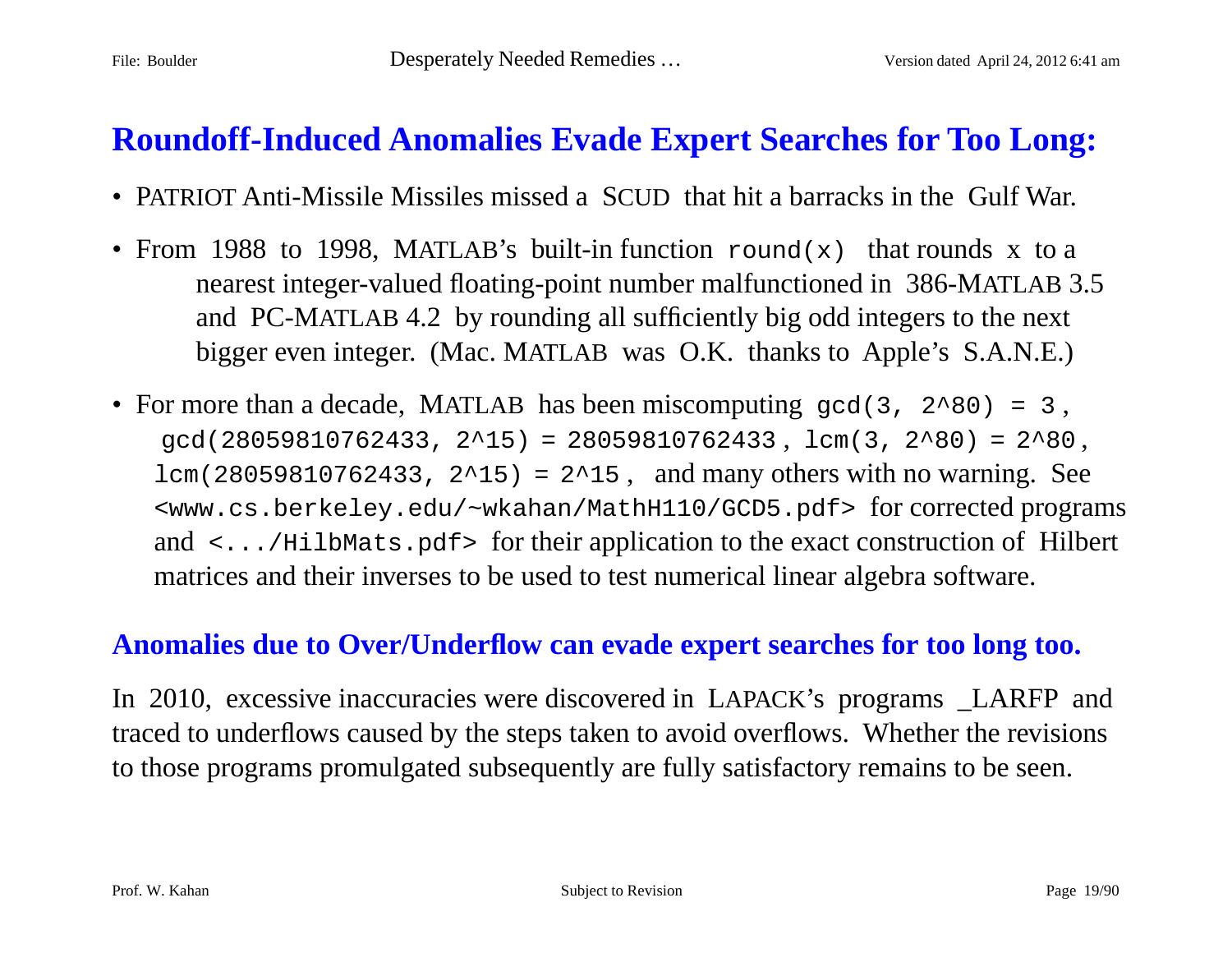## Roundoff-Induced Anomalies Evade Expert Searches for Too Long:

- PATRIOT Anti-Missile Missiles missed a SCUD that hit a barracks in the Gulf War.
- From 1988 to 1998, MATLAB's built-in function `round(x)` that rounds x to a nearest integer-valued floating-point number malfunctioned in 386-MATLAB 3.5 and PC-MATLAB 4.2 by rounding all sufficiently big odd integers to the next bigger even integer. (Mac. MATLAB was O.K. thanks to Apple's S.A.N.E.)
- For more than a decade, MATLAB has been miscomputing `gcd(3, 2^80) = 3`, `gcd(28059810762433, 2^15) = 28059810762433`, `lcm(3, 2^80) = 2^80`, `lcm(28059810762433, 2^15) = 2^15`, and many others with no warning. See `<www.cs.berkeley.edu/~wkahan/MathH110/GCD5.pdf>` for corrected programs and `<.../HilbMats.pdf>` for their application to the exact construction of Hilbert matrices and their inverses to be used to test numerical linear algebra software.

### Anomalies due to Over/Underflow can evade expert searches for too long too.

In 2010, excessive inaccuracies were discovered in LAPACK's programs _LARFP and traced to underflows caused by the steps taken to avoid overflows. Whether the revisions to those programs promulgated subsequently are fully satisfactory remains to be seen.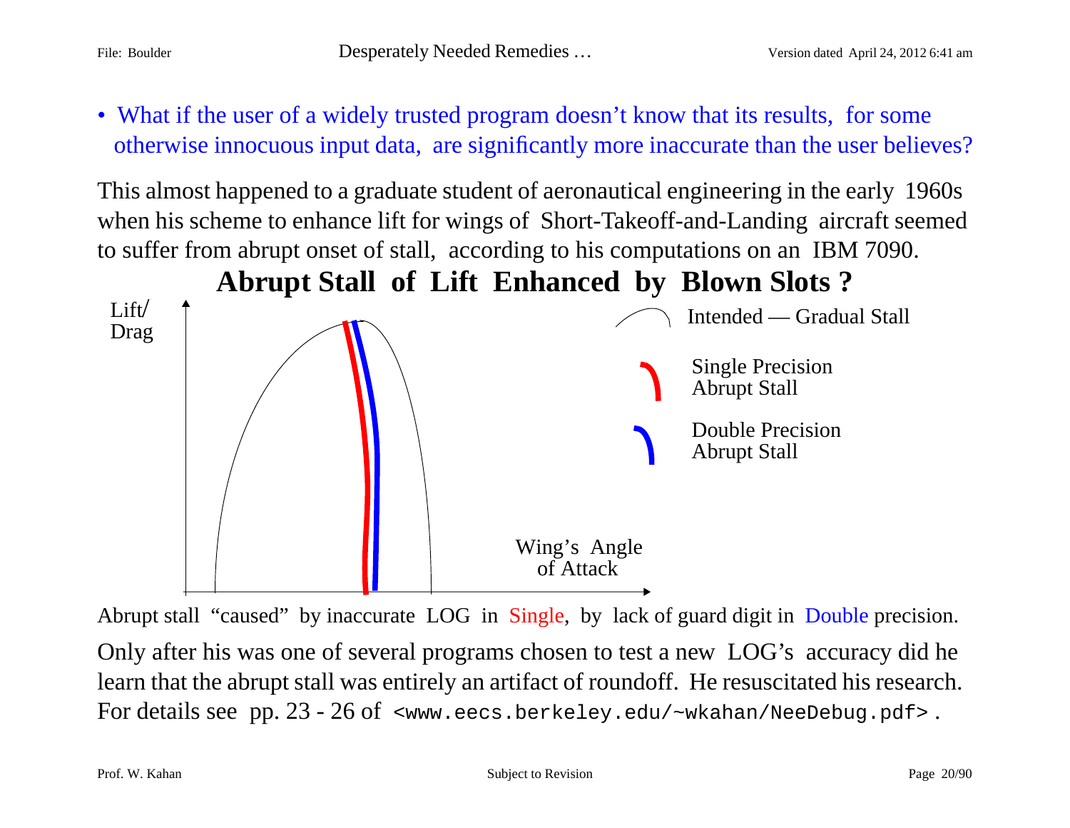• What if the user of a widely trusted program doesn't know that its results, for some otherwise innocuous input data, are significantly more inaccurate than the user believes?

This almost happened to a graduate student of aeronautical engineering in the early 1960s when his scheme to enhance lift for wings of Short-Takeoff-and-Landing aircraft seemed to suffer from abrupt onset of stall, according to his computations on an IBM 7090.

**Abrupt Stall of Lift Enhanced by Blown Slots ?**

Lift/Drag

Intended — Gradual Stall

Single Precision Abrupt Stall

Double Precision Abrupt Stall

Wing's Angle of Attack

Abrupt stall "caused" by inaccurate LOG in Single, by lack of guard digit in Double precision.

Only after his was one of several programs chosen to test a new LOG's accuracy did he learn that the abrupt stall was entirely an artifact of roundoff. He resuscitated his research. For details see pp. 23 - 26 of `<www.eecs.berkeley.edu/~wkahan/NeeDebug.pdf>` .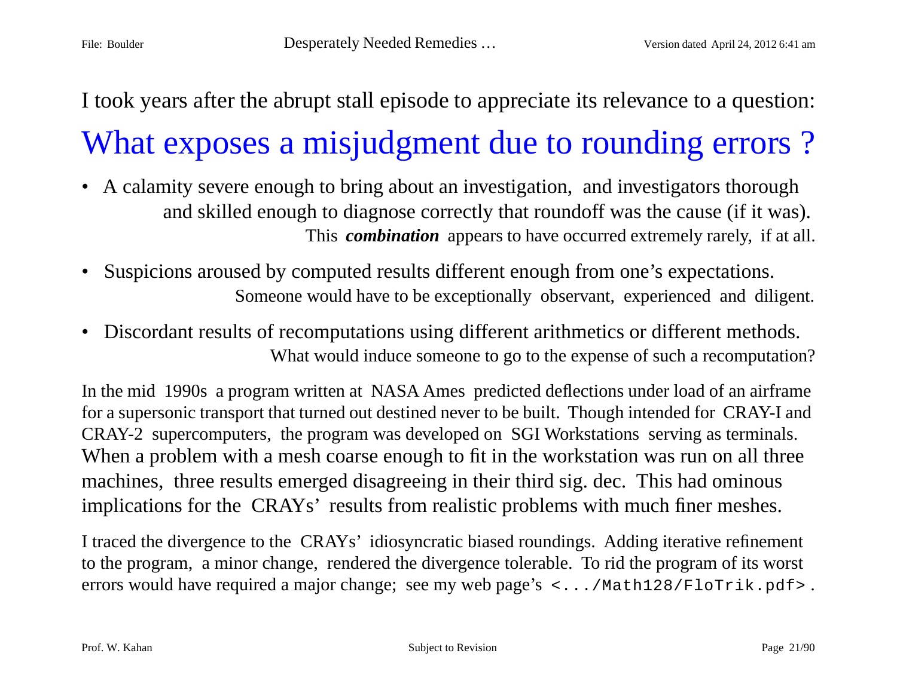I took years after the abrupt stall episode to appreciate its relevance to a question:

# What exposes a misjudgment due to rounding errors ?

- A calamity severe enough to bring about an investigation, and investigators thorough and skilled enough to diagnose correctly that roundoff was the cause (if it was).
  This ***combination*** appears to have occurred extremely rarely, if at all.
- Suspicions aroused by computed results different enough from one's expectations.
  Someone would have to be exceptionally observant, experienced and diligent.
- Discordant results of recomputations using different arithmetics or different methods.
  What would induce someone to go to the expense of such a recomputation?

In the mid 1990s a program written at NASA Ames predicted deflections under load of an airframe for a supersonic transport that turned out destined never to be built. Though intended for CRAY-I and CRAY-2 supercomputers, the program was developed on SGI Workstations serving as terminals. When a problem with a mesh coarse enough to fit in the workstation was run on all three machines, three results emerged disagreeing in their third sig. dec. This had ominous implications for the CRAYs' results from realistic problems with much finer meshes.

I traced the divergence to the CRAYs' idiosyncratic biased roundings. Adding iterative refinement to the program, a minor change, rendered the divergence tolerable. To rid the program of its worst errors would have required a major change; see my web page's `<.../Math128/FloTrik.pdf>` .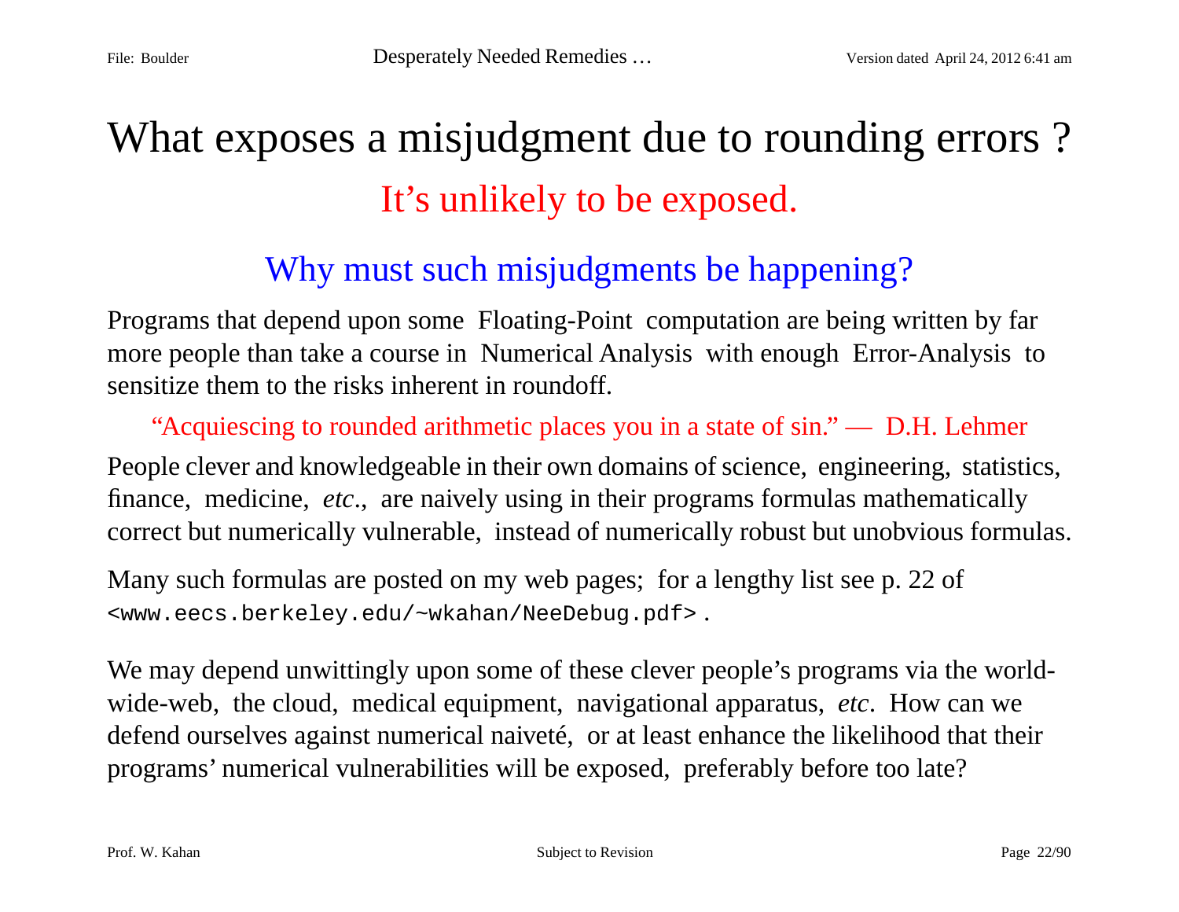# What exposes a misjudgment due to rounding errors ?

It's unlikely to be exposed.

## Why must such misjudgments be happening?

Programs that depend upon some Floating-Point computation are being written by far more people than take a course in Numerical Analysis with enough Error-Analysis to sensitize them to the risks inherent in roundoff.

"Acquiescing to rounded arithmetic places you in a state of sin." — D.H. Lehmer

People clever and knowledgeable in their own domains of science, engineering, statistics, finance, medicine, *etc*., are naively using in their programs formulas mathematically correct but numerically vulnerable, instead of numerically robust but unobvious formulas.

Many such formulas are posted on my web pages; for a lengthy list see p. 22 of `<www.eecs.berkeley.edu/~wkahan/NeeDebug.pdf>` .

We may depend unwittingly upon some of these clever people's programs via the world-wide-web, the cloud, medical equipment, navigational apparatus, *etc*. How can we defend ourselves against numerical naiveté, or at least enhance the likelihood that their programs' numerical vulnerabilities will be exposed, preferably before too late?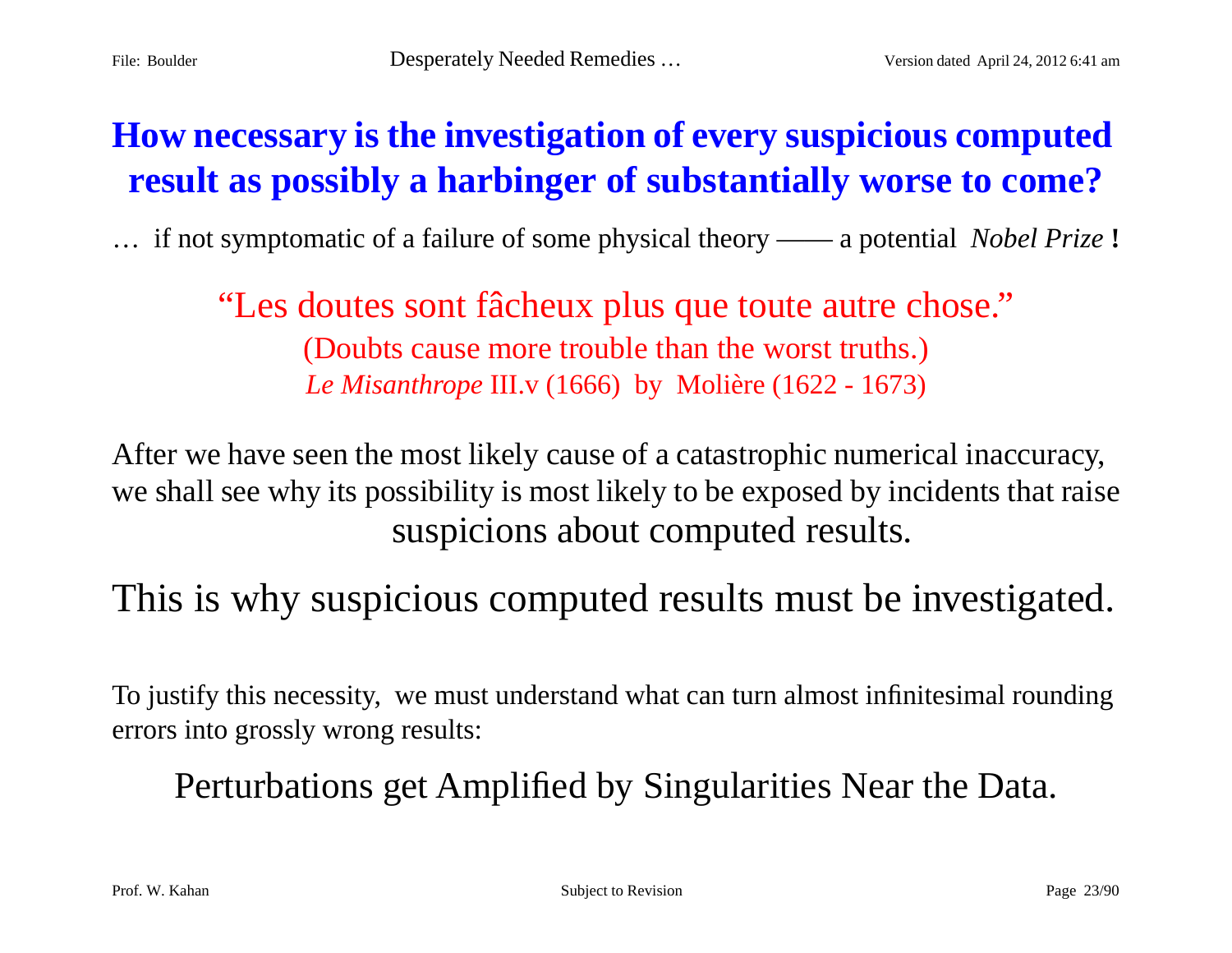# How necessary is the investigation of every suspicious computed result as possibly a harbinger of substantially worse to come?

… if not symptomatic of a failure of some physical theory —— a potential *Nobel Prize* **!**

> “Les doutes sont fâcheux plus que toute autre chose.”
> (Doubts cause more trouble than the worst truths.)
> *Le Misanthrope* III.v (1666) by Molière (1622 - 1673)

After we have seen the most likely cause of a catastrophic numerical inaccuracy, we shall see why its possibility is most likely to be exposed by incidents that raise suspicions about computed results.

This is why suspicious computed results must be investigated.

To justify this necessity, we must understand what can turn almost infinitesimal rounding errors into grossly wrong results:

Perturbations get Amplified by Singularities Near the Data.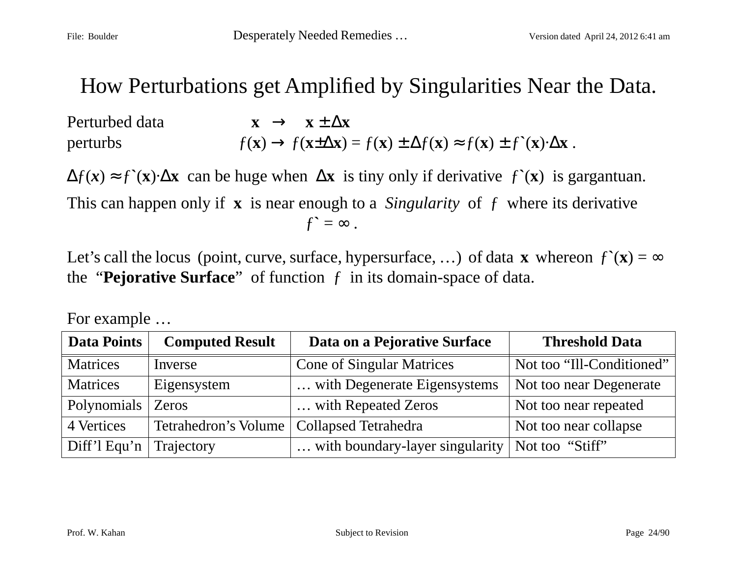# How Perturbations get Amplified by Singularities Near the Data.

Perturbed data $\quad \mathbf{x} \;\rightarrow\; \mathbf{x} \pm \Delta\mathbf{x}$

perturbs $\quad f(\mathbf{x}) \rightarrow f(\mathbf{x}\pm\Delta\mathbf{x}) = f(\mathbf{x}) \pm \Delta f(\mathbf{x}) \approx f(\mathbf{x}) \pm f`(\mathbf{x})\cdot\Delta\mathbf{x}$ .

$\Delta f(x) \approx f`(\mathbf{x})\cdot\Delta\mathbf{x}$ can be huge when $\Delta\mathbf{x}$ is tiny only if derivative $f`(\mathbf{x})$ is gargantuan.

This can happen only if $\mathbf{x}$ is near enough to a *Singularity* of $f$ where its derivative

$$f` = \infty \,.$$

Let's call the locus (point, curve, surface, hypersurface, …) of data $\mathbf{x}$ whereon $f`(\mathbf{x}) = \infty$ the "**Pejorative Surface**" of function $f$ in its domain-space of data.

For example …

| Data Points | Computed Result | Data on a Pejorative Surface | Threshold Data |
|---|---|---|---|
| Matrices | Inverse | Cone of Singular Matrices | Not too "Ill-Conditioned" |
| Matrices | Eigensystem | … with Degenerate Eigensystems | Not too near Degenerate |
| Polynomials | Zeros | … with Repeated Zeros | Not too near repeated |
| 4 Vertices | Tetrahedron's Volume | Collapsed Tetrahedra | Not too near collapse |
| Diff'l Equ'n | Trajectory | … with boundary-layer singularity | Not too "Stiff" |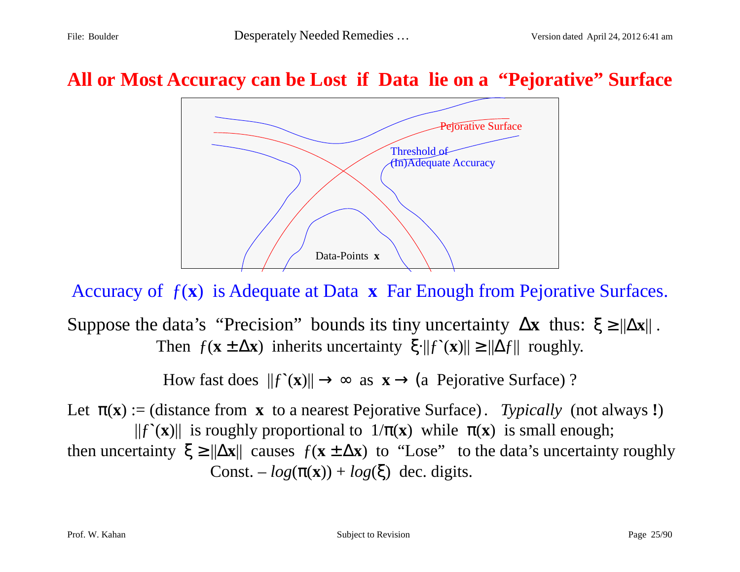# All or Most Accuracy can be Lost if Data lie on a "Pejorative" Surface

Pejorative Surface

Threshold of (In)Adequate Accuracy

Data-Points **x**

Accuracy of $f(\mathbf{x})$ is Adequate at Data **x** Far Enough from Pejorative Surfaces.

Suppose the data's "Precision" bounds its tiny uncertainty $\Delta\mathbf{x}$ thus: $\xi \geq \|\Delta\mathbf{x}\|$ .
Then $f(\mathbf{x} \pm \Delta\mathbf{x})$ inherits uncertainty $\xi\cdot\|f`(\mathbf{x})\| \geq \|\Delta f\|$ roughly.

How fast does $\|f`(\mathbf{x})\| \rightarrow \infty$ as $\mathbf{x} \rightarrow$ (a Pejorative Surface) ?

Let $\pi(\mathbf{x})$ := (distance from **x** to a nearest Pejorative Surface) . *Typically* (not always **!**)
$\|f`(\mathbf{x})\|$ is roughly proportional to $1/\pi(\mathbf{x})$ while $\pi(\mathbf{x})$ is small enough;
then uncertainty $\xi \geq \|\Delta\mathbf{x}\|$ causes $f(\mathbf{x} \pm \Delta\mathbf{x})$ to "Lose" to the data's uncertainty roughly
Const. – $log(\pi(\mathbf{x})) + log(\xi)$ dec. digits.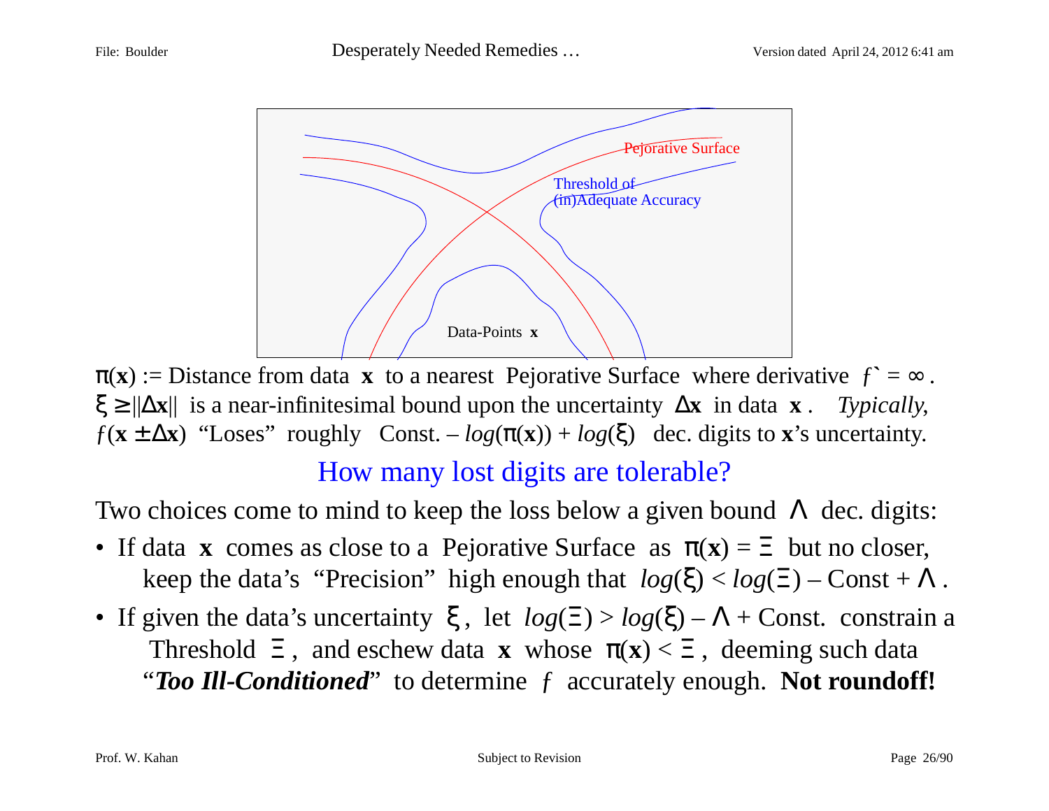# Desperately Needed Remedies …

Pejorative Surface

Threshold of (in)Adequate Accuracy

Data-Points **x**

$\pi(\mathbf{x})$ := Distance from data **x** to a nearest Pejorative Surface where derivative $f` = \infty$ .
$\xi \ge \|\Delta\mathbf{x}\|$ is a near-infinitesimal bound upon the uncertainty $\Delta\mathbf{x}$ in data **x** . *Typically,*
$f(\mathbf{x} \pm \Delta\mathbf{x})$ "Loses" roughly Const. – $log(\pi(\mathbf{x})) + log(\xi)$ dec. digits to **x**'s uncertainty.

## How many lost digits are tolerable?

Two choices come to mind to keep the loss below a given bound $\Lambda$ dec. digits:

- If data **x** comes as close to a Pejorative Surface as $\pi(\mathbf{x}) = \Xi$ but no closer, keep the data's "Precision" high enough that $log(\xi) < log(\Xi)$ – Const + $\Lambda$ .
- If given the data's uncertainty $\xi$ , let $log(\Xi) > log(\xi) - \Lambda$ + Const. constrain a Threshold $\Xi$ , and eschew data **x** whose $\pi(\mathbf{x}) < \Xi$ , deeming such data "***Too Ill-Conditioned***" to determine $f$ accurately enough. **Not roundoff!**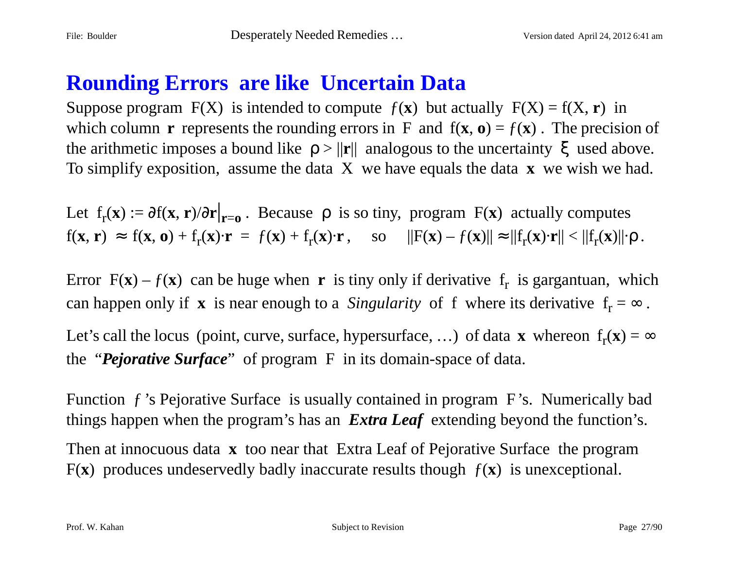# Rounding Errors are like Uncertain Data

Suppose program $F(X)$ is intended to compute $f(\mathbf{x})$ but actually $F(X) = f(X, \mathbf{r})$ in which column $\mathbf{r}$ represents the rounding errors in F and $f(\mathbf{x}, \mathbf{o}) = f(\mathbf{x})$. The precision of the arithmetic imposes a bound like $\rho > \|\mathbf{r}\|$ analogous to the uncertainty $\xi$ used above. To simplify exposition, assume the data X we have equals the data $\mathbf{x}$ we wish we had.

Let $f_r(\mathbf{x}) := \partial f(\mathbf{x}, \mathbf{r})/\partial\mathbf{r}\big|_{\mathbf{r}=\mathbf{o}}$. Because $\rho$ is so tiny, program $F(\mathbf{x})$ actually computes $f(\mathbf{x}, \mathbf{r}) \approx f(\mathbf{x}, \mathbf{o}) + f_r(\mathbf{x})\cdot\mathbf{r} = f(\mathbf{x}) + f_r(\mathbf{x})\cdot\mathbf{r}$, so $\|F(\mathbf{x}) - f(\mathbf{x})\| \approx \|f_r(\mathbf{x})\cdot\mathbf{r}\| < \|f_r(\mathbf{x})\|\cdot\rho$.

Error $F(\mathbf{x}) - f(\mathbf{x})$ can be huge when $\mathbf{r}$ is tiny only if derivative $f_r$ is gargantuan, which can happen only if $\mathbf{x}$ is near enough to a *Singularity* of f where its derivative $f_r = \infty$.

Let's call the locus (point, curve, surface, hypersurface, …) of data $\mathbf{x}$ whereon $f_r(\mathbf{x}) = \infty$ the "***Pejorative Surface***" of program F in its domain-space of data.

Function $f$'s Pejorative Surface is usually contained in program F's. Numerically bad things happen when the program's has an ***Extra Leaf*** extending beyond the function's.

Then at innocuous data $\mathbf{x}$ too near that Extra Leaf of Pejorative Surface the program $F(\mathbf{x})$ produces undeservedly badly inaccurate results though $f(\mathbf{x})$ is unexceptional.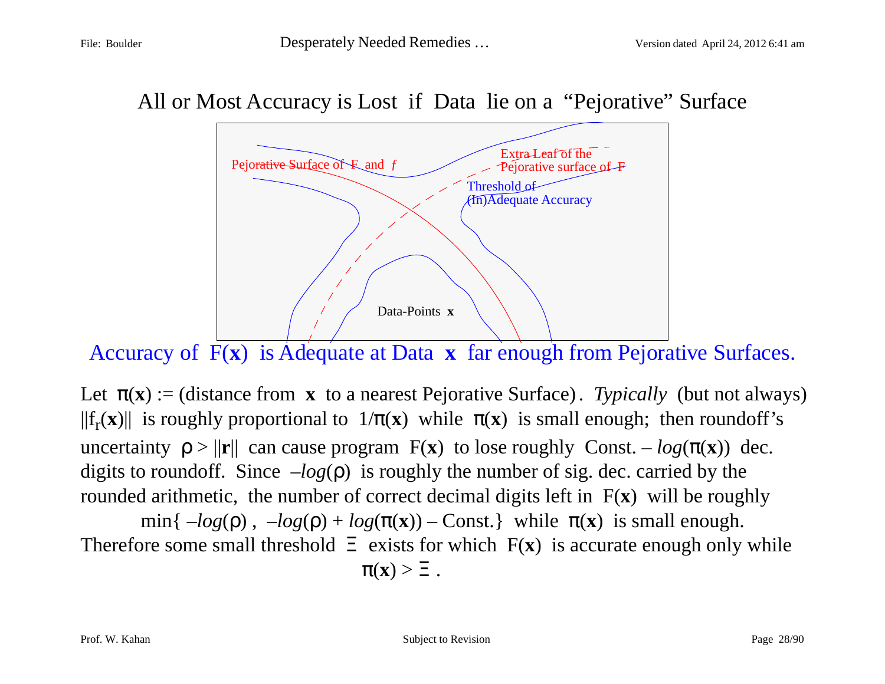# All or Most Accuracy is Lost if Data lie on a "Pejorative" Surface

Pejorative Surface of F and *f*

Extra Leaf of the Pejorative surface of F

Threshold of (In)Adequate Accuracy

Data-Points **x**

Accuracy of F(**x**) is Adequate at Data **x** far enough from Pejorative Surfaces.

Let $\pi(\mathbf{x})$ := (distance from **x** to a nearest Pejorative Surface). *Typically* (but not always) $\|f_r(\mathbf{x})\|$ is roughly proportional to $1/\pi(\mathbf{x})$ while $\pi(\mathbf{x})$ is small enough; then roundoff's uncertainty $\rho > \|\mathbf{r}\|$ can cause program F(**x**) to lose roughly Const. – $log(\pi(\mathbf{x}))$ dec. digits to roundoff. Since $-log(\rho)$ is roughly the number of sig. dec. carried by the rounded arithmetic, the number of correct decimal digits left in F(**x**) will be roughly

$$\min\{ -log(\rho) ,\ -log(\rho) + log(\pi(\mathbf{x})) - \text{Const.}\}$$ while $\pi(\mathbf{x})$ is small enough.

Therefore some small threshold $\Xi$ exists for which F(**x**) is accurate enough only while

$$\pi(\mathbf{x}) > \Xi\ .$$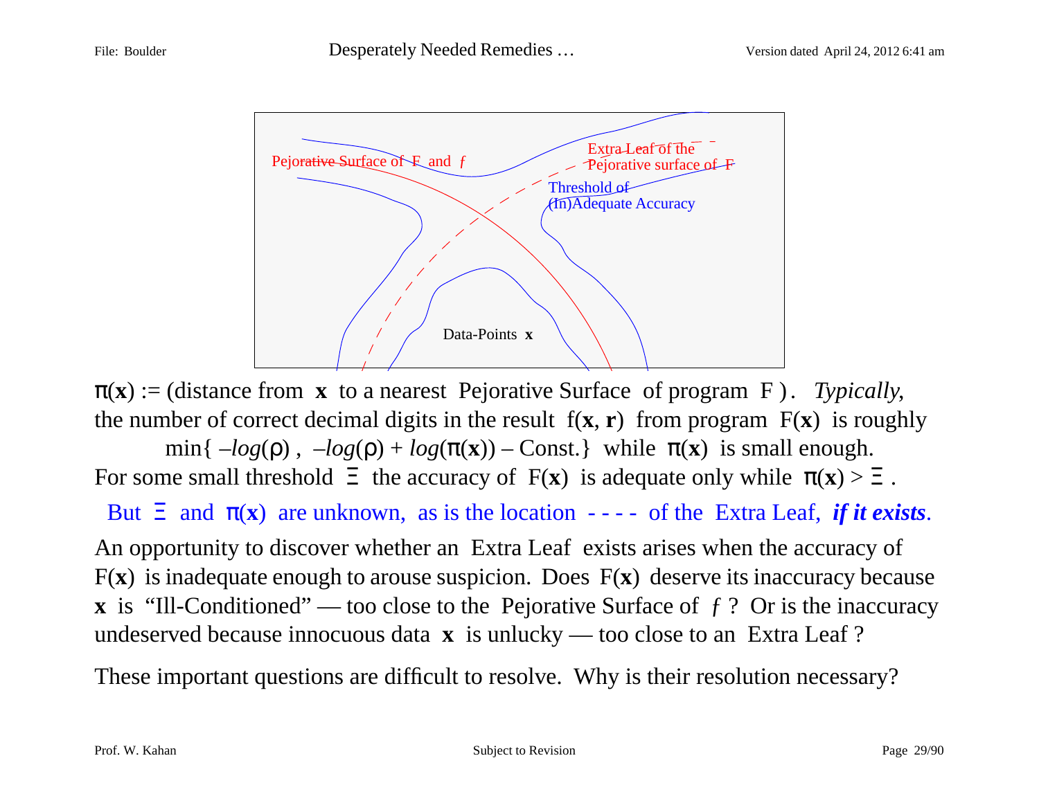# Desperately Needed Remedies …

Pejorative Surface of F and *f*

Extra Leaf of the Pejorative surface of F

Threshold of (In)Adequate Accuracy

Data-Points **x**

$\pi(\mathbf{x})$ := (distance from **x** to a nearest Pejorative Surface of program F ). *Typically*, the number of correct decimal digits in the result f(**x**, **r**) from program F(**x**) is roughly

$$\min\{ -log(\rho) ,\ -log(\rho) + log(\pi(\mathbf{x})) - \text{Const.}\}$$ while $\pi(\mathbf{x})$ is small enough.

For some small threshold $\Xi$ the accuracy of F(**x**) is adequate only while $\pi(\mathbf{x}) > \Xi$ .

But $\Xi$ and $\pi(\mathbf{x})$ are unknown, as is the location - - - - of the Extra Leaf, ***if it exists***.

An opportunity to discover whether an Extra Leaf exists arises when the accuracy of F(**x**) is inadequate enough to arouse suspicion. Does F(**x**) deserve its inaccuracy because **x** is "Ill-Conditioned" — too close to the Pejorative Surface of *f* ? Or is the inaccuracy undeserved because innocuous data **x** is unlucky — too close to an Extra Leaf ?

These important questions are difficult to resolve. Why is their resolution necessary?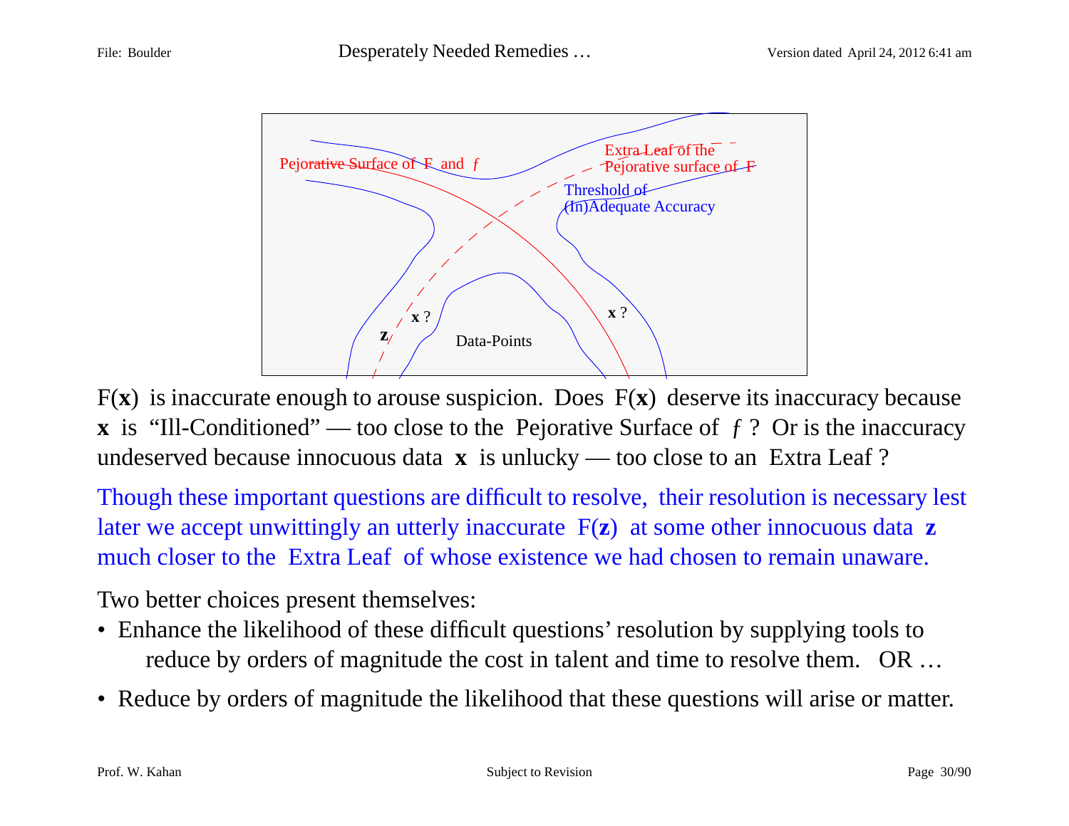## Desperately Needed Remedies …

Pejorative Surface of F and *f*

Extra Leaf of the Pejorative surface of F

Threshold of (In)Adequate Accuracy

**x** ?

**z**

**x** ?

Data-Points

F(**x**) is inaccurate enough to arouse suspicion. Does F(**x**) deserve its inaccuracy because **x** is "Ill-Conditioned" — too close to the Pejorative Surface of *f* ? Or is the inaccuracy undeserved because innocuous data **x** is unlucky — too close to an Extra Leaf ?

Though these important questions are difficult to resolve, their resolution is necessary lest later we accept unwittingly an utterly inaccurate F(**z**) at some other innocuous data **z** much closer to the Extra Leaf of whose existence we had chosen to remain unaware.

Two better choices present themselves:

- Enhance the likelihood of these difficult questions' resolution by supplying tools to reduce by orders of magnitude the cost in talent and time to resolve them. OR …
- Reduce by orders of magnitude the likelihood that these questions will arise or matter.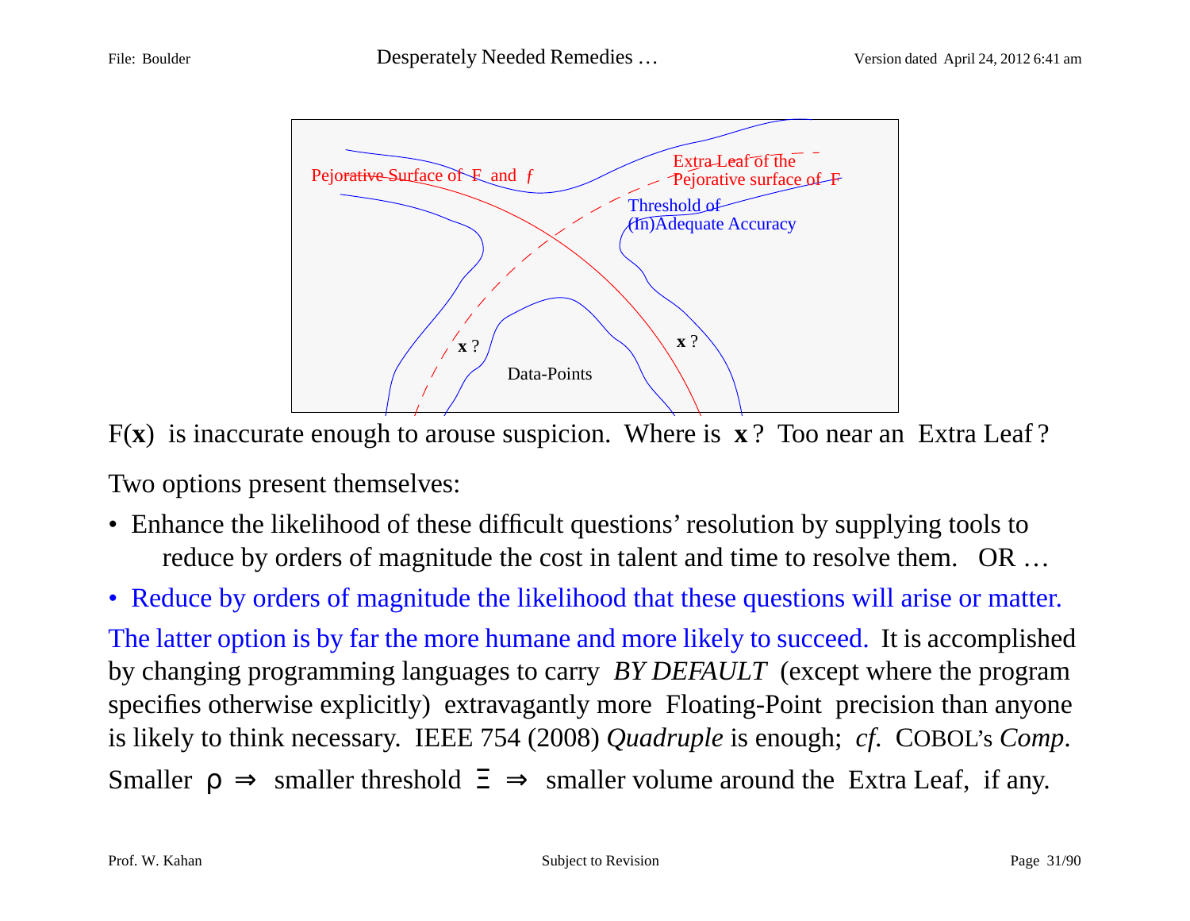Pejorative Surface of F and *f*

Extra Leaf of the Pejorative surface of F

Threshold of (In)Adequate Accuracy

**x** ?

**x** ?

Data-Points

F(**x**) is inaccurate enough to arouse suspicion. Where is **x** ? Too near an Extra Leaf ?

Two options present themselves:

- Enhance the likelihood of these difficult questions' resolution by supplying tools to reduce by orders of magnitude the cost in talent and time to resolve them. OR …
- Reduce by orders of magnitude the likelihood that these questions will arise or matter.

The latter option is by far the more humane and more likely to succeed. It is accomplished by changing programming languages to carry *BY DEFAULT* (except where the program specifies otherwise explicitly) extravagantly more Floating-Point precision than anyone is likely to think necessary. IEEE 754 (2008) *Quadruple* is enough; *cf.* COBOL's *Comp.*

Smaller $\rho$ $\Rightarrow$ smaller threshold $\Xi$ $\Rightarrow$ smaller volume around the Extra Leaf, if any.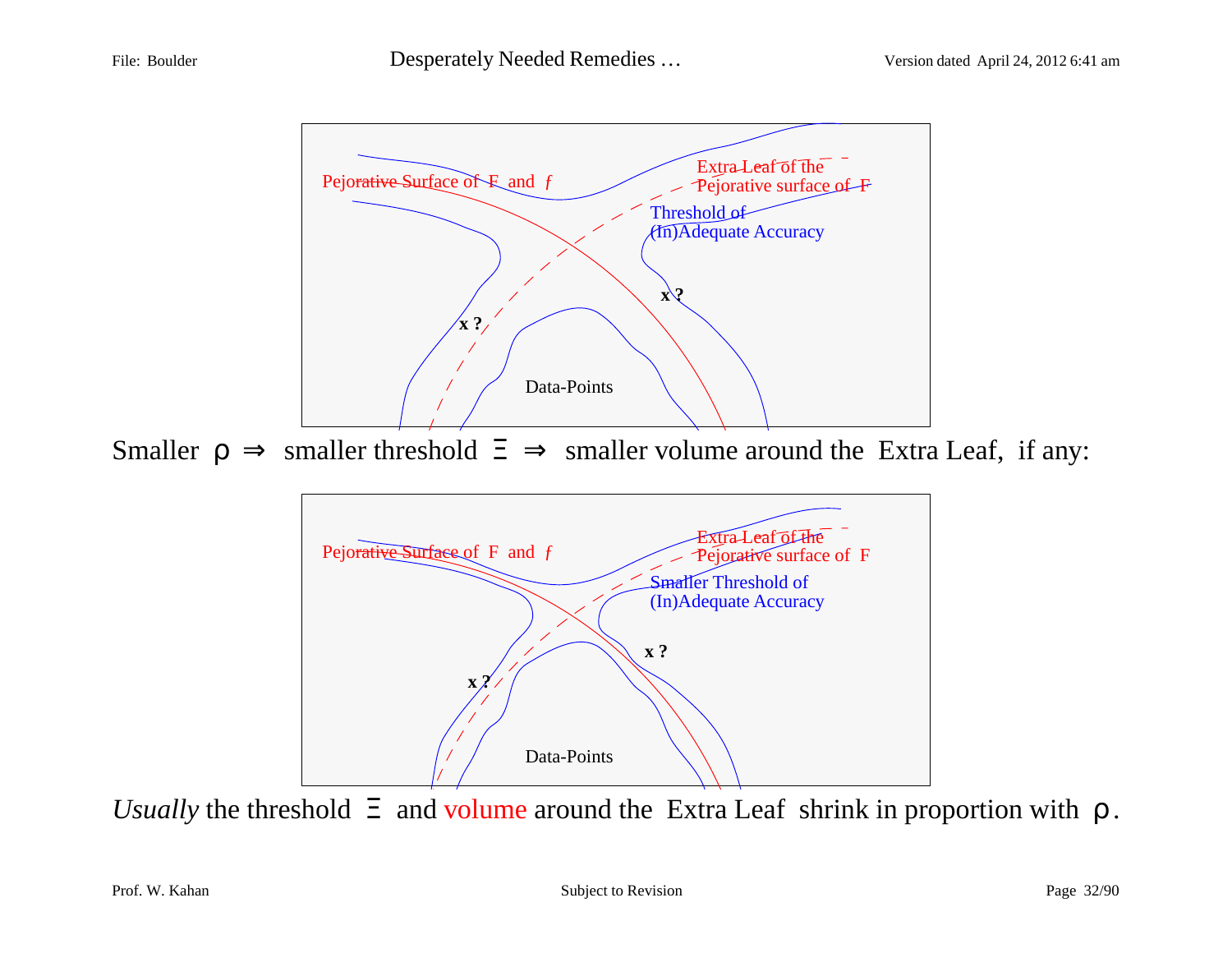Pejorative Surface of F and $f$

Extra Leaf of the
Pejorative surface of F

Threshold of
(In)Adequate Accuracy

x ?

x ?

Data-Points

Smaller ρ ⇒ smaller threshold Ξ ⇒ smaller volume around the Extra Leaf, if any:

Pejorative Surface of F and $f$

Extra Leaf of the
Pejorative surface of F

Smaller Threshold of
(In)Adequate Accuracy

x ?

x ?

Data-Points

*Usually* the threshold Ξ and volume around the Extra Leaf shrink in proportion with ρ.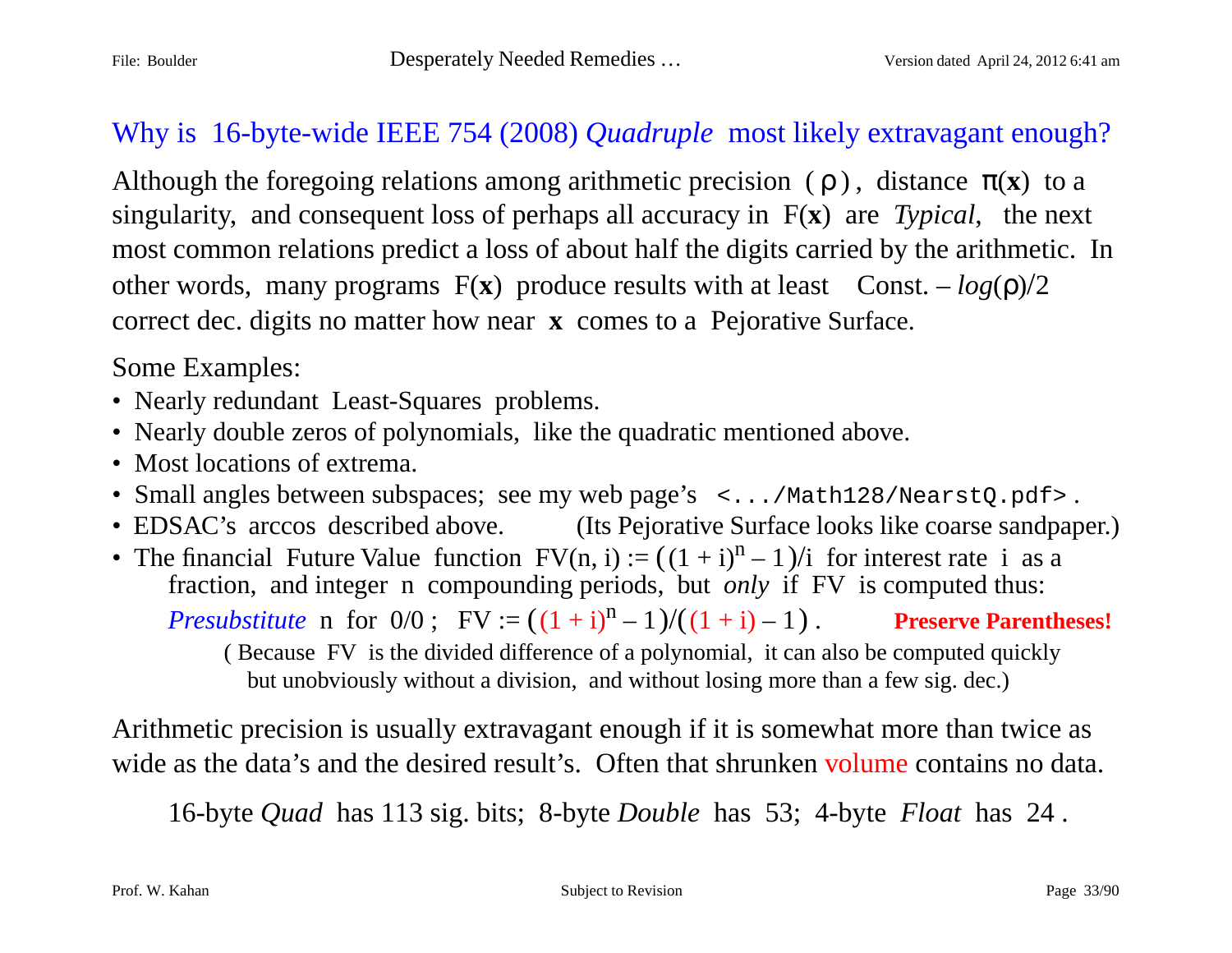## Why is 16-byte-wide IEEE 754 (2008) *Quadruple* most likely extravagant enough?

Although the foregoing relations among arithmetic precision ( $\rho$ ), distance $\pi(\mathbf{x})$ to a singularity, and consequent loss of perhaps all accuracy in $F(\mathbf{x})$ are *Typical*, the next most common relations predict a loss of about half the digits carried by the arithmetic. In other words, many programs $F(\mathbf{x})$ produce results with at least Const. – $log(\rho)/2$ correct dec. digits no matter how near $\mathbf{x}$ comes to a Pejorative Surface.

Some Examples:

- Nearly redundant Least-Squares problems.
- Nearly double zeros of polynomials, like the quadratic mentioned above.
- Most locations of extrema.
- Small angles between subspaces; see my web page's `<.../Math128/NearstQ.pdf>` .
- EDSAC's arccos described above. (Its Pejorative Surface looks like coarse sandpaper.)
- The financial Future Value function $FV(n, i) := \big((1 + i)^n - 1\big)/i$ for interest rate i as a fraction, and integer n compounding periods, but *only* if FV is computed thus:

  *Presubstitute* n for 0/0 ; $FV := \big((1 + i)^n - 1\big)/\big((1 + i) - 1\big)$ . **Preserve Parentheses!**

  ( Because FV is the divided difference of a polynomial, it can also be computed quickly but unobviously without a division, and without losing more than a few sig. dec.)

Arithmetic precision is usually extravagant enough if it is somewhat more than twice as wide as the data's and the desired result's. Often that shrunken volume contains no data.

16-byte *Quad* has 113 sig. bits; 8-byte *Double* has 53; 4-byte *Float* has 24 .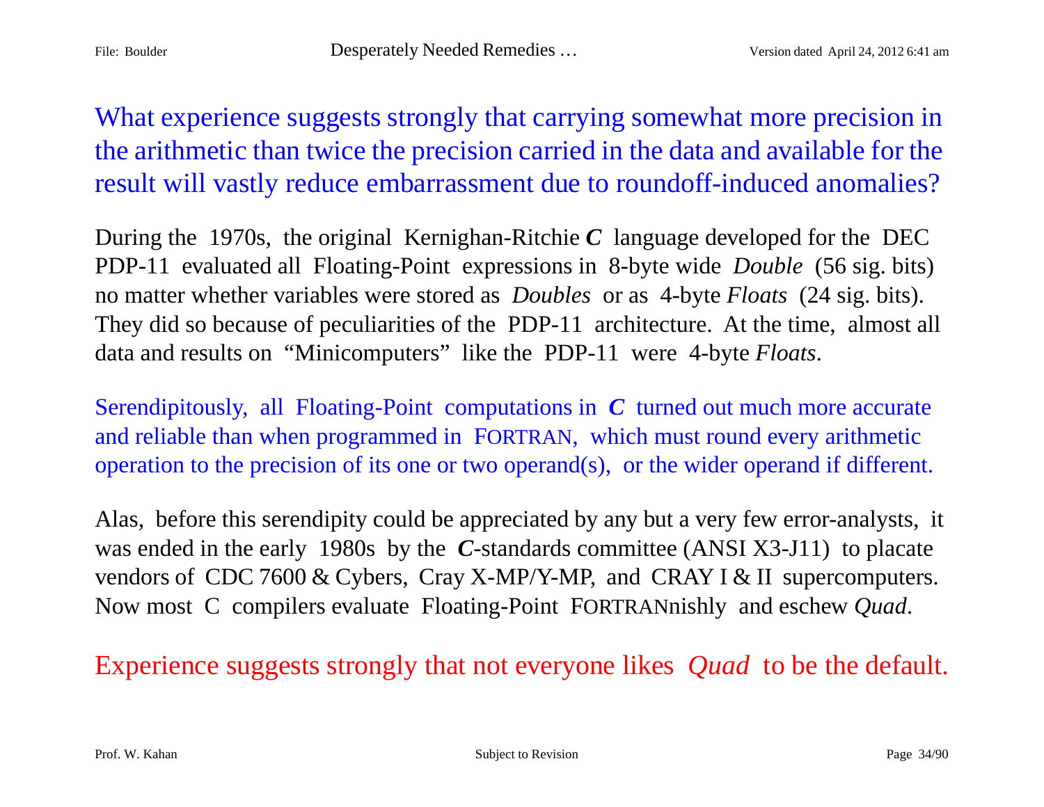What experience suggests strongly that carrying somewhat more precision in the arithmetic than twice the precision carried in the data and available for the result will vastly reduce embarrassment due to roundoff-induced anomalies?

During the 1970s, the original Kernighan-Ritchie ***C*** language developed for the DEC PDP-11 evaluated all Floating-Point expressions in 8-byte wide *Double* (56 sig. bits) no matter whether variables were stored as *Doubles* or as 4-byte *Floats* (24 sig. bits). They did so because of peculiarities of the PDP-11 architecture. At the time, almost all data and results on "Minicomputers" like the PDP-11 were 4-byte *Floats*.

Serendipitously, all Floating-Point computations in ***C*** turned out much more accurate and reliable than when programmed in FORTRAN, which must round every arithmetic operation to the precision of its one or two operand(s), or the wider operand if different.

Alas, before this serendipity could be appreciated by any but a very few error-analysts, it was ended in the early 1980s by the ***C***-standards committee (ANSI X3-J11) to placate vendors of CDC 7600 & Cybers, Cray X-MP/Y-MP, and CRAY I & II supercomputers. Now most C compilers evaluate Floating-Point FORTRANnishly and eschew *Quad*.

Experience suggests strongly that not everyone likes *Quad* to be the default.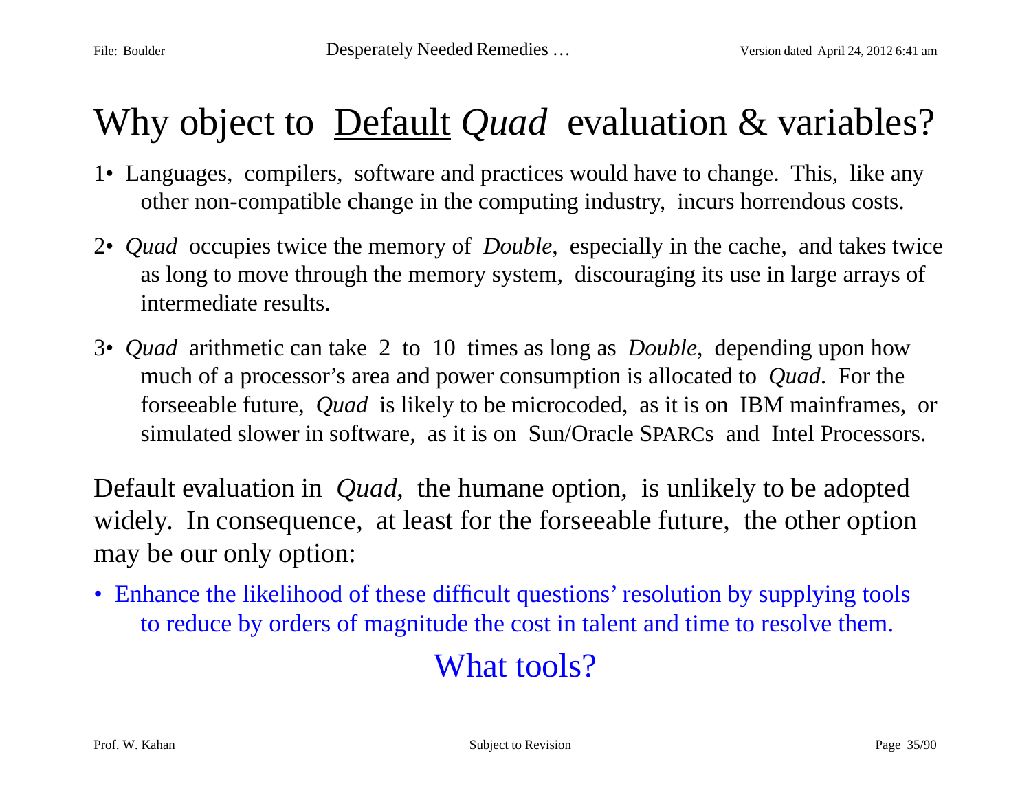# Why object to Default *Quad* evaluation & variables?

1• Languages, compilers, software and practices would have to change. This, like any other non-compatible change in the computing industry, incurs horrendous costs.

2• *Quad* occupies twice the memory of *Double*, especially in the cache, and takes twice as long to move through the memory system, discouraging its use in large arrays of intermediate results.

3• *Quad* arithmetic can take 2 to 10 times as long as *Double*, depending upon how much of a processor's area and power consumption is allocated to *Quad*. For the forseeable future, *Quad* is likely to be microcoded, as it is on IBM mainframes, or simulated slower in software, as it is on Sun/Oracle SPARCs and Intel Processors.

Default evaluation in *Quad*, the humane option, is unlikely to be adopted widely. In consequence, at least for the forseeable future, the other option may be our only option:

- Enhance the likelihood of these difficult questions' resolution by supplying tools to reduce by orders of magnitude the cost in talent and time to resolve them.

What tools?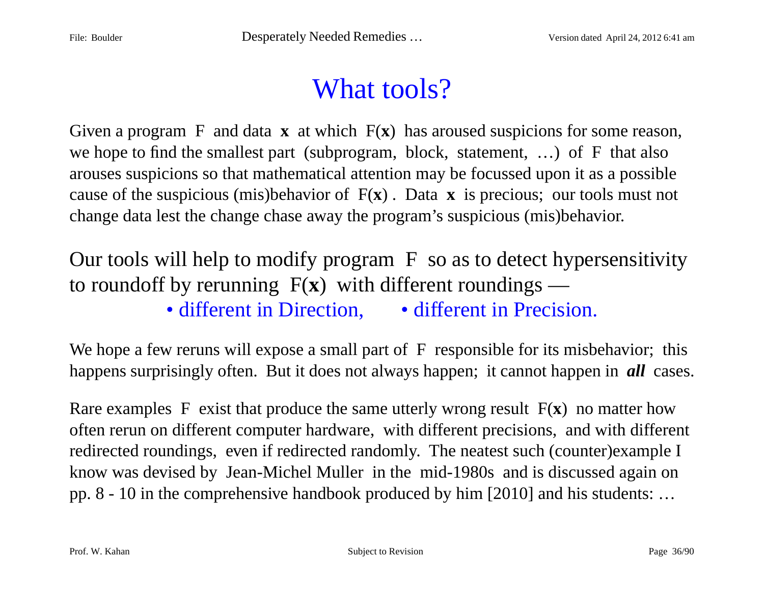# What tools?

Given a program F and data **x** at which F(**x**) has aroused suspicions for some reason, we hope to find the smallest part (subprogram, block, statement, …) of F that also arouses suspicions so that mathematical attention may be focussed upon it as a possible cause of the suspicious (mis)behavior of F(**x**). Data **x** is precious; our tools must not change data lest the change chase away the program's suspicious (mis)behavior.

Our tools will help to modify program F so as to detect hypersensitivity to roundoff by rerunning F(**x**) with different roundings —

• different in Direction, • different in Precision.

We hope a few reruns will expose a small part of F responsible for its misbehavior; this happens surprisingly often. But it does not always happen; it cannot happen in ***all*** cases.

Rare examples F exist that produce the same utterly wrong result F(**x**) no matter how often rerun on different computer hardware, with different precisions, and with different redirected roundings, even if redirected randomly. The neatest such (counter)example I know was devised by Jean-Michel Muller in the mid-1980s and is discussed again on pp. 8 - 10 in the comprehensive handbook produced by him [2010] and his students: …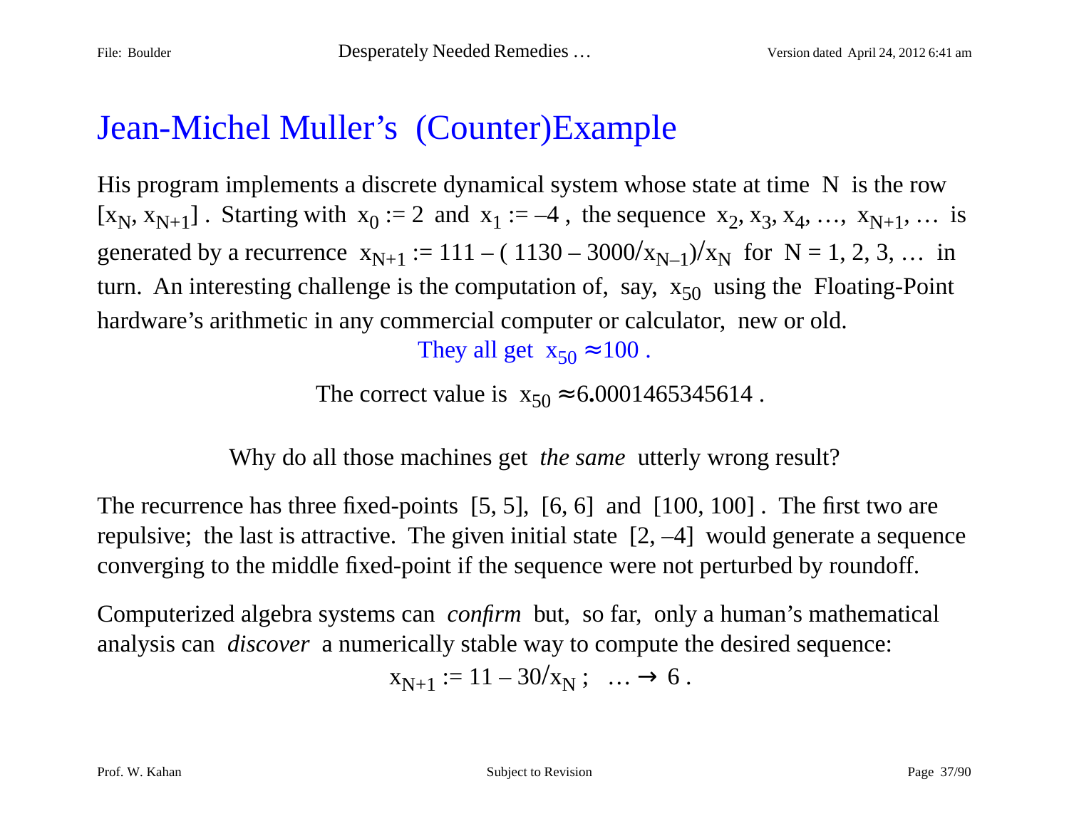# Jean-Michel Muller's (Counter)Example

His program implements a discrete dynamical system whose state at time N is the row $[x_N, x_{N+1}]$. Starting with $x_0 := 2$ and $x_1 := -4$, the sequence $x_2, x_3, x_4, \ldots, x_{N+1}, \ldots$ is generated by a recurrence $x_{N+1} := 111 - (1130 - 3000/x_{N-1})/x_N$ for $N = 1, 2, 3, \ldots$ in turn. An interesting challenge is the computation of, say, $x_{50}$ using the Floating-Point hardware's arithmetic in any commercial computer or calculator, new or old.

They all get $x_{50} \approx 100$ .

The correct value is $x_{50} \approx 6.0001465345614$ .

Why do all those machines get *the same* utterly wrong result?

The recurrence has three fixed-points [5, 5], [6, 6] and [100, 100] . The first two are repulsive; the last is attractive. The given initial state [2, –4] would generate a sequence converging to the middle fixed-point if the sequence were not perturbed by roundoff.

Computerized algebra systems can *confirm* but, so far, only a human's mathematical analysis can *discover* a numerically stable way to compute the desired sequence:

$$x_{N+1} := 11 - 30/x_N \; ; \quad \ldots \rightarrow 6 \; .$$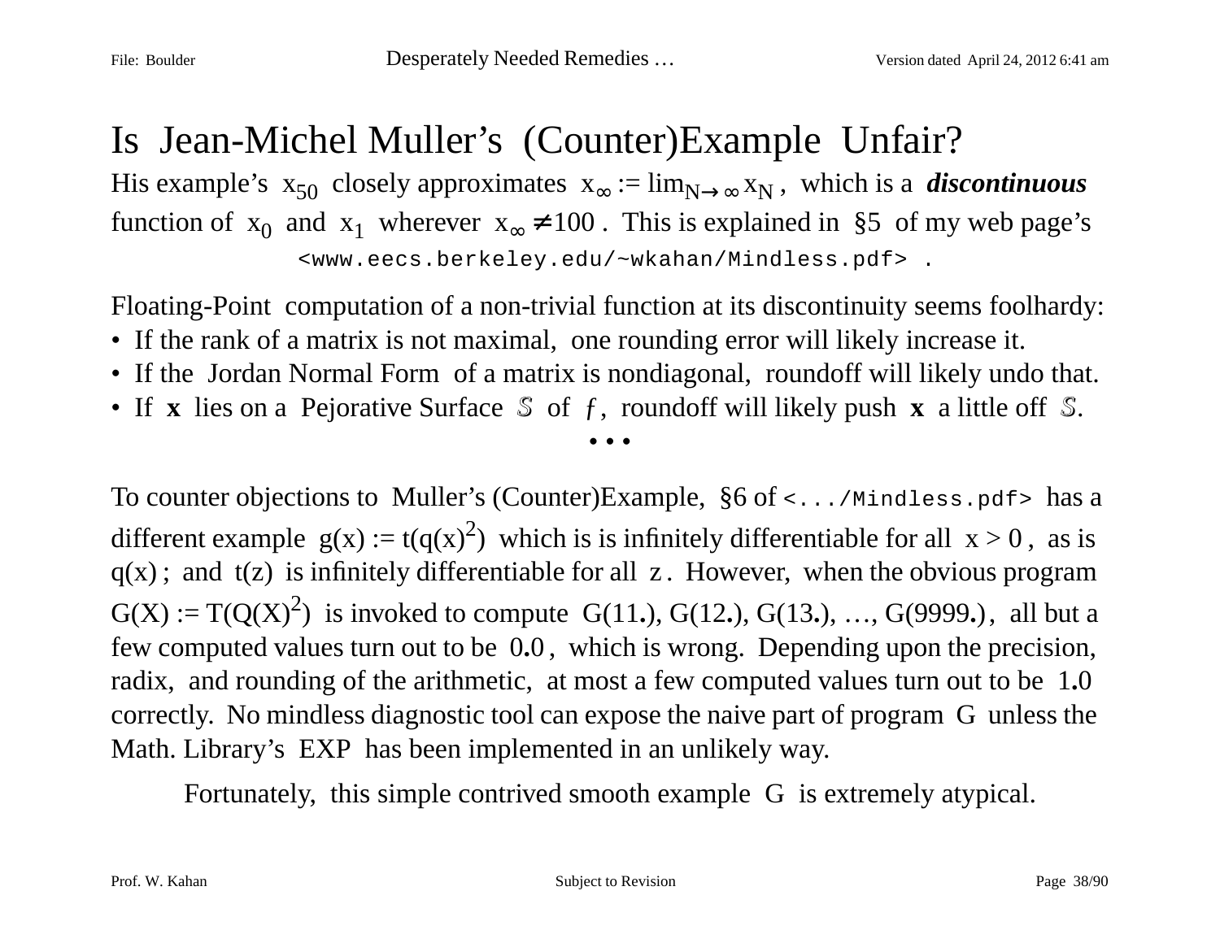# Is Jean-Michel Muller's (Counter)Example Unfair?

His example's $x_{50}$ closely approximates $x_\infty := \lim_{N\to\infty} x_N$, which is a ***discontinuous*** function of $x_0$ and $x_1$ wherever $x_\infty \neq 100$. This is explained in §5 of my web page's

`<www.eecs.berkeley.edu/~wkahan/Mindless.pdf>` .

Floating-Point computation of a non-trivial function at its discontinuity seems foolhardy:

- If the rank of a matrix is not maximal, one rounding error will likely increase it.
- If the Jordan Normal Form of a matrix is nondiagonal, roundoff will likely undo that.
- If **x** lies on a Pejorative Surface $\mathbb{S}$ of $f$, roundoff will likely push **x** a little off $\mathbb{S}$.

• • •

To counter objections to Muller's (Counter)Example, §6 of `<.../Mindless.pdf>` has a different example $g(x) := t(q(x)^2)$ which is is infinitely differentiable for all $x > 0$, as is $q(x)$; and $t(z)$ is infinitely differentiable for all $z$. However, when the obvious program $G(X) := T(Q(X)^2)$ is invoked to compute G(11.), G(12.), G(13.), …, G(9999.), all but a few computed values turn out to be 0.0, which is wrong. Depending upon the precision, radix, and rounding of the arithmetic, at most a few computed values turn out to be 1.0 correctly. No mindless diagnostic tool can expose the naive part of program G unless the Math. Library's EXP has been implemented in an unlikely way.

Fortunately, this simple contrived smooth example G is extremely atypical.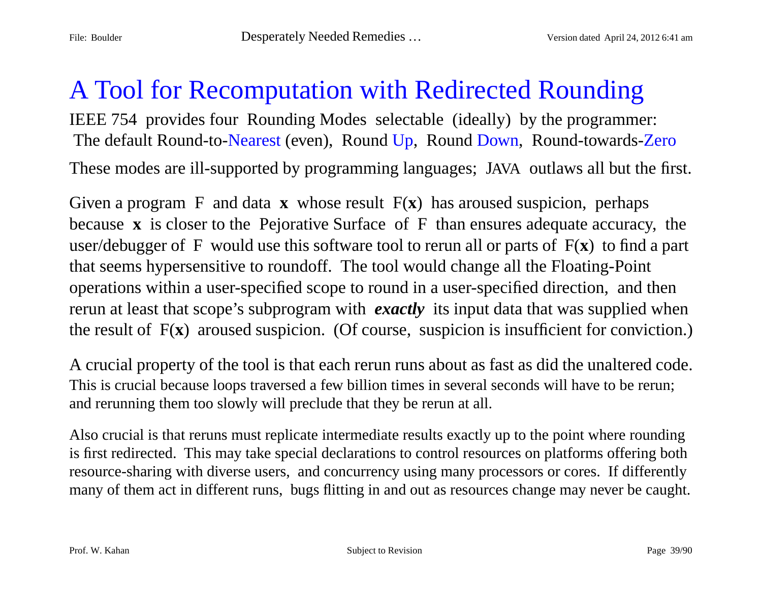# A Tool for Recomputation with Redirected Rounding

IEEE 754 provides four Rounding Modes selectable (ideally) by the programmer: The default Round-to-Nearest (even), Round Up, Round Down, Round-towards-Zero

These modes are ill-supported by programming languages; JAVA outlaws all but the first.

Given a program F and data **x** whose result F(**x**) has aroused suspicion, perhaps because **x** is closer to the Pejorative Surface of F than ensures adequate accuracy, the user/debugger of F would use this software tool to rerun all or parts of F(**x**) to find a part that seems hypersensitive to roundoff. The tool would change all the Floating-Point operations within a user-specified scope to round in a user-specified direction, and then rerun at least that scope's subprogram with ***exactly*** its input data that was supplied when the result of F(**x**) aroused suspicion. (Of course, suspicion is insufficient for conviction.)

A crucial property of the tool is that each rerun runs about as fast as did the unaltered code. This is crucial because loops traversed a few billion times in several seconds will have to be rerun; and rerunning them too slowly will preclude that they be rerun at all.

Also crucial is that reruns must replicate intermediate results exactly up to the point where rounding is first redirected. This may take special declarations to control resources on platforms offering both resource-sharing with diverse users, and concurrency using many processors or cores. If differently many of them act in different runs, bugs flitting in and out as resources change may never be caught.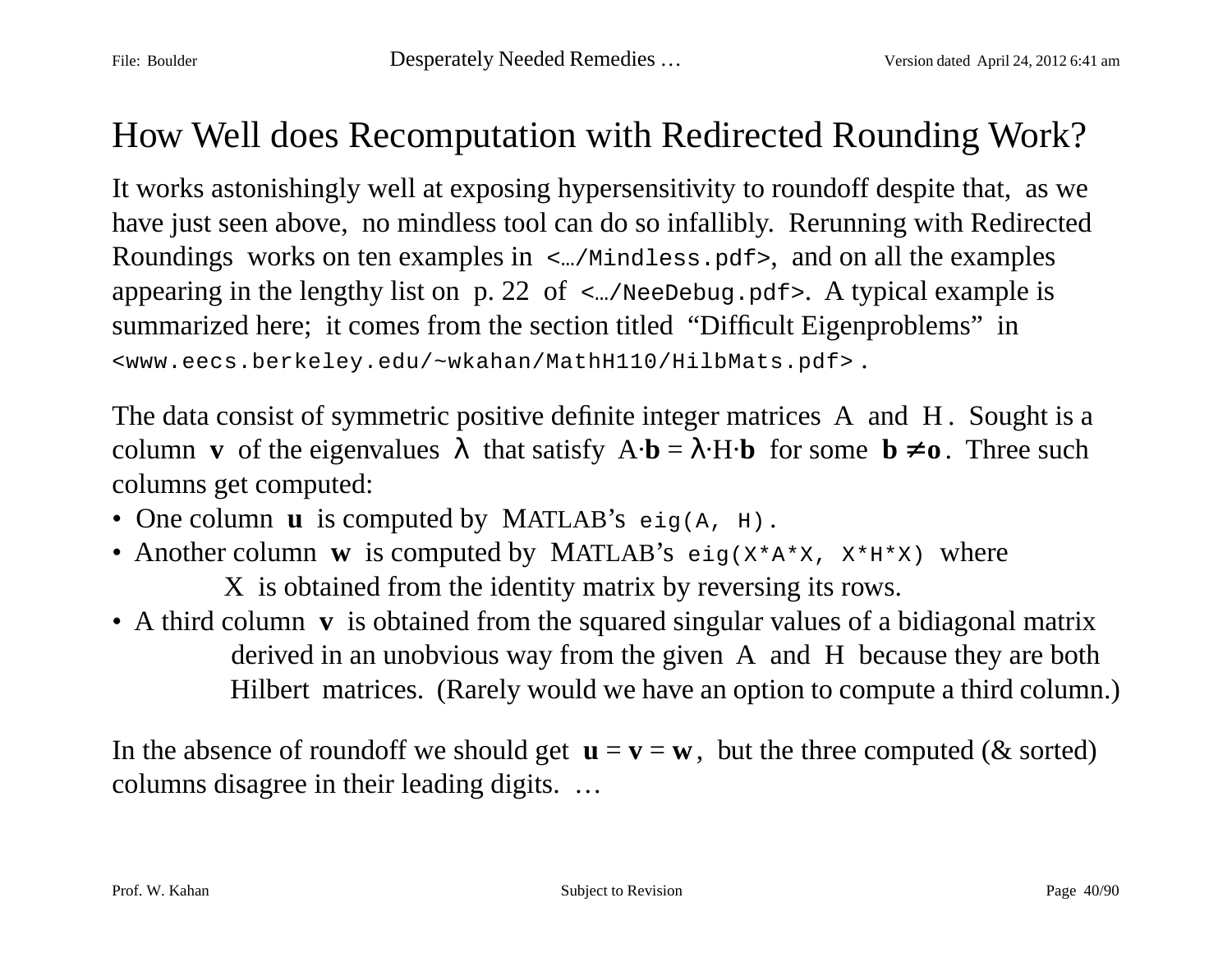# How Well does Recomputation with Redirected Rounding Work?

It works astonishingly well at exposing hypersensitivity to roundoff despite that, as we have just seen above, no mindless tool can do so infallibly. Rerunning with Redirected Roundings works on ten examples in `<…/Mindless.pdf>`, and on all the examples appearing in the lengthy list on p. 22 of `<…/NeeDebug.pdf>`. A typical example is summarized here; it comes from the section titled "Difficult Eigenproblems" in `<www.eecs.berkeley.edu/~wkahan/MathH110/HilbMats.pdf>` .

The data consist of symmetric positive definite integer matrices A and H . Sought is a column **v** of the eigenvalues $\lambda$ that satisfy $A \cdot \mathbf{b} = \lambda \cdot H \cdot \mathbf{b}$ for some $\mathbf{b} \neq \mathbf{o}$ . Three such columns get computed:

- One column **u** is computed by MATLAB's `eig(A, H)`.
- Another column **w** is computed by MATLAB's `eig(X*A*X, X*H*X)` where X is obtained from the identity matrix by reversing its rows.
- A third column **v** is obtained from the squared singular values of a bidiagonal matrix derived in an unobvious way from the given A and H because they are both Hilbert matrices. (Rarely would we have an option to compute a third column.)

In the absence of roundoff we should get **u** = **v** = **w** , but the three computed (& sorted) columns disagree in their leading digits. …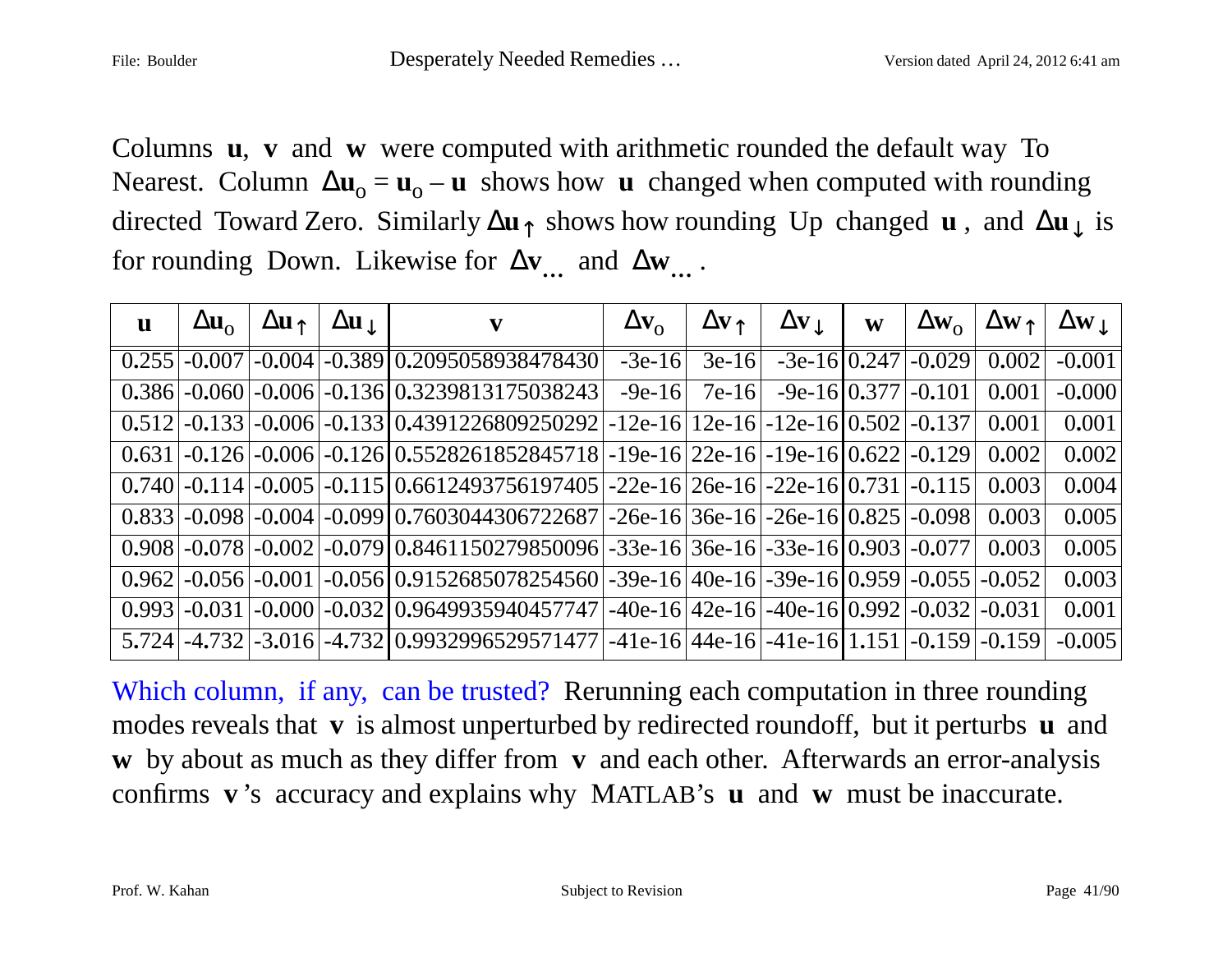Columns **u**, **v** and **w** were computed with arithmetic rounded the default way To Nearest. Column $\Delta\mathbf{u}_o = \mathbf{u}_o - \mathbf{u}$ shows how **u** changed when computed with rounding directed Toward Zero. Similarly $\Delta\mathbf{u}_\uparrow$ shows how rounding Up changed **u**, and $\Delta\mathbf{u}_\downarrow$ is for rounding Down. Likewise for $\Delta\mathbf{v}_{...}$ and $\Delta\mathbf{w}_{...}$.

| **u** | $\Delta\mathbf{u}_o$ | $\Delta\mathbf{u}_\uparrow$ | $\Delta\mathbf{u}_\downarrow$ | **v** | $\Delta\mathbf{v}_o$ | $\Delta\mathbf{v}_\uparrow$ | $\Delta\mathbf{v}_\downarrow$ | **w** | $\Delta\mathbf{w}_o$ | $\Delta\mathbf{w}_\uparrow$ | $\Delta\mathbf{w}_\downarrow$ |
|---|---|---|---|---|---|---|---|---|---|---|---|
| 0.255 | -0.007 | -0.004 | -0.389 | 0.2095058938478430 | -3e-16 | 3e-16 | -3e-16 | 0.247 | -0.029 | 0.002 | -0.001 |
| 0.386 | -0.060 | -0.006 | -0.136 | 0.3239813175038243 | -9e-16 | 7e-16 | -9e-16 | 0.377 | -0.101 | 0.001 | -0.000 |
| 0.512 | -0.133 | -0.006 | -0.133 | 0.4391226809250292 | -12e-16 | 12e-16 | -12e-16 | 0.502 | -0.137 | 0.001 | 0.001 |
| 0.631 | -0.126 | -0.006 | -0.126 | 0.5528261852845718 | -19e-16 | 22e-16 | -19e-16 | 0.622 | -0.129 | 0.002 | 0.002 |
| 0.740 | -0.114 | -0.005 | -0.115 | 0.6612493756197405 | -22e-16 | 26e-16 | -22e-16 | 0.731 | -0.115 | 0.003 | 0.004 |
| 0.833 | -0.098 | -0.004 | -0.099 | 0.7603044306722687 | -26e-16 | 36e-16 | -26e-16 | 0.825 | -0.098 | 0.003 | 0.005 |
| 0.908 | -0.078 | -0.002 | -0.079 | 0.8461150279850096 | -33e-16 | 36e-16 | -33e-16 | 0.903 | -0.077 | 0.003 | 0.005 |
| 0.962 | -0.056 | -0.001 | -0.056 | 0.9152685078254560 | -39e-16 | 40e-16 | -39e-16 | 0.959 | -0.055 | -0.052 | 0.003 |
| 0.993 | -0.031 | -0.000 | -0.032 | 0.9649935940457747 | -40e-16 | 42e-16 | -40e-16 | 0.992 | -0.032 | -0.031 | 0.001 |
| 5.724 | -4.732 | -3.016 | -4.732 | 0.9932996529571477 | -41e-16 | 44e-16 | -41e-16 | 1.151 | -0.159 | -0.159 | -0.005 |

Which column, if any, can be trusted? Rerunning each computation in three rounding modes reveals that **v** is almost unperturbed by redirected roundoff, but it perturbs **u** and **w** by about as much as they differ from **v** and each other. Afterwards an error-analysis confirms **v**'s accuracy and explains why MATLAB's **u** and **w** must be inaccurate.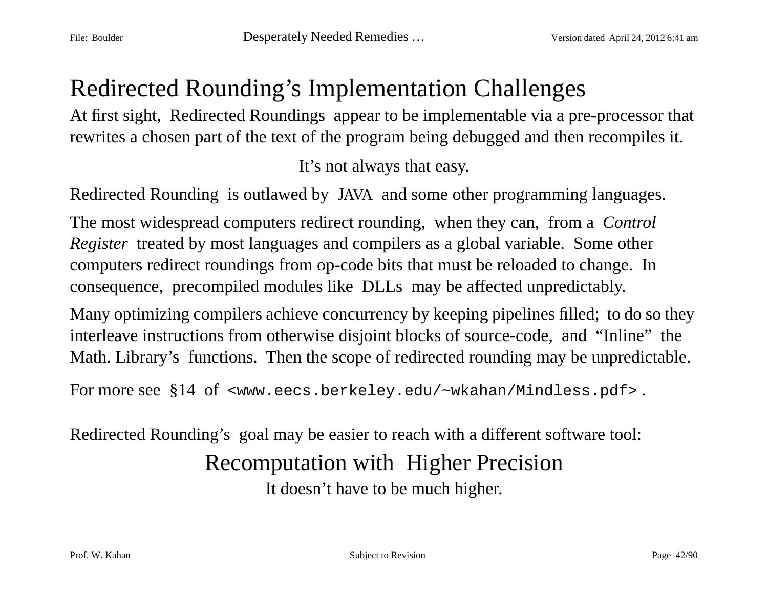# Redirected Rounding's Implementation Challenges

At first sight, Redirected Roundings appear to be implementable via a pre-processor that rewrites a chosen part of the text of the program being debugged and then recompiles it.

It's not always that easy.

Redirected Rounding is outlawed by JAVA and some other programming languages.

The most widespread computers redirect rounding, when they can, from a *Control Register* treated by most languages and compilers as a global variable. Some other computers redirect roundings from op-code bits that must be reloaded to change. In consequence, precompiled modules like DLLs may be affected unpredictably.

Many optimizing compilers achieve concurrency by keeping pipelines filled; to do so they interleave instructions from otherwise disjoint blocks of source-code, and "Inline" the Math. Library's functions. Then the scope of redirected rounding may be unpredictable.

For more see §14 of `<www.eecs.berkeley.edu/~wkahan/Mindless.pdf>` .

Redirected Rounding's goal may be easier to reach with a different software tool:

## Recomputation with Higher Precision

It doesn't have to be much higher.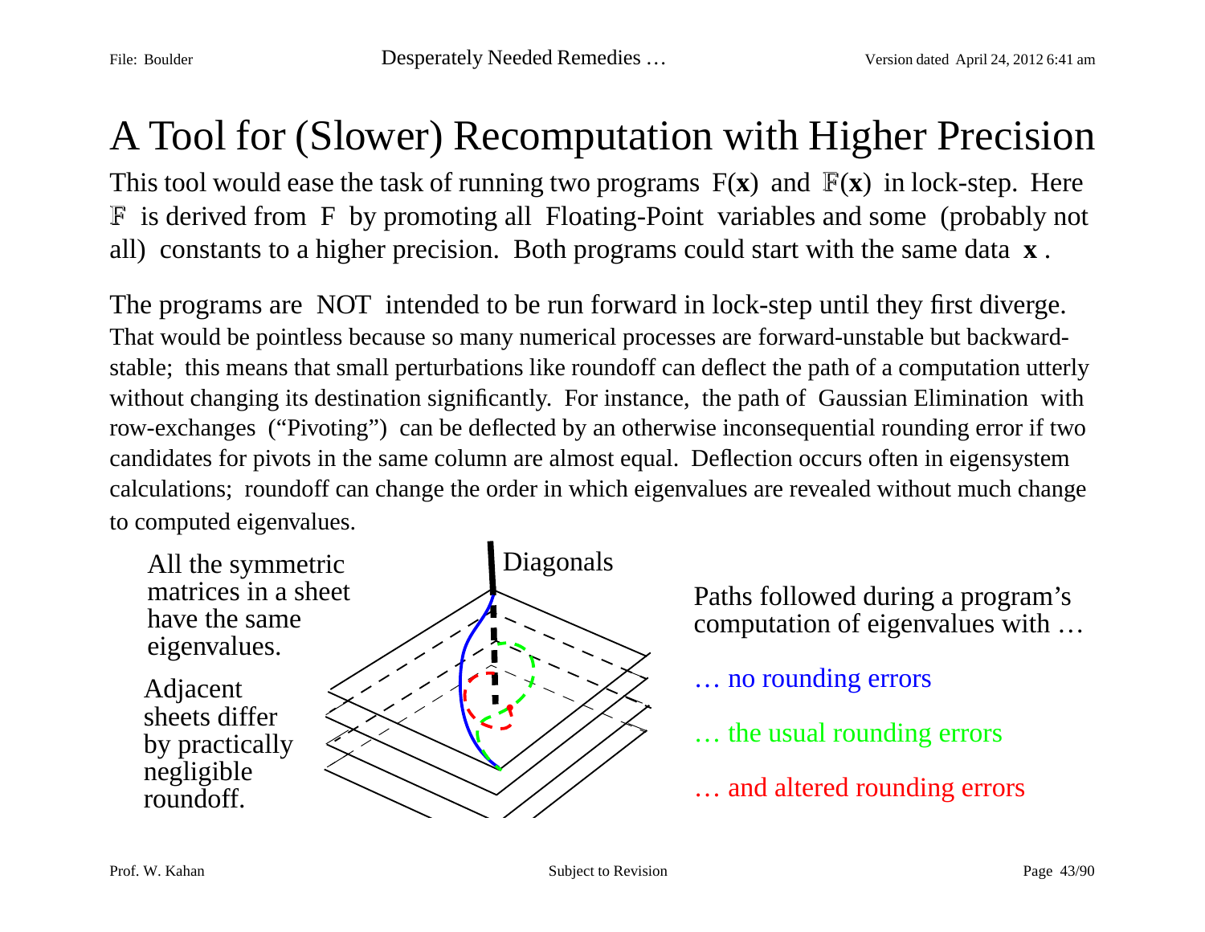# A Tool for (Slower) Recomputation with Higher Precision

This tool would ease the task of running two programs $F(\mathbf{x})$ and $\mathbb{F}(\mathbf{x})$ in lock-step. Here $\mathbb{F}$ is derived from F by promoting all Floating-Point variables and some (probably not all) constants to a higher precision. Both programs could start with the same data $\mathbf{x}$ .

The programs are NOT intended to be run forward in lock-step until they first diverge. That would be pointless because so many numerical processes are forward-unstable but backward-stable; this means that small perturbations like roundoff can deflect the path of a computation utterly without changing its destination significantly. For instance, the path of Gaussian Elimination with row-exchanges ("Pivoting") can be deflected by an otherwise inconsequential rounding error if two candidates for pivots in the same column are almost equal. Deflection occurs often in eigensystem calculations; roundoff can change the order in which eigenvalues are revealed without much change to computed eigenvalues.

All the symmetric matrices in a sheet have the same eigenvalues.

Adjacent sheets differ by practically negligible roundoff.

Diagonals

Paths followed during a program's computation of eigenvalues with …

… no rounding errors

… the usual rounding errors

… and altered rounding errors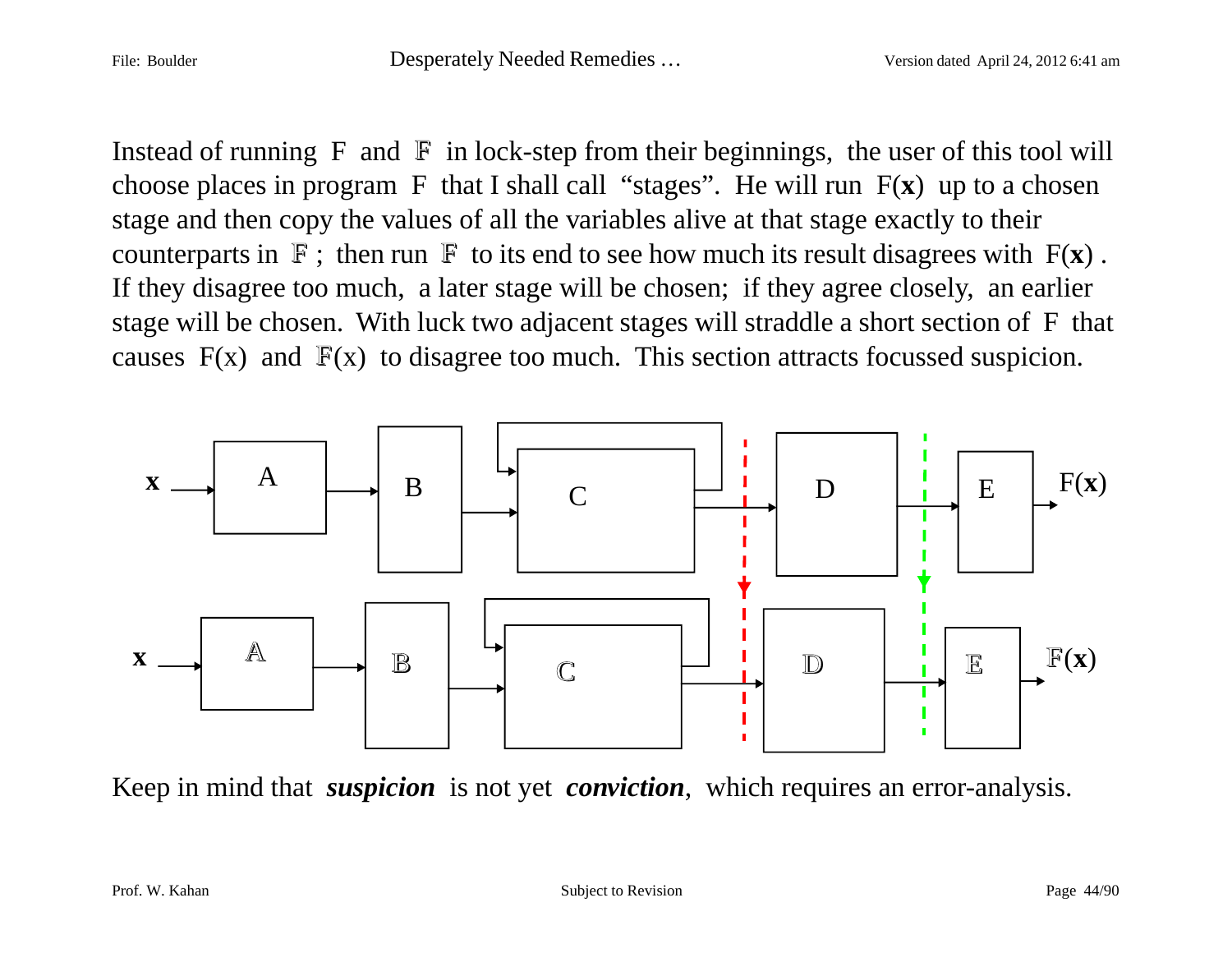Instead of running F and $\mathbb{F}$ in lock-step from their beginnings, the user of this tool will choose places in program F that I shall call "stages". He will run $F(\mathbf{x})$ up to a chosen stage and then copy the values of all the variables alive at that stage exactly to their counterparts in $\mathbb{F}$ ; then run $\mathbb{F}$ to its end to see how much its result disagrees with $F(\mathbf{x})$ . If they disagree too much, a later stage will be chosen; if they agree closely, an earlier stage will be chosen. With luck two adjacent stages will straddle a short section of F that causes $F(x)$ and $\mathbb{F}(x)$ to disagree too much. This section attracts focussed suspicion.

x
A
B
C
D
E
F(x)

x
𝔸
𝔹
ℂ
𝔻
𝔼
𝔽(x)

Keep in mind that ***suspicion*** is not yet ***conviction***, which requires an error-analysis.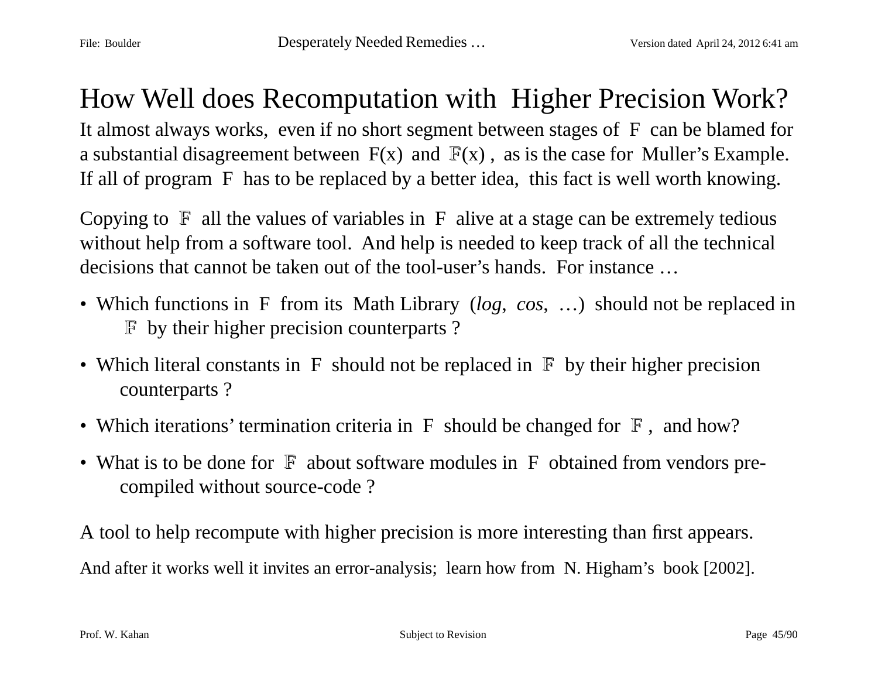# How Well does Recomputation with Higher Precision Work?

It almost always works, even if no short segment between stages of F can be blamed for a substantial disagreement between F(x) and $\mathbb{F}$(x) , as is the case for Muller's Example. If all of program F has to be replaced by a better idea, this fact is well worth knowing.

Copying to $\mathbb{F}$ all the values of variables in F alive at a stage can be extremely tedious without help from a software tool. And help is needed to keep track of all the technical decisions that cannot be taken out of the tool-user's hands. For instance …

- Which functions in F from its Math Library (*log*, *cos*, …) should not be replaced in $\mathbb{F}$ by their higher precision counterparts ?
- Which literal constants in F should not be replaced in $\mathbb{F}$ by their higher precision counterparts ?
- Which iterations' termination criteria in F should be changed for $\mathbb{F}$ , and how?
- What is to be done for $\mathbb{F}$ about software modules in F obtained from vendors pre-compiled without source-code ?

A tool to help recompute with higher precision is more interesting than first appears.

And after it works well it invites an error-analysis; learn how from N. Higham's book [2002].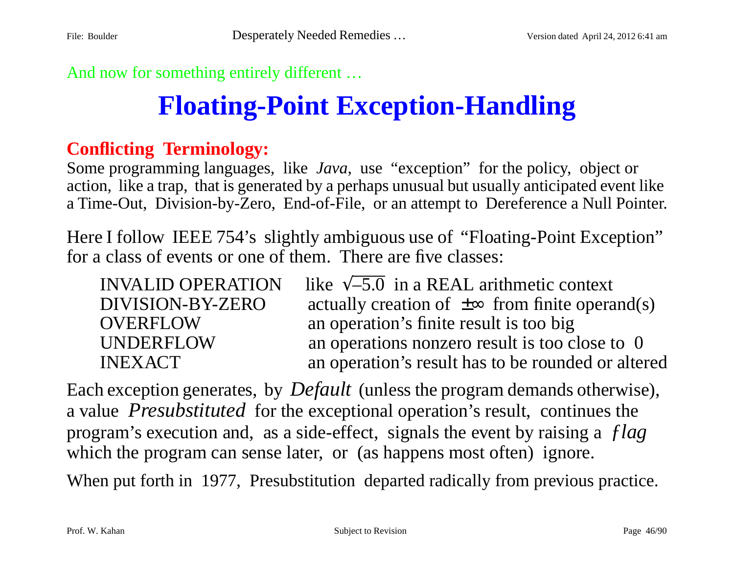And now for something entirely different …

# Floating-Point Exception-Handling

**Conflicting Terminology:**

Some programming languages, like *Java*, use "exception" for the policy, object or action, like a trap, that is generated by a perhaps unusual but usually anticipated event like a Time-Out, Division-by-Zero, End-of-File, or an attempt to Dereference a Null Pointer.

Here I follow IEEE 754's slightly ambiguous use of "Floating-Point Exception" for a class of events or one of them. There are five classes:

| | |
|---|---|
| INVALID OPERATION | like $\sqrt{-5.0}$ in a REAL arithmetic context |
| DIVISION-BY-ZERO | actually creation of $\pm\infty$ from finite operand(s) |
| OVERFLOW | an operation's finite result is too big |
| UNDERFLOW | an operations nonzero result is too close to 0 |
| INEXACT | an operation's result has to be rounded or altered |

Each exception generates, by *Default* (unless the program demands otherwise), a value *Presubstituted* for the exceptional operation's result, continues the program's execution and, as a side-effect, signals the event by raising a *flag* which the program can sense later, or (as happens most often) ignore.

When put forth in 1977, Presubstitution departed radically from previous practice.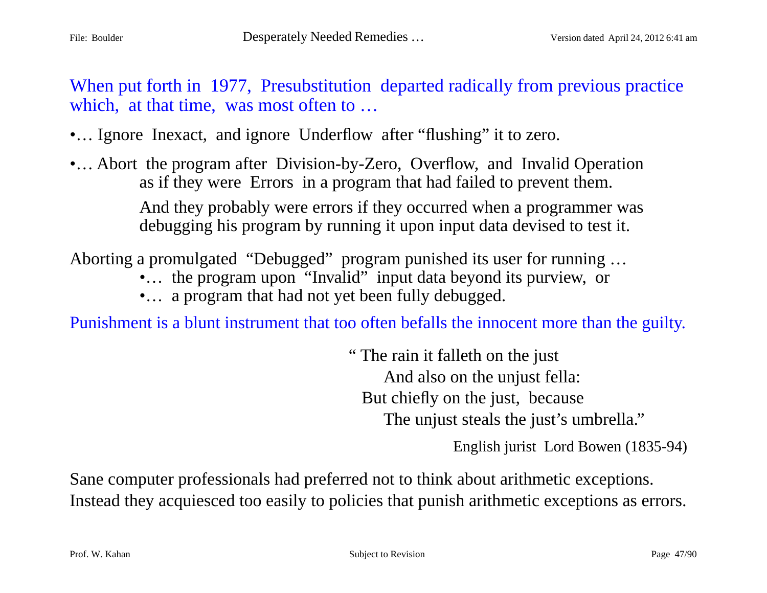When put forth in 1977, Presubstitution departed radically from previous practice which, at that time, was most often to …

- … Ignore Inexact, and ignore Underflow after "flushing" it to zero.
- … Abort the program after Division-by-Zero, Overflow, and Invalid Operation as if they were Errors in a program that had failed to prevent them.

  And they probably were errors if they occurred when a programmer was debugging his program by running it upon input data devised to test it.

Aborting a promulgated "Debugged" program punished its user for running …

- … the program upon "Invalid" input data beyond its purview, or
- … a program that had not yet been fully debugged.

Punishment is a blunt instrument that too often befalls the innocent more than the guilty.

> " The rain it falleth on the just
> And also on the unjust fella:
> But chiefly on the just, because
> The unjust steals the just's umbrella."
>
> English jurist Lord Bowen (1835-94)

Sane computer professionals had preferred not to think about arithmetic exceptions. Instead they acquiesced too easily to policies that punish arithmetic exceptions as errors.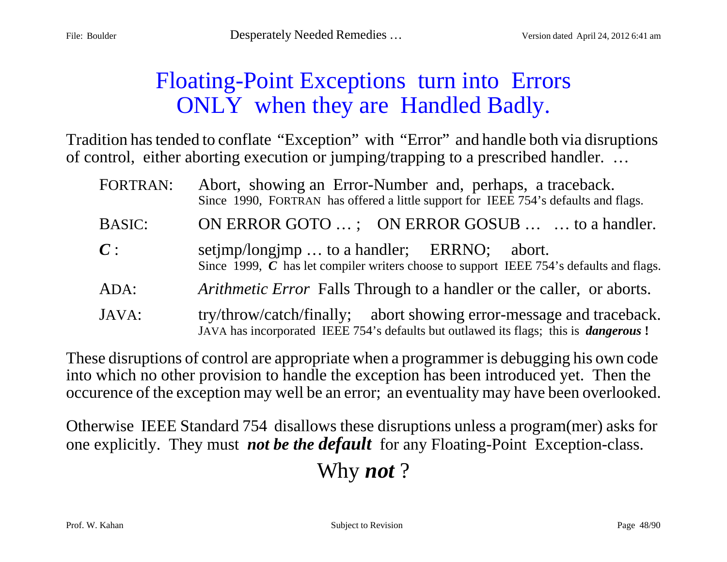# Floating-Point Exceptions turn into Errors ONLY when they are Handled Badly.

Tradition has tended to conflate "Exception" with "Error" and handle both via disruptions of control, either aborting execution or jumping/trapping to a prescribed handler. …

| | |
|---|---|
| FORTRAN: | Abort, showing an Error-Number and, perhaps, a traceback. Since 1990, FORTRAN has offered a little support for IEEE 754's defaults and flags. |
| BASIC: | ON ERROR GOTO … ; ON ERROR GOSUB … … to a handler. |
| ***C*** : | setjmp/longjmp … to a handler; ERRNO; abort. Since 1999, ***C*** has let compiler writers choose to support IEEE 754's defaults and flags. |
| ADA: | *Arithmetic Error* Falls Through to a handler or the caller, or aborts. |
| JAVA: | try/throw/catch/finally; abort showing error-message and traceback. JAVA has incorporated IEEE 754's defaults but outlawed its flags; this is ***dangerous*** **!** |

These disruptions of control are appropriate when a programmer is debugging his own code into which no other provision to handle the exception has been introduced yet. Then the occurence of the exception may well be an error; an eventuality may have been overlooked.

Otherwise IEEE Standard 754 disallows these disruptions unless a program(mer) asks for one explicitly. They must ***not be the default*** for any Floating-Point Exception-class.

Why ***not*** ?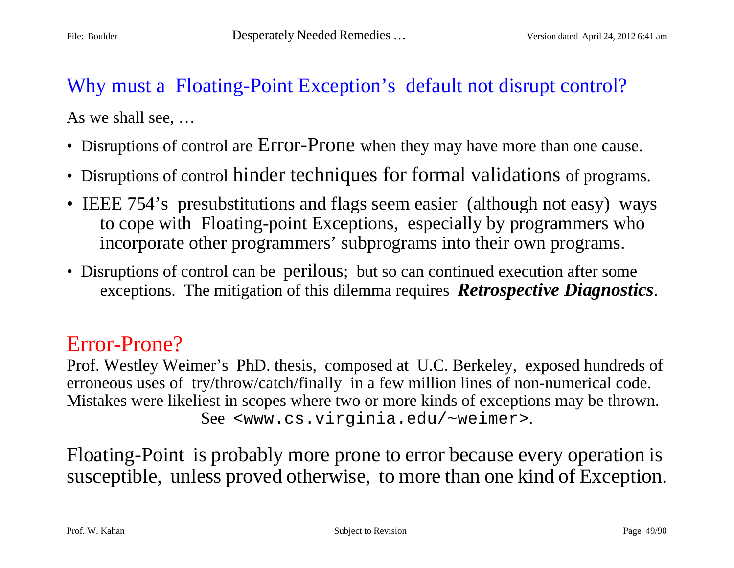## Why must a Floating-Point Exception's default not disrupt control?

As we shall see, …

- Disruptions of control are Error-Prone when they may have more than one cause.
- Disruptions of control hinder techniques for formal validations of programs.
- IEEE 754's presubstitutions and flags seem easier (although not easy) ways to cope with Floating-point Exceptions, especially by programmers who incorporate other programmers' subprograms into their own programs.
- Disruptions of control can be perilous; but so can continued execution after some exceptions. The mitigation of this dilemma requires ***Retrospective Diagnostics***.

## Error-Prone?

Prof. Westley Weimer's PhD. thesis, composed at U.C. Berkeley, exposed hundreds of erroneous uses of try/throw/catch/finally in a few million lines of non-numerical code. Mistakes were likeliest in scopes where two or more kinds of exceptions may be thrown. See `<www.cs.virginia.edu/~weimer>`.

Floating-Point is probably more prone to error because every operation is susceptible, unless proved otherwise, to more than one kind of Exception.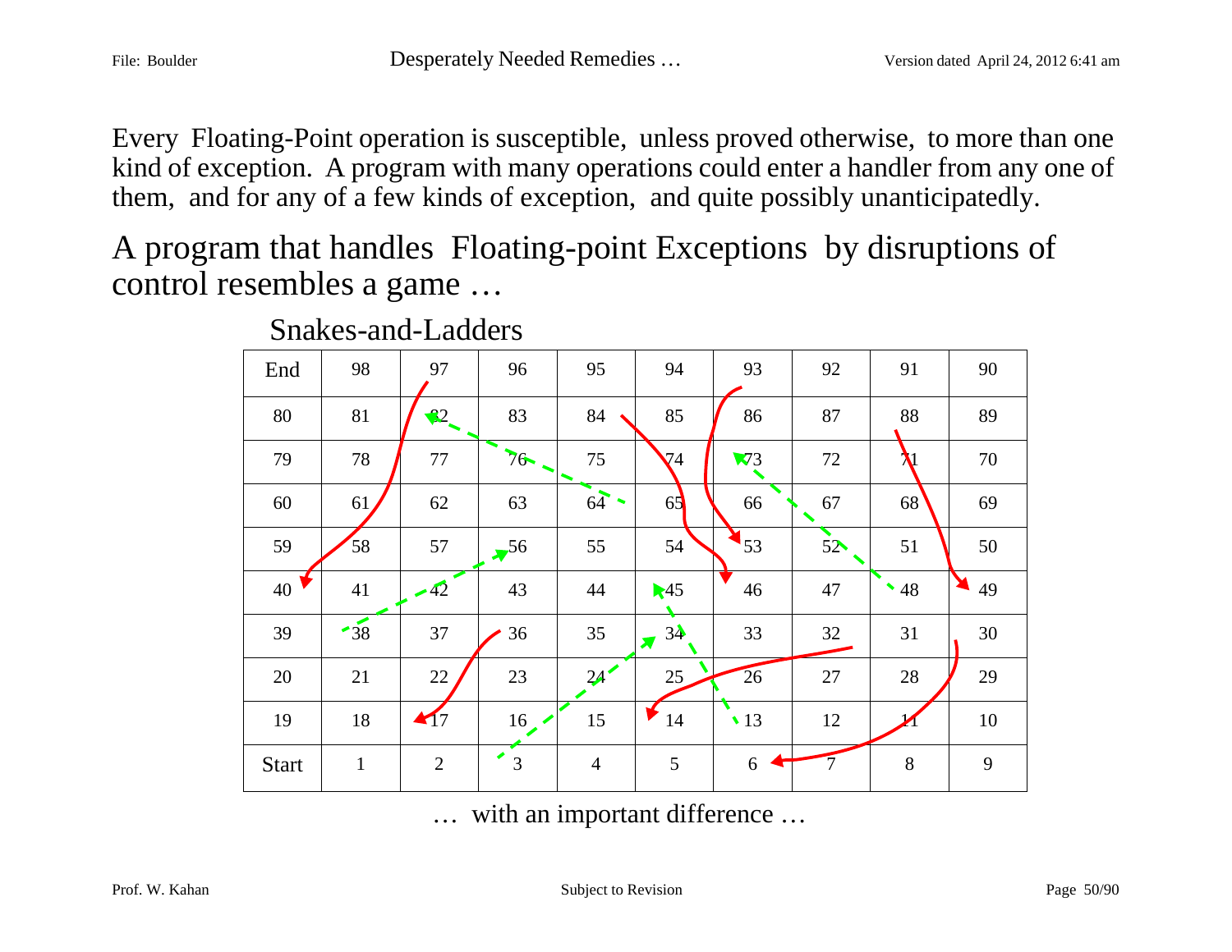Every Floating-Point operation is susceptible, unless proved otherwise, to more than one kind of exception. A program with many operations could enter a handler from any one of them, and for any of a few kinds of exception, and quite possibly unanticipatedly.

## A program that handles Floating-point Exceptions by disruptions of control resembles a game …

### Snakes-and-Ladders

| End | 98 | 97 | 96 | 95 | 94 | 93 | 92 | 91 | 90 |
|---|---|---|---|---|---|---|---|---|---|
| 80 | 81 | 82 | 83 | 84 | 85 | 86 | 87 | 88 | 89 |
| 79 | 78 | 77 | 76 | 75 | 74 | 73 | 72 | 71 | 70 |
| 60 | 61 | 62 | 63 | 64 | 65 | 66 | 67 | 68 | 69 |
| 59 | 58 | 57 | 56 | 55 | 54 | 53 | 52 | 51 | 50 |
| 40 | 41 | 42 | 43 | 44 | 45 | 46 | 47 | 48 | 49 |
| 39 | 38 | 37 | 36 | 35 | 34 | 33 | 32 | 31 | 30 |
| 20 | 21 | 22 | 23 | 24 | 25 | 26 | 27 | 28 | 29 |
| 19 | 18 | 17 | 16 | 15 | 14 | 13 | 12 | 11 | 10 |
| Start | 1 | 2 | 3 | 4 | 5 | 6 | 7 | 8 | 9 |

… with an important difference …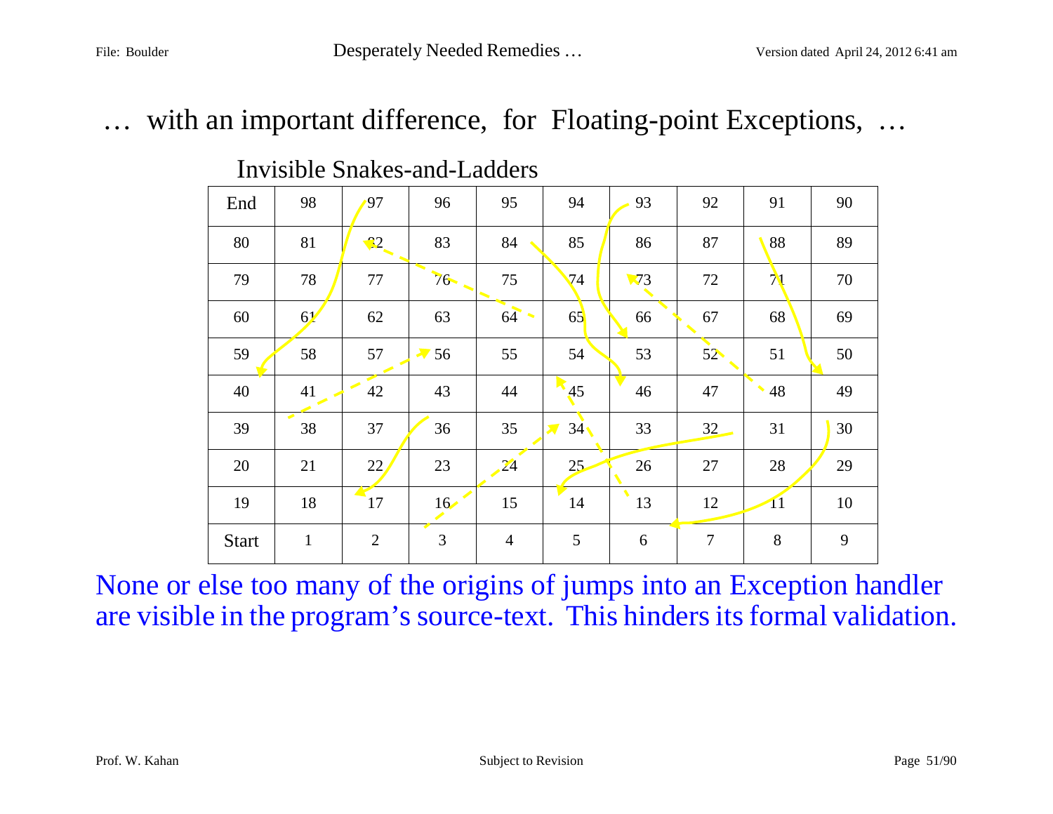# … with an important difference, for Floating-point Exceptions, …

Invisible Snakes-and-Ladders

| | | | | | | | | | |
|---|---|---|---|---|---|---|---|---|---|
| End | 98 | 97 | 96 | 95 | 94 | 93 | 92 | 91 | 90 |
| 80 | 81 | 82 | 83 | 84 | 85 | 86 | 87 | 88 | 89 |
| 79 | 78 | 77 | 76 | 75 | 74 | 73 | 72 | 71 | 70 |
| 60 | 61 | 62 | 63 | 64 | 65 | 66 | 67 | 68 | 69 |
| 59 | 58 | 57 | 56 | 55 | 54 | 53 | 52 | 51 | 50 |
| 40 | 41 | 42 | 43 | 44 | 45 | 46 | 47 | 48 | 49 |
| 39 | 38 | 37 | 36 | 35 | 34 | 33 | 32 | 31 | 30 |
| 20 | 21 | 22 | 23 | 24 | 25 | 26 | 27 | 28 | 29 |
| 19 | 18 | 17 | 16 | 15 | 14 | 13 | 12 | 11 | 10 |
| Start | 1 | 2 | 3 | 4 | 5 | 6 | 7 | 8 | 9 |

None or else too many of the origins of jumps into an Exception handler are visible in the program's source-text. This hinders its formal validation.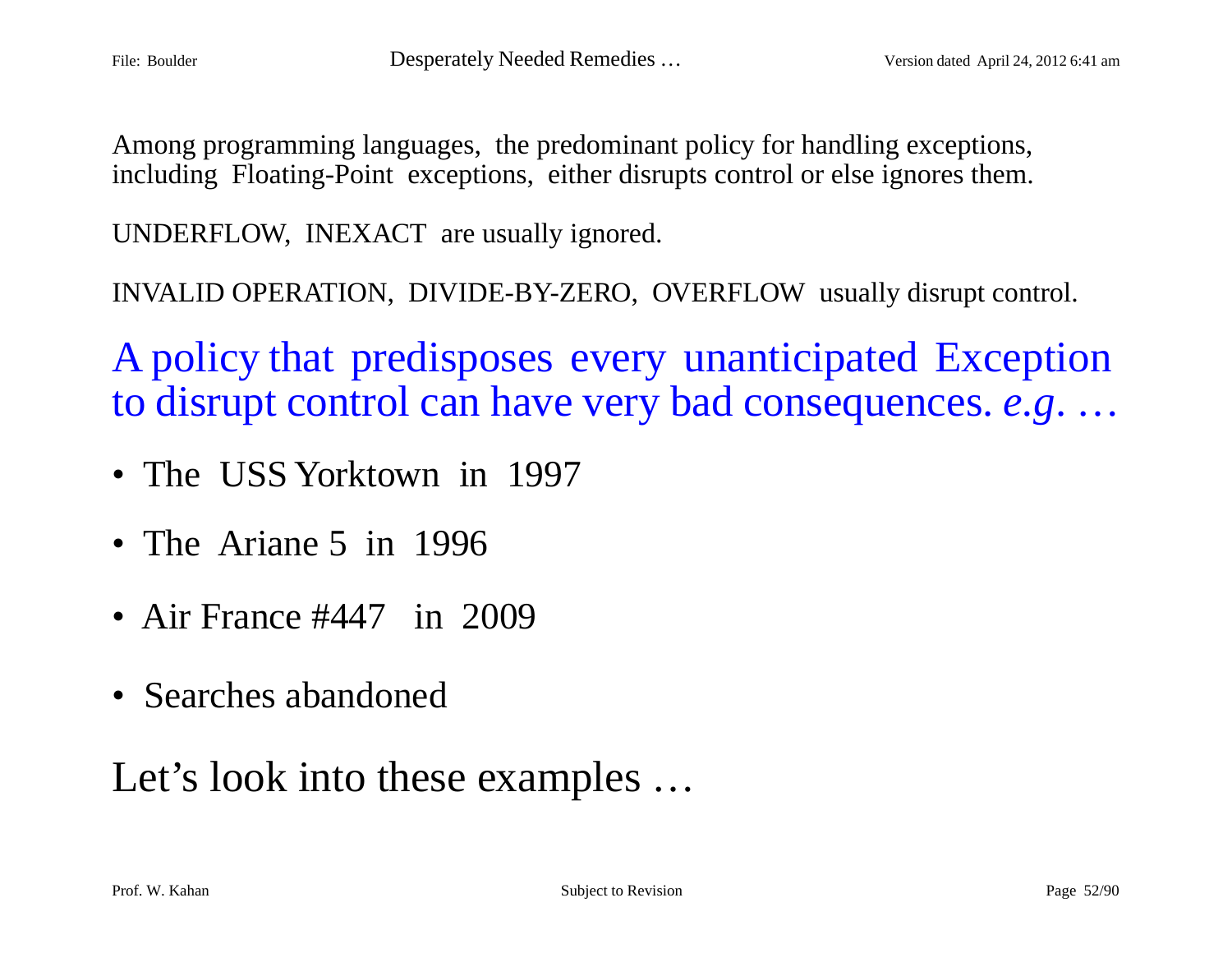Among programming languages, the predominant policy for handling exceptions, including Floating-Point exceptions, either disrupts control or else ignores them.

UNDERFLOW, INEXACT are usually ignored.

INVALID OPERATION, DIVIDE-BY-ZERO, OVERFLOW usually disrupt control.

## A policy that predisposes every unanticipated Exception to disrupt control can have very bad consequences. *e.g.* …

- The USS Yorktown in 1997
- The Ariane 5 in 1996
- Air France #447 in 2009
- Searches abandoned

## Let's look into these examples …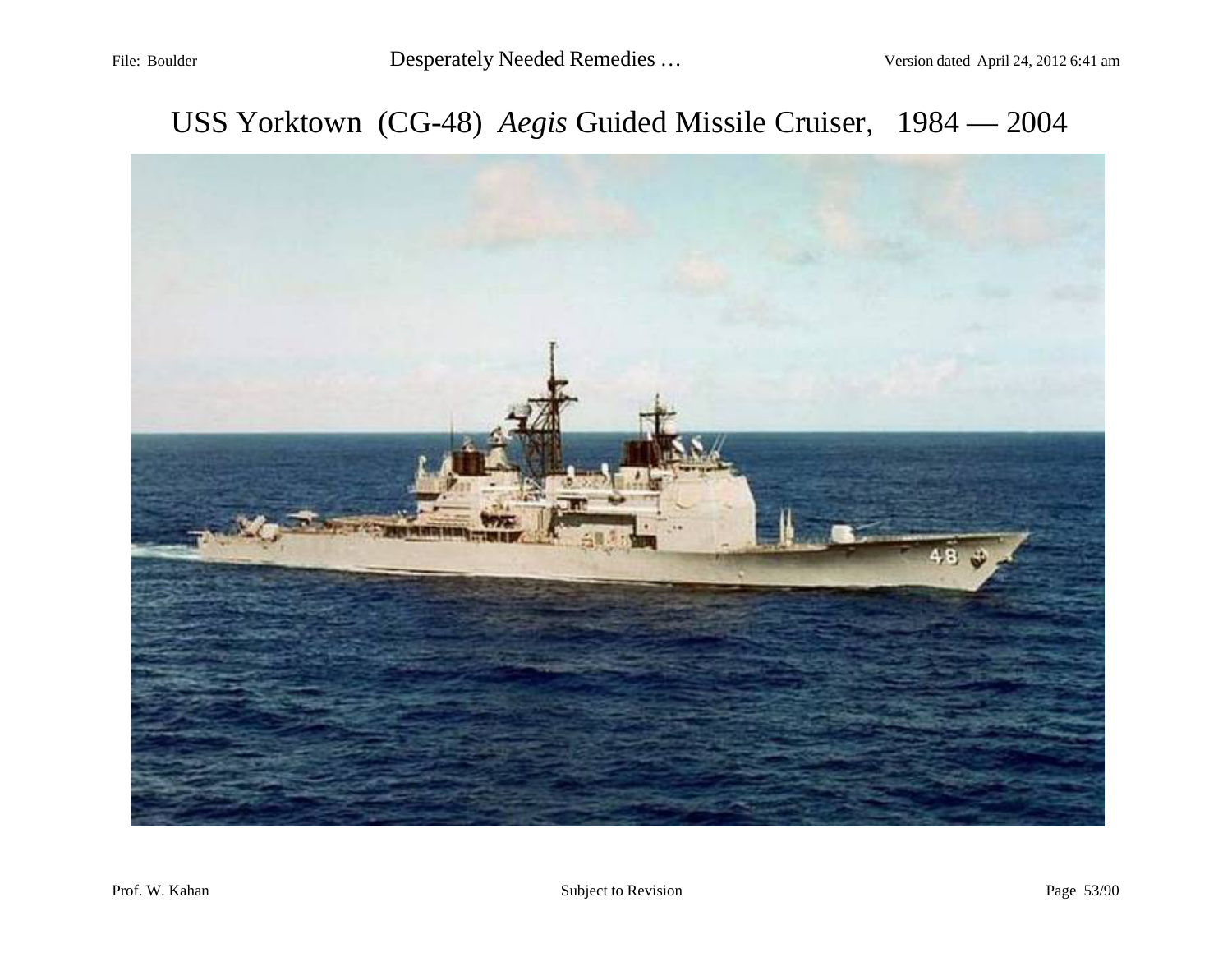# USS Yorktown (CG-48) *Aegis* Guided Missile Cruiser, 1984 — 2004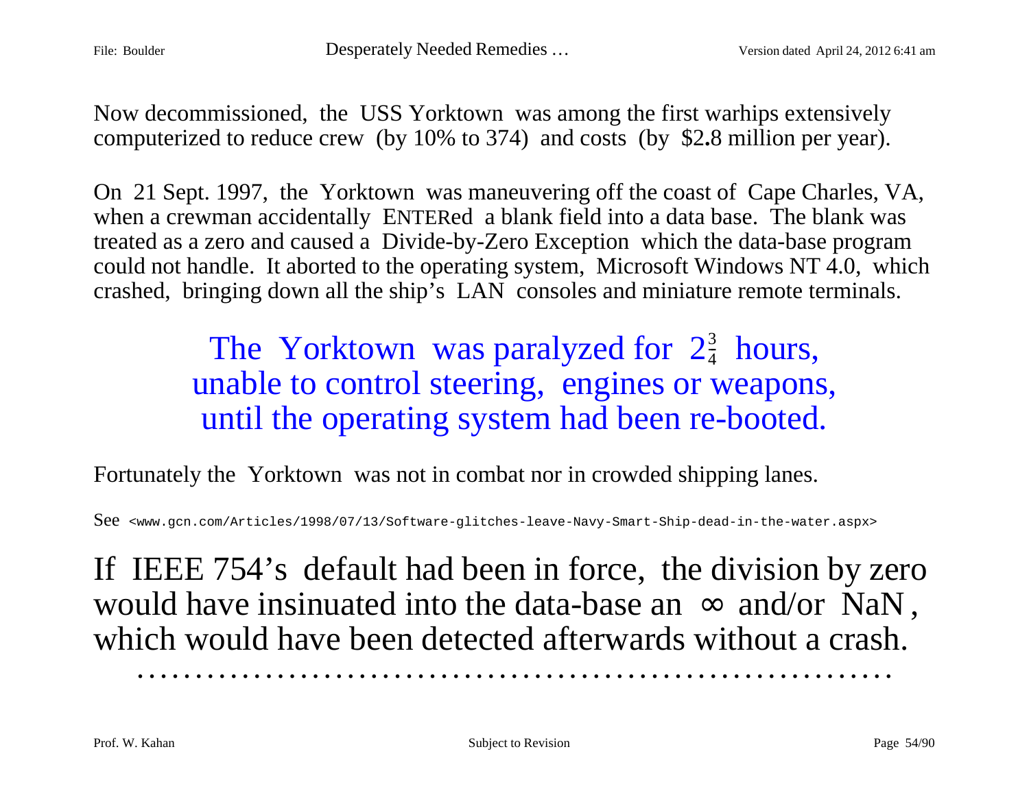Now decommissioned, the USS Yorktown was among the first warhips extensively computerized to reduce crew (by 10% to 374) and costs (by $2.8 million per year).

On 21 Sept. 1997, the Yorktown was maneuvering off the coast of Cape Charles, VA, when a crewman accidentally ENTERed a blank field into a data base. The blank was treated as a zero and caused a Divide-by-Zero Exception which the data-base program could not handle. It aborted to the operating system, Microsoft Windows NT 4.0, which crashed, bringing down all the ship's LAN consoles and miniature remote terminals.

The Yorktown was paralyzed for $2\frac{3}{4}$ hours, unable to control steering, engines or weapons, until the operating system had been re-booted.

Fortunately the Yorktown was not in combat nor in crowded shipping lanes.

See <www.gcn.com/Articles/1998/07/13/Software-glitches-leave-Navy-Smart-Ship-dead-in-the-water.aspx>

If IEEE 754's default had been in force, the division by zero would have insinuated into the data-base an $\infty$ and/or NaN, which would have been detected afterwards without a crash.

. . . . . . . . . . . . . . . . . . . . . . . . . . . . . . . . . . . . . . . . . . . . . . . . . . . . . . . . . . .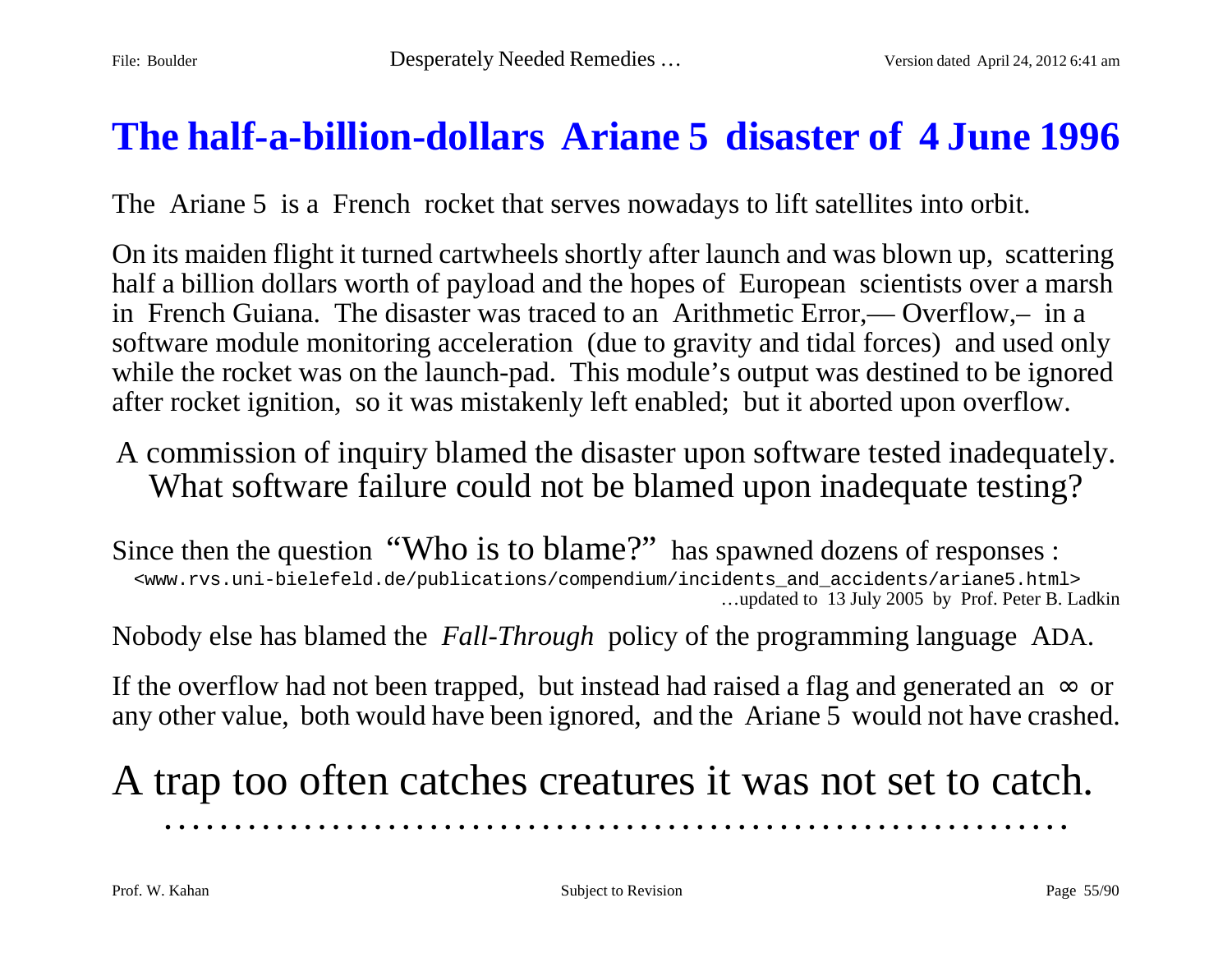# The half-a-billion-dollars Ariane 5 disaster of 4 June 1996

The Ariane 5 is a French rocket that serves nowadays to lift satellites into orbit.

On its maiden flight it turned cartwheels shortly after launch and was blown up, scattering half a billion dollars worth of payload and the hopes of European scientists over a marsh in French Guiana. The disaster was traced to an Arithmetic Error,— Overflow,– in a software module monitoring acceleration (due to gravity and tidal forces) and used only while the rocket was on the launch-pad. This module's output was destined to be ignored after rocket ignition, so it was mistakenly left enabled; but it aborted upon overflow.

A commission of inquiry blamed the disaster upon software tested inadequately.
What software failure could not be blamed upon inadequate testing?

Since then the question "Who is to blame?" has spawned dozens of responses :
`<www.rvs.uni-bielefeld.de/publications/compendium/incidents_and_accidents/ariane5.html>`
…updated to 13 July 2005 by Prof. Peter B. Ladkin

Nobody else has blamed the *Fall-Through* policy of the programming language ADA.

If the overflow had not been trapped, but instead had raised a flag and generated an $\infty$ or any other value, both would have been ignored, and the Ariane 5 would not have crashed.

A trap too often catches creatures it was not set to catch.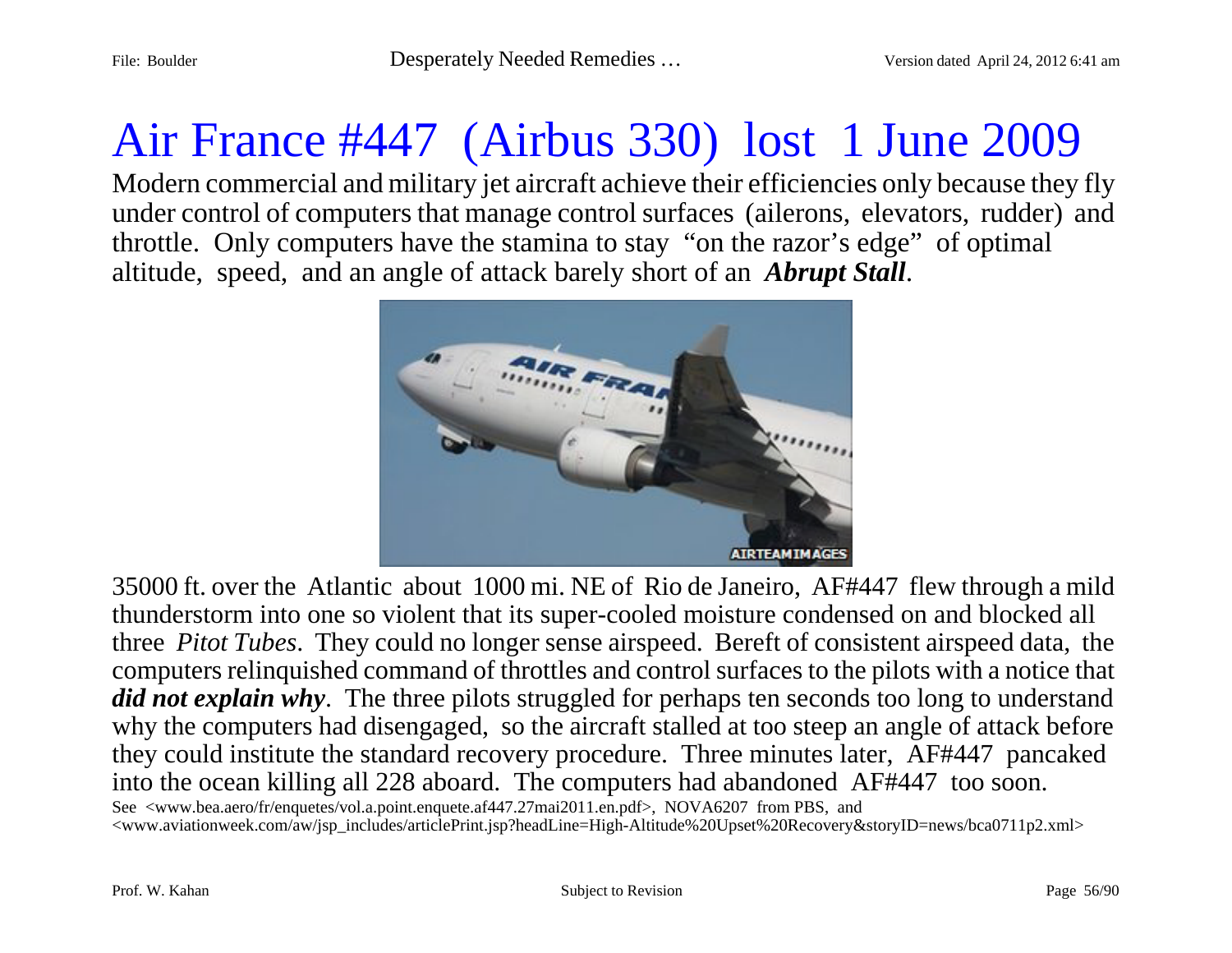# Air France #447 (Airbus 330) lost 1 June 2009

Modern commercial and military jet aircraft achieve their efficiencies only because they fly under control of computers that manage control surfaces (ailerons, elevators, rudder) and throttle. Only computers have the stamina to stay "on the razor's edge" of optimal altitude, speed, and an angle of attack barely short of an ***Abrupt Stall***.

35000 ft. over the Atlantic about 1000 mi. NE of Rio de Janeiro, AF#447 flew through a mild thunderstorm into one so violent that its super-cooled moisture condensed on and blocked all three *Pitot Tubes*. They could no longer sense airspeed. Bereft of consistent airspeed data, the computers relinquished command of throttles and control surfaces to the pilots with a notice that ***did not explain why***. The three pilots struggled for perhaps ten seconds too long to understand why the computers had disengaged, so the aircraft stalled at too steep an angle of attack before they could institute the standard recovery procedure. Three minutes later, AF#447 pancaked into the ocean killing all 228 aboard. The computers had abandoned AF#447 too soon.

See <www.bea.aero/fr/enquetes/vol.a.point.enquete.af447.27mai2011.en.pdf>, NOVA6207 from PBS, and <www.aviationweek.com/aw/jsp_includes/articlePrint.jsp?headLine=High-Altitude%20Upset%20Recovery&storyID=news/bca0711p2.xml>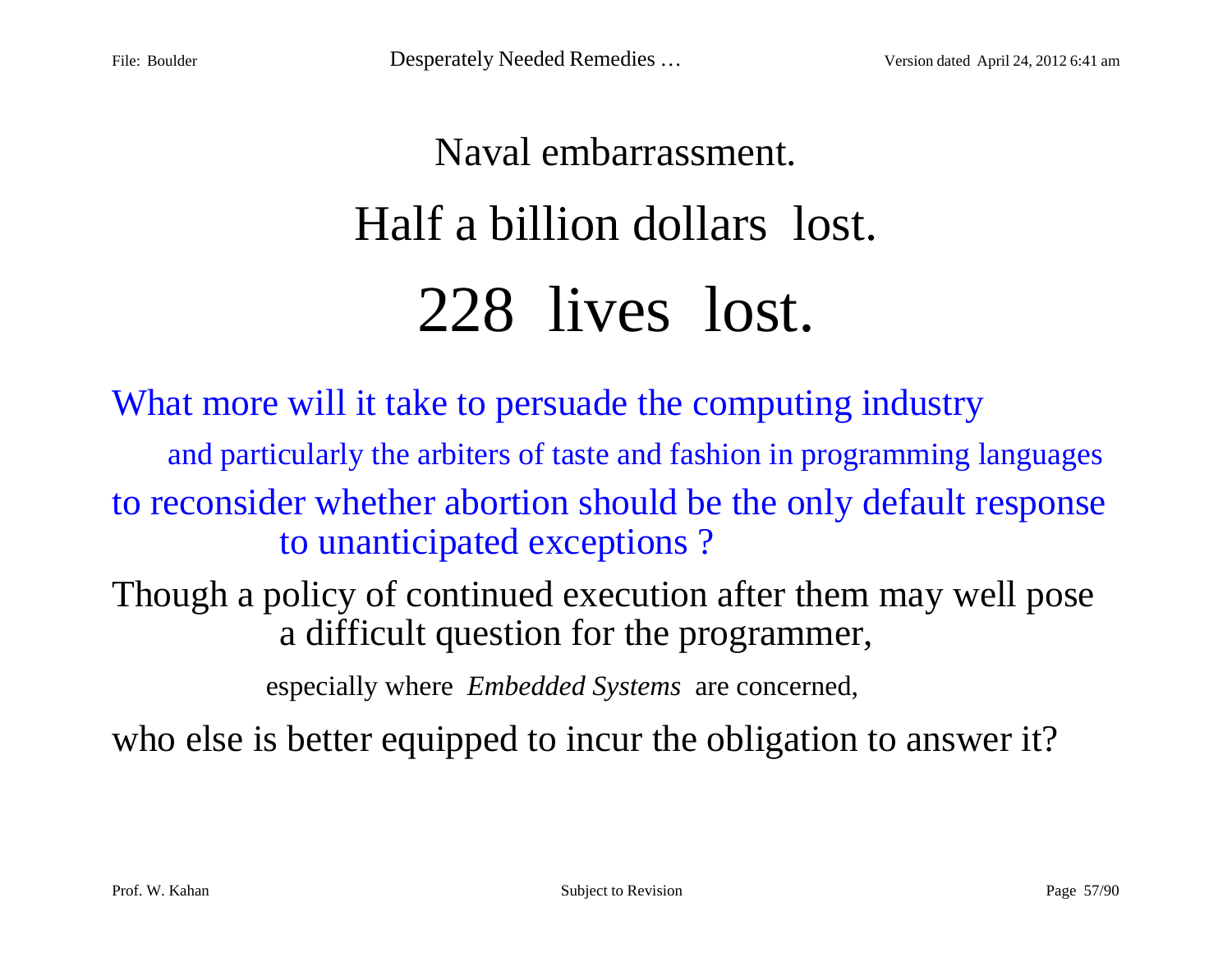# Naval embarrassment.

# Half a billion dollars lost.

# 228 lives lost.

What more will it take to persuade the computing industry

and particularly the arbiters of taste and fashion in programming languages

to reconsider whether abortion should be the only default response to unanticipated exceptions ?

Though a policy of continued execution after them may well pose a difficult question for the programmer,

especially where *Embedded Systems* are concerned,

who else is better equipped to incur the obligation to answer it?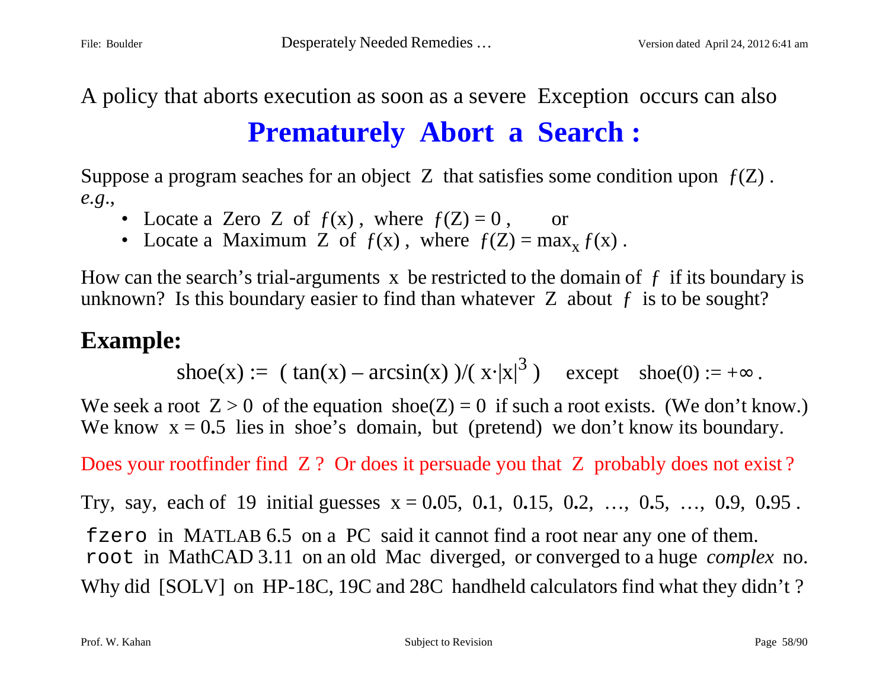A policy that aborts execution as soon as a severe Exception occurs can also

## Prematurely Abort a Search :

Suppose a program seaches for an object Z that satisfies some condition upon $f(Z)$ . *e.g.*,

- Locate a Zero Z of $f(x)$ , where $f(Z) = 0$ , or
- Locate a Maximum Z of $f(x)$ , where $f(Z) = \max_x f(x)$ .

How can the search's trial-arguments x be restricted to the domain of $f$ if its boundary is unknown? Is this boundary easier to find than whatever Z about $f$ is to be sought?

### Example:

$$\text{shoe}(x) := (\tan(x) - \arcsin(x))/(x \cdot |x|^3) \quad \text{except} \quad \text{shoe}(0) := +\infty .$$

We seek a root $Z > 0$ of the equation $\text{shoe}(Z) = 0$ if such a root exists. (We don't know.) We know $x = 0.5$ lies in shoe's domain, but (pretend) we don't know its boundary.

Does your rootfinder find Z ? Or does it persuade you that Z probably does not exist ?

Try, say, each of 19 initial guesses x = 0.05, 0.1, 0.15, 0.2, …, 0.5, …, 0.9, 0.95 .

`fzero` in MATLAB 6.5 on a PC said it cannot find a root near any one of them.
`root` in MathCAD 3.11 on an old Mac diverged, or converged to a huge *complex* no.

Why did [SOLV] on HP-18C, 19C and 28C handheld calculators find what they didn't ?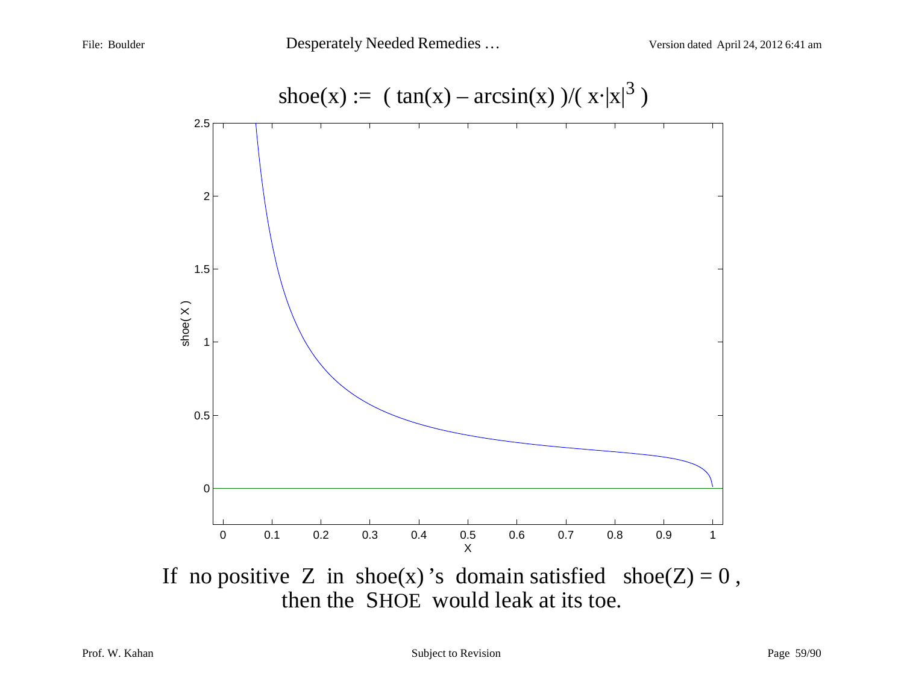$$\text{shoe}(x) := (\tan(x) - \arcsin(x))/(x \cdot |x|^3)$$

2.5
2
1.5
1
0.5
0
shoe( X )
0 0.1 0.2 0.3 0.4 0.5 0.6 0.7 0.8 0.9 1
X

If no positive Z in shoe(x)'s domain satisfied shoe(Z) = 0 ,
then the SHOE would leak at its toe.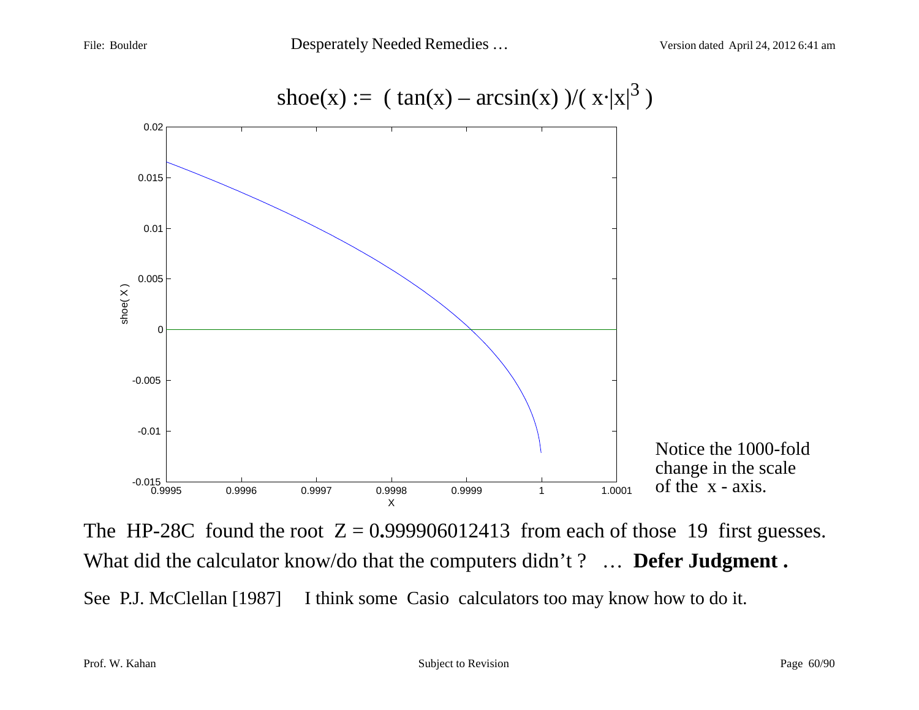$$\text{shoe}(x) := (\tan(x) - \arcsin(x))/(x \cdot |x|^3)$$

0.02
0.015
0.01
0.005
0
-0.005
-0.01
-0.015
shoe( X )
0.9995
0.9996
0.9997
0.9998
0.9999
1
1.0001
X

Notice the 1000-fold change in the scale of the x - axis.

The HP-28C found the root $Z = 0.999906012413$ from each of those 19 first guesses.
What did the calculator know/do that the computers didn't ? … **Defer Judgment .**

See P.J. McClellan [1987] I think some Casio calculators too may know how to do it.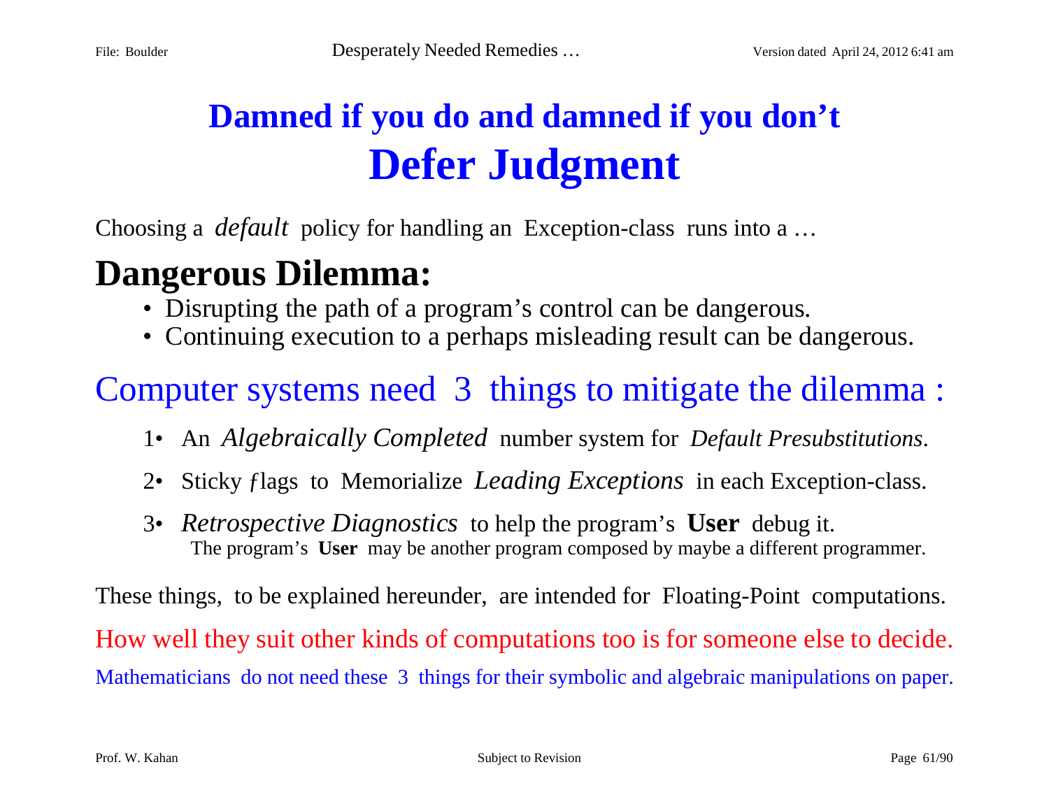# Damned if you do and damned if you don't
# Defer Judgment

Choosing a *default* policy for handling an Exception-class runs into a …

## Dangerous Dilemma:

- Disrupting the path of a program's control can be dangerous.
- Continuing execution to a perhaps misleading result can be dangerous.

## Computer systems need 3 things to mitigate the dilemma :

1• An *Algebraically Completed* number system for *Default Presubstitutions*.

2• Sticky *f*lags to Memorialize *Leading Exceptions* in each Exception-class.

3• *Retrospective Diagnostics* to help the program's **User** debug it.
The program's **User** may be another program composed by maybe a different programmer.

These things, to be explained hereunder, are intended for Floating-Point computations.

How well they suit other kinds of computations too is for someone else to decide.

Mathematicians do not need these 3 things for their symbolic and algebraic manipulations on paper.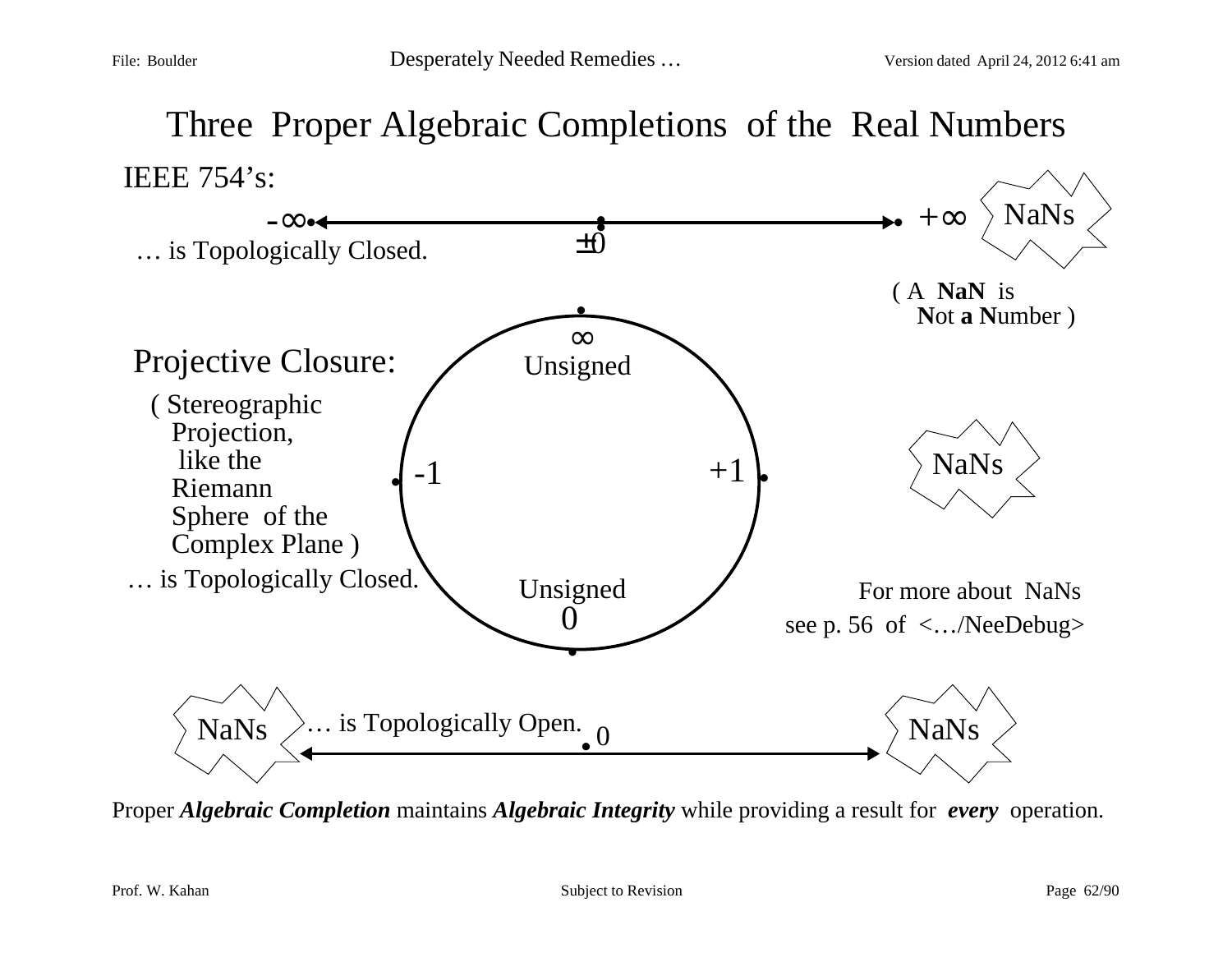# Three Proper Algebraic Completions of the Real Numbers

IEEE 754's:

$-\infty$ ←——— $\pm 0$ ———→ $+\infty$ NaNs

… is Topologically Closed.

( A **NaN** is **N**ot **a N**umber )

Projective Closure:

( Stereographic Projection, like the Riemann Sphere of the Complex Plane )

… is Topologically Closed.

$\infty$ Unsigned

-1 +1

Unsigned 0

NaNs

For more about NaNs see p. 56 of <…/NeeDebug>

NaNs … is Topologically Open. 0 NaNs

Proper ***Algebraic Completion*** maintains ***Algebraic Integrity*** while providing a result for ***every*** operation.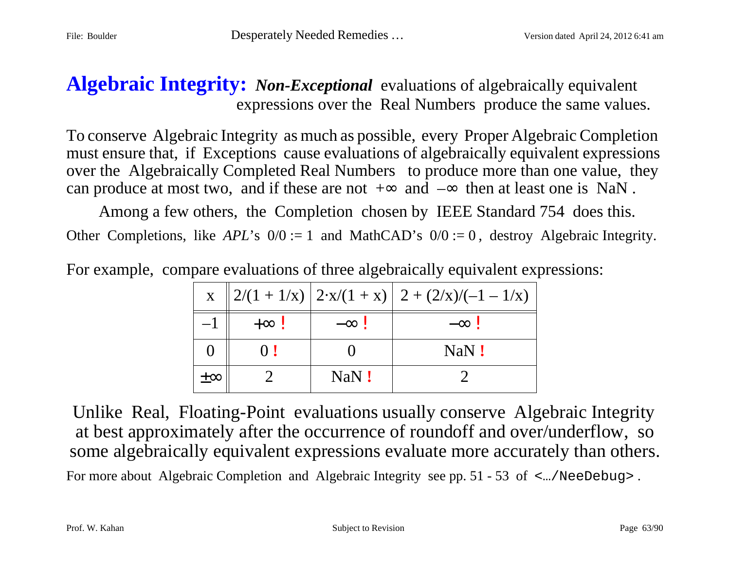## **Algebraic Integrity:** ***Non-Exceptional*** evaluations of algebraically equivalent expressions over the Real Numbers produce the same values.

To conserve Algebraic Integrity as much as possible, every Proper Algebraic Completion must ensure that, if Exceptions cause evaluations of algebraically equivalent expressions over the Algebraically Completed Real Numbers to produce more than one value, they can produce at most two, and if these are not $+\infty$ and $-\infty$ then at least one is NaN .

Among a few others, the Completion chosen by IEEE Standard 754 does this.

Other Completions, like *APL*'s $0/0 := 1$ and MathCAD's $0/0 := 0$ , destroy Algebraic Integrity.

For example, compare evaluations of three algebraically equivalent expressions:

| x | $2/(1 + 1/x)$ | $2 \cdot x/(1 + x)$ | $2 + (2/x)/(-1 - 1/x)$ |
|---|---|---|---|
| $-1$ | $+\infty$ ! | $-\infty$ ! | $-\infty$ ! |
| 0 | 0 ! | 0 | NaN ! |
| $\pm\infty$ | 2 | NaN ! | 2 |

Unlike Real, Floating-Point evaluations usually conserve Algebraic Integrity at best approximately after the occurrence of roundoff and over/underflow, so some algebraically equivalent expressions evaluate more accurately than others.

For more about Algebraic Completion and Algebraic Integrity see pp. 51 - 53 of `<…/NeeDebug>` .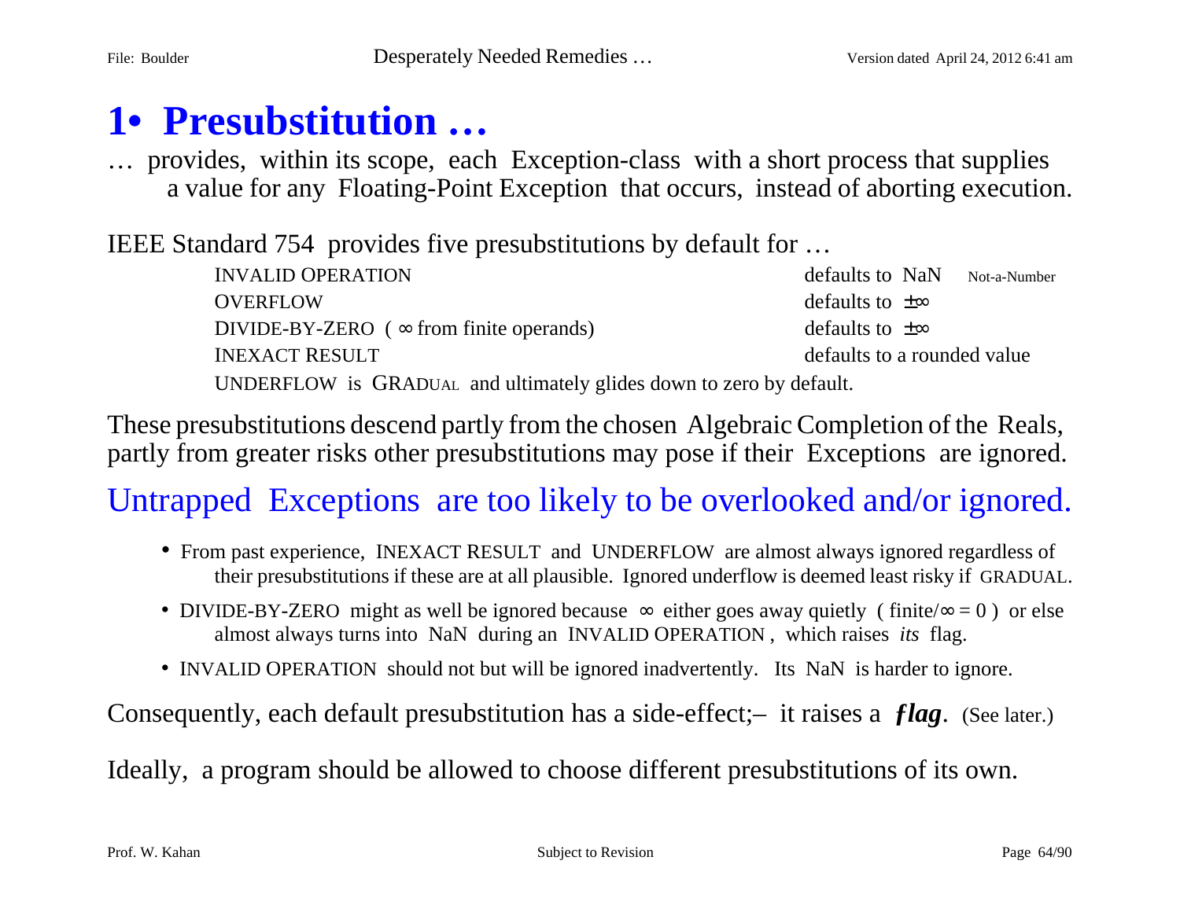# 1• Presubstitution …

… provides, within its scope, each Exception-class with a short process that supplies a value for any Floating-Point Exception that occurs, instead of aborting execution.

IEEE Standard 754 provides five presubstitutions by default for …

| | |
|---|---|
| INVALID OPERATION | defaults to NaN Not-a-Number |
| OVERFLOW | defaults to ±∞ |
| DIVIDE-BY-ZERO ( ∞ from finite operands) | defaults to ±∞ |
| INEXACT RESULT | defaults to a rounded value |

UNDERFLOW is GRADUAL and ultimately glides down to zero by default.

These presubstitutions descend partly from the chosen Algebraic Completion of the Reals, partly from greater risks other presubstitutions may pose if their Exceptions are ignored.

## Untrapped Exceptions are too likely to be overlooked and/or ignored.

- From past experience, INEXACT RESULT and UNDERFLOW are almost always ignored regardless of their presubstitutions if these are at all plausible. Ignored underflow is deemed least risky if GRADUAL.
- DIVIDE-BY-ZERO might as well be ignored because ∞ either goes away quietly ( finite/∞ = 0 ) or else almost always turns into NaN during an INVALID OPERATION , which raises *its* flag.
- INVALID OPERATION should not but will be ignored inadvertently. Its NaN is harder to ignore.

Consequently, each default presubstitution has a side-effect;– it raises a ***flag***. (See later.)

Ideally, a program should be allowed to choose different presubstitutions of its own.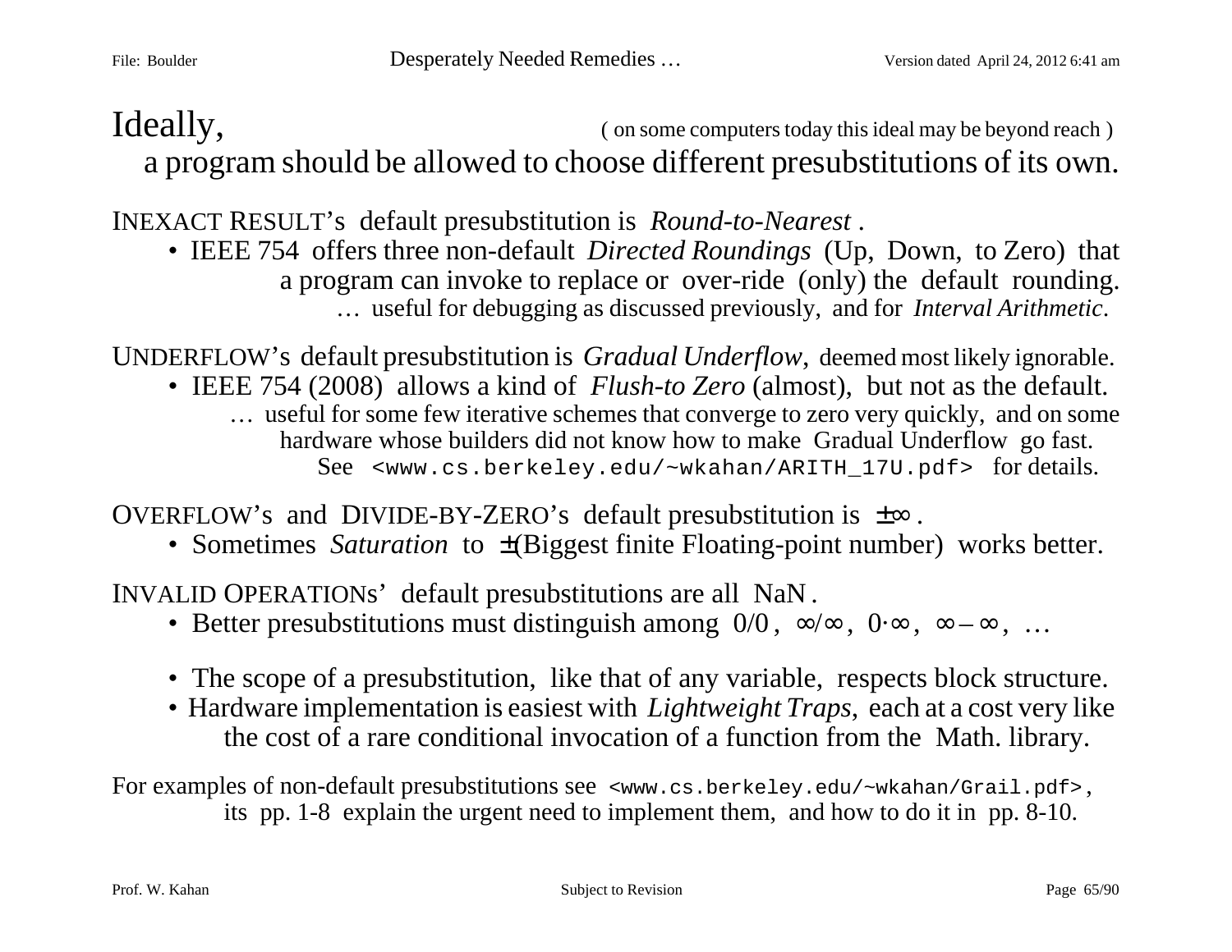# Ideally,

( on some computers today this ideal may be beyond reach )

a program should be allowed to choose different presubstitutions of its own.

INEXACT RESULT's default presubstitution is *Round-to-Nearest* .

- IEEE 754 offers three non-default *Directed Roundings* (Up, Down, to Zero) that a program can invoke to replace or over-ride (only) the default rounding.
  … useful for debugging as discussed previously, and for *Interval Arithmetic*.

UNDERFLOW's default presubstitution is *Gradual Underflow*, deemed most likely ignorable.

- IEEE 754 (2008) allows a kind of *Flush-to Zero* (almost), but not as the default.
  … useful for some few iterative schemes that converge to zero very quickly, and on some hardware whose builders did not know how to make Gradual Underflow go fast.
  See `<www.cs.berkeley.edu/~wkahan/ARITH_17U.pdf>` for details.

OVERFLOW's and DIVIDE-BY-ZERO's default presubstitution is $\pm\infty$ .

- Sometimes *Saturation* to ±(Biggest finite Floating-point number) works better.

INVALID OPERATIONs' default presubstitutions are all NaN .

- Better presubstitutions must distinguish among $0/0$ , $\infty/\infty$ , $0\cdot\infty$ , $\infty - \infty$ , …

- The scope of a presubstitution, like that of any variable, respects block structure.
- Hardware implementation is easiest with *Lightweight Traps*, each at a cost very like the cost of a rare conditional invocation of a function from the Math. library.

For examples of non-default presubstitutions see `<www.cs.berkeley.edu/~wkahan/Grail.pdf>`, its pp. 1-8 explain the urgent need to implement them, and how to do it in pp. 8-10.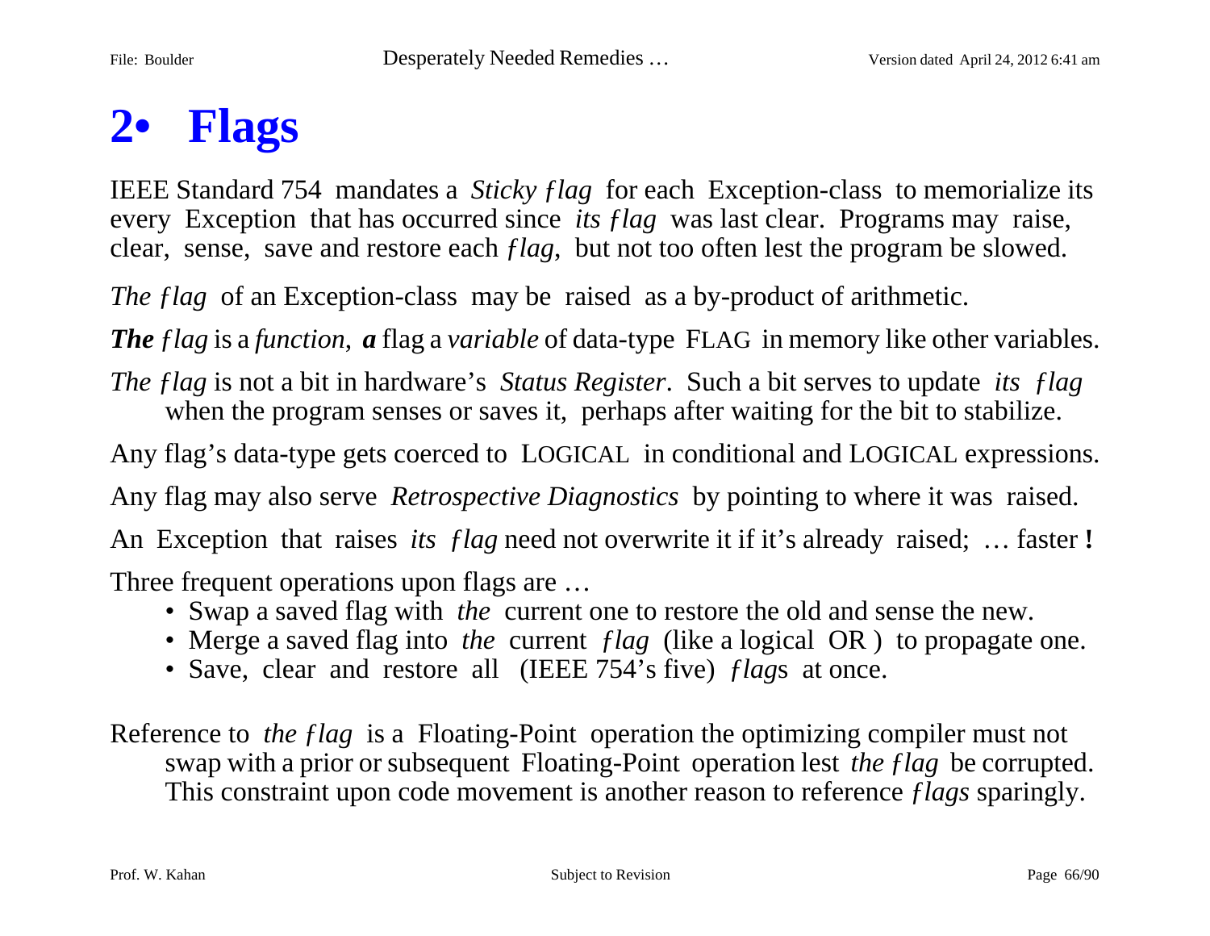# 2• Flags

IEEE Standard 754 mandates a *Sticky flag* for each Exception-class to memorialize its every Exception that has occurred since *its flag* was last clear. Programs may raise, clear, sense, save and restore each *flag*, but not too often lest the program be slowed.

*The flag* of an Exception-class may be raised as a by-product of arithmetic.

***The** flag* is a *function*, ***a*** flag a *variable* of data-type FLAG in memory like other variables.

*The flag* is not a bit in hardware's *Status Register*. Such a bit serves to update *its flag* when the program senses or saves it, perhaps after waiting for the bit to stabilize.

Any flag's data-type gets coerced to LOGICAL in conditional and LOGICAL expressions.

Any flag may also serve *Retrospective Diagnostics* by pointing to where it was raised.

An Exception that raises *its flag* need not overwrite it if it's already raised; … faster **!**

Three frequent operations upon flags are …

- Swap a saved flag with *the* current one to restore the old and sense the new.
- Merge a saved flag into *the* current *flag* (like a logical OR ) to propagate one.
- Save, clear and restore all (IEEE 754's five) *flag*s at once.

Reference to *the flag* is a Floating-Point operation the optimizing compiler must not swap with a prior or subsequent Floating-Point operation lest *the flag* be corrupted. This constraint upon code movement is another reason to reference *flags* sparingly.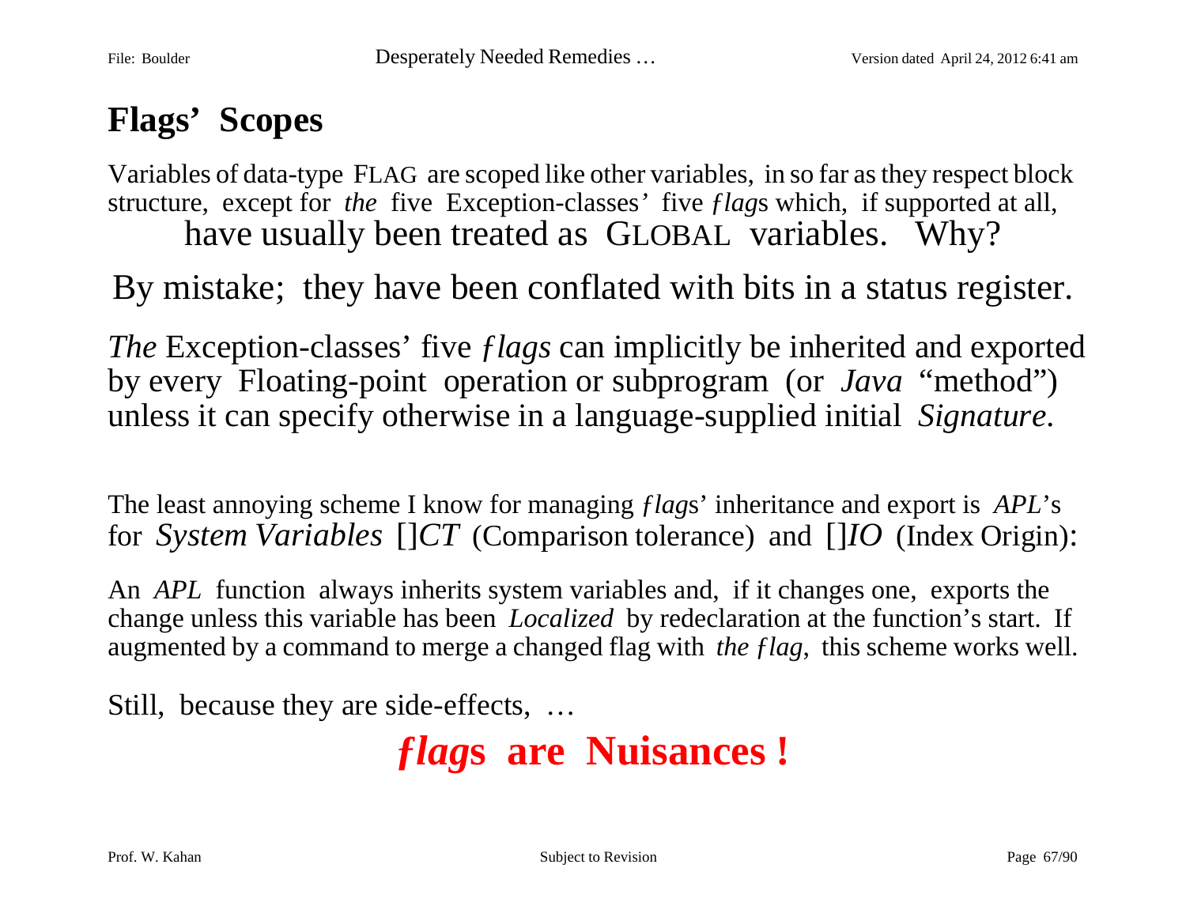## Flags' Scopes

Variables of data-type FLAG are scoped like other variables, in so far as they respect block structure, except for *the* five Exception-classes' five *flag*s which, if supported at all, have usually been treated as GLOBAL variables. Why?

By mistake; they have been conflated with bits in a status register.

*The* Exception-classes' five *flags* can implicitly be inherited and exported by every Floating-point operation or subprogram (or *Java* "method") unless it can specify otherwise in a language-supplied initial *Signature*.

The least annoying scheme I know for managing *flag*s' inheritance and export is *APL*'s for *System Variables* []*CT* (Comparison tolerance) and []*IO* (Index Origin):

An *APL* function always inherits system variables and, if it changes one, exports the change unless this variable has been *Localized* by redeclaration at the function's start. If augmented by a command to merge a changed flag with *the flag*, this scheme works well.

Still, because they are side-effects, …

**_flag_s are Nuisances !**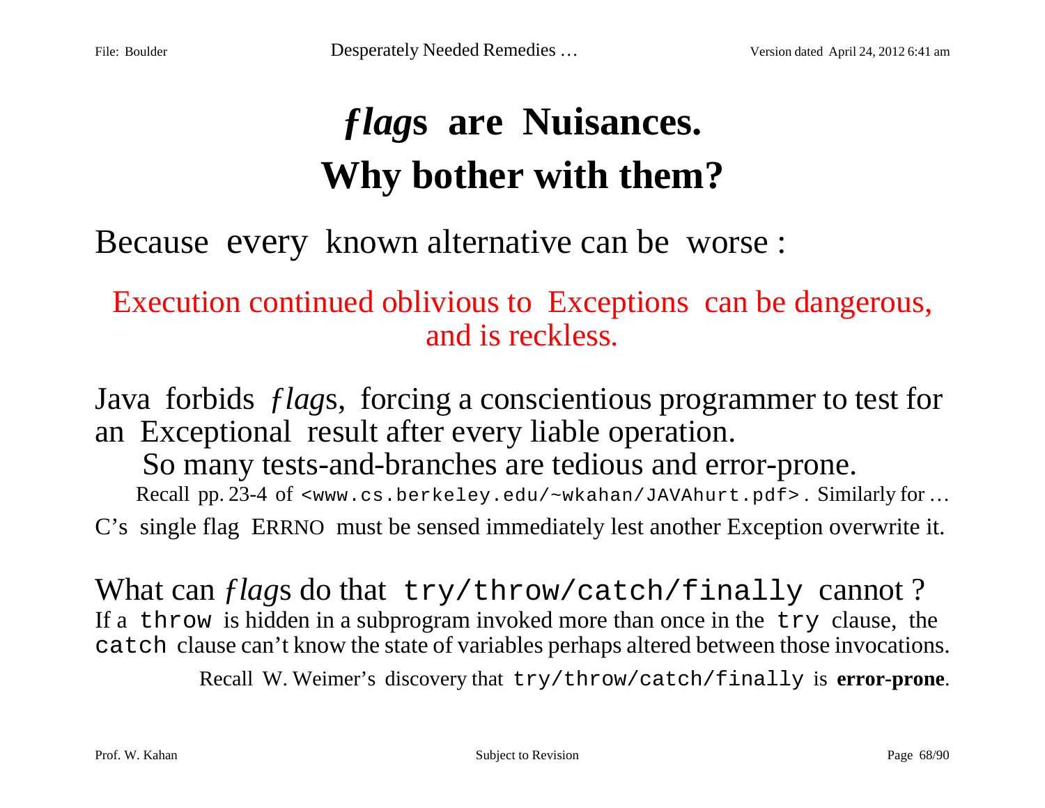# *flag*s are Nuisances. Why bother with them?

Because every known alternative can be worse :

Execution continued oblivious to Exceptions can be dangerous, and is reckless.

Java forbids *flag*s, forcing a conscientious programmer to test for an Exceptional result after every liable operation.

So many tests-and-branches are tedious and error-prone.

Recall pp. 23-4 of `<www.cs.berkeley.edu/~wkahan/JAVAhurt.pdf>` . Similarly for …

C's single flag ERRNO must be sensed immediately lest another Exception overwrite it.

What can *flag*s do that `try/throw/catch/finally` cannot ?

If a `throw` is hidden in a subprogram invoked more than once in the `try` clause, the `catch` clause can't know the state of variables perhaps altered between those invocations.

Recall W. Weimer's discovery that `try/throw/catch/finally` is **error-prone**.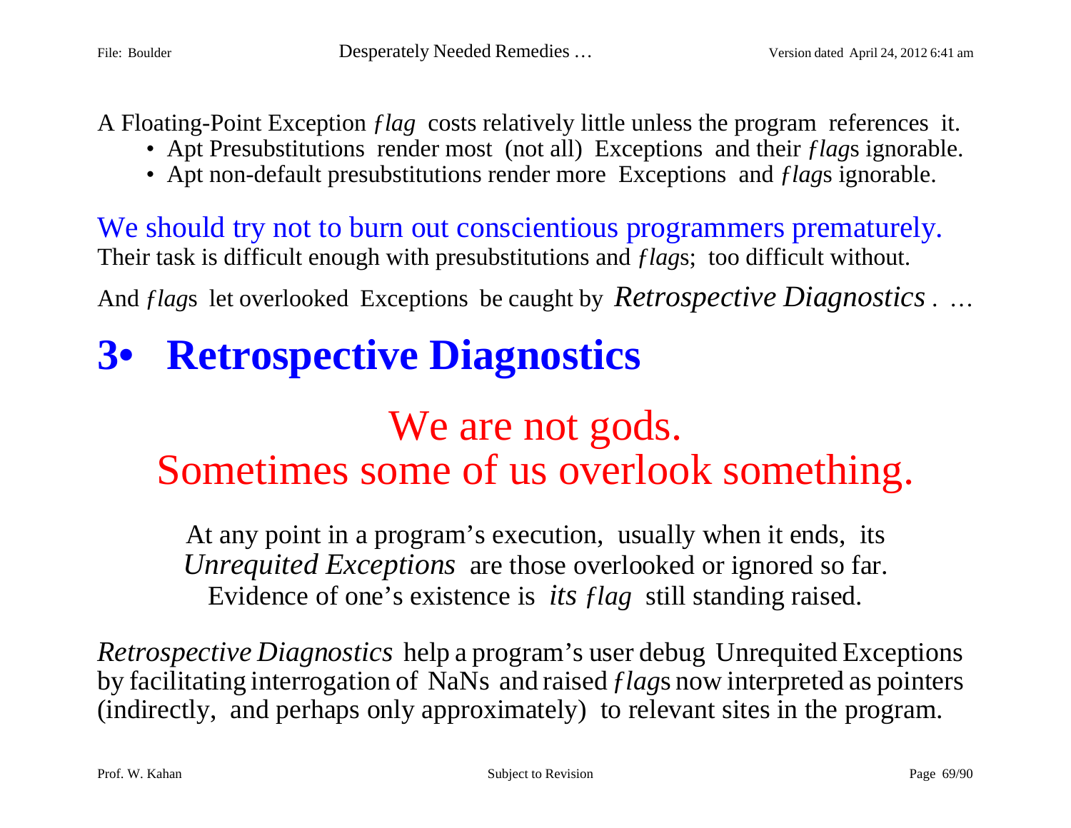A Floating-Point Exception *flag* costs relatively little unless the program references it.

- Apt Presubstitutions render most (not all) Exceptions and their *flag*s ignorable.
- Apt non-default presubstitutions render more Exceptions and *flag*s ignorable.

We should try not to burn out conscientious programmers prematurely.
Their task is difficult enough with presubstitutions and *flag*s; too difficult without.

And *flag*s let overlooked Exceptions be caught by *Retrospective Diagnostics* . …

# 3• Retrospective Diagnostics

We are not gods.
Sometimes some of us overlook something.

At any point in a program's execution, usually when it ends, its *Unrequited Exceptions* are those overlooked or ignored so far. Evidence of one's existence is *its flag* still standing raised.

*Retrospective Diagnostics* help a program's user debug Unrequited Exceptions by facilitating interrogation of NaNs and raised *flag*s now interpreted as pointers (indirectly, and perhaps only approximately) to relevant sites in the program.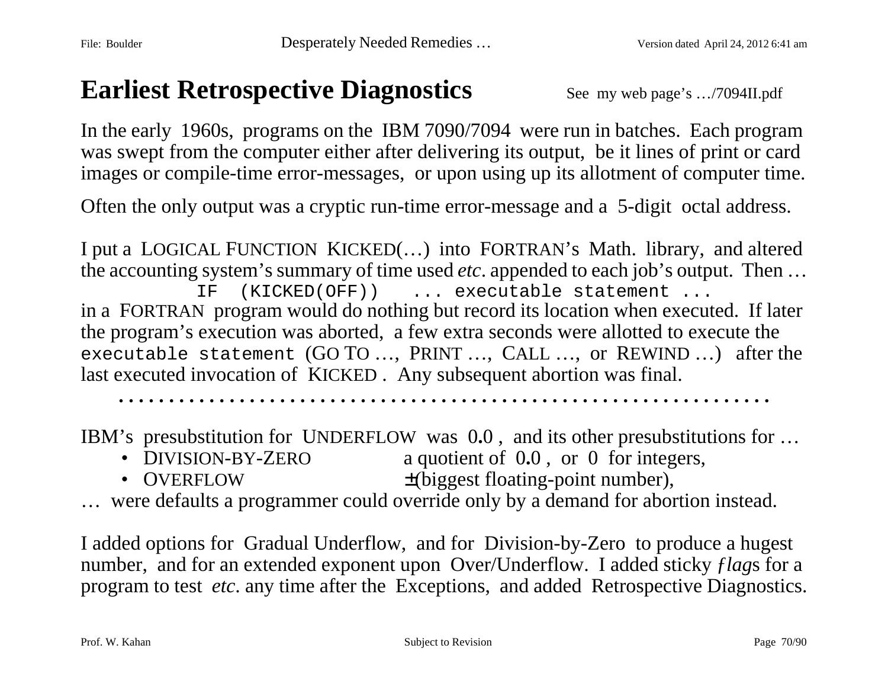# Earliest Retrospective Diagnostics

See my web page's …/7094II.pdf

In the early 1960s, programs on the IBM 7090/7094 were run in batches. Each program was swept from the computer either after delivering its output, be it lines of print or card images or compile-time error-messages, or upon using up its allotment of computer time.

Often the only output was a cryptic run-time error-message and a 5-digit octal address.

I put a LOGICAL FUNCTION KICKED(…) into FORTRAN's Math. library, and altered the accounting system's summary of time used *etc*. appended to each job's output. Then …

```
        IF  (KICKED(OFF))    ... executable statement ...
```

in a FORTRAN program would do nothing but record its location when executed. If later the program's execution was aborted, a few extra seconds were allotted to execute the `executable statement` (GO TO …, PRINT …, CALL …, or REWIND …) after the last executed invocation of KICKED . Any subsequent abortion was final.

. . . . . . . . . . . . . . . . . . . . . . . . . . . . . . . . . . . . . . . . . . . . . . . . . . . . . . . . . . .

IBM's presubstitution for UNDERFLOW was 0.0 , and its other presubstitutions for …

- DIVISION-BY-ZERO — a quotient of 0.0 , or 0 for integers,
- OVERFLOW — ±(biggest floating-point number),

… were defaults a programmer could override only by a demand for abortion instead.

I added options for Gradual Underflow, and for Division-by-Zero to produce a hugest number, and for an extended exponent upon Over/Underflow. I added sticky *flag*s for a program to test *etc*. any time after the Exceptions, and added Retrospective Diagnostics.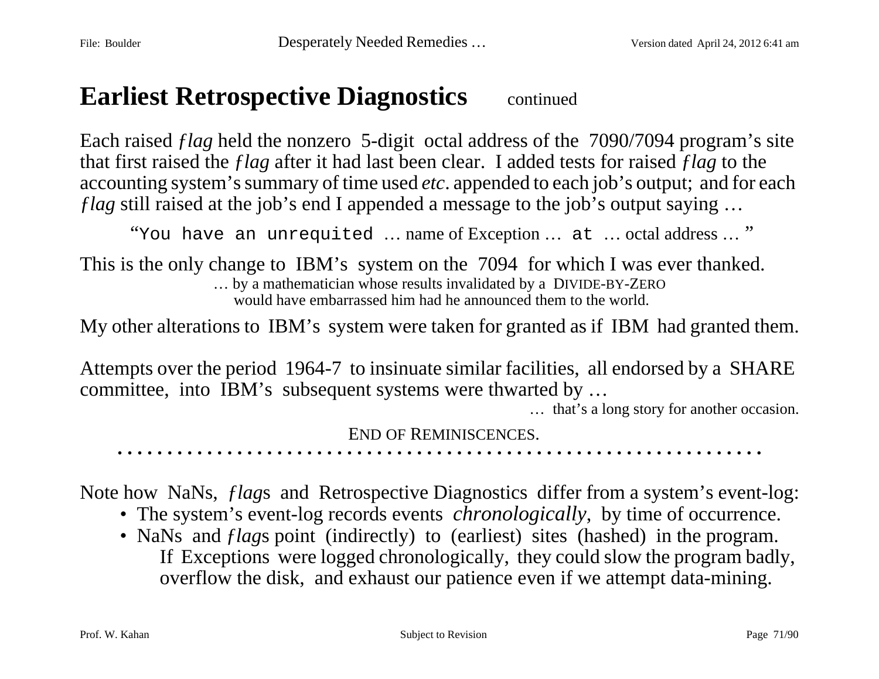## Earliest Retrospective Diagnostics continued

Each raised *flag* held the nonzero 5-digit octal address of the 7090/7094 program's site that first raised the *flag* after it had last been clear. I added tests for raised *flag* to the accounting system's summary of time used *etc*. appended to each job's output; and for each *flag* still raised at the job's end I appended a message to the job's output saying …

"`You have an unrequited` … name of Exception … `at` … octal address … "

This is the only change to IBM's system on the 7094 for which I was ever thanked.
… by a mathematician whose results invalidated by a DIVIDE-BY-ZERO would have embarrassed him had he announced them to the world.

My other alterations to IBM's system were taken for granted as if IBM had granted them.

Attempts over the period 1964-7 to insinuate similar facilities, all endorsed by a SHARE committee, into IBM's subsequent systems were thwarted by …
… that's a long story for another occasion.

END OF REMINISCENCES.

. . . . . . . . . . . . . . . . . . . . . . . . . . . . . . . . . . . . . . . . . . . . . . . . . . . . . . . . . . . . . . . .

Note how NaNs, *flag*s and Retrospective Diagnostics differ from a system's event-log:

- The system's event-log records events *chronologically*, by time of occurrence.
- NaNs and *flag*s point (indirectly) to (earliest) sites (hashed) in the program.
  If Exceptions were logged chronologically, they could slow the program badly, overflow the disk, and exhaust our patience even if we attempt data-mining.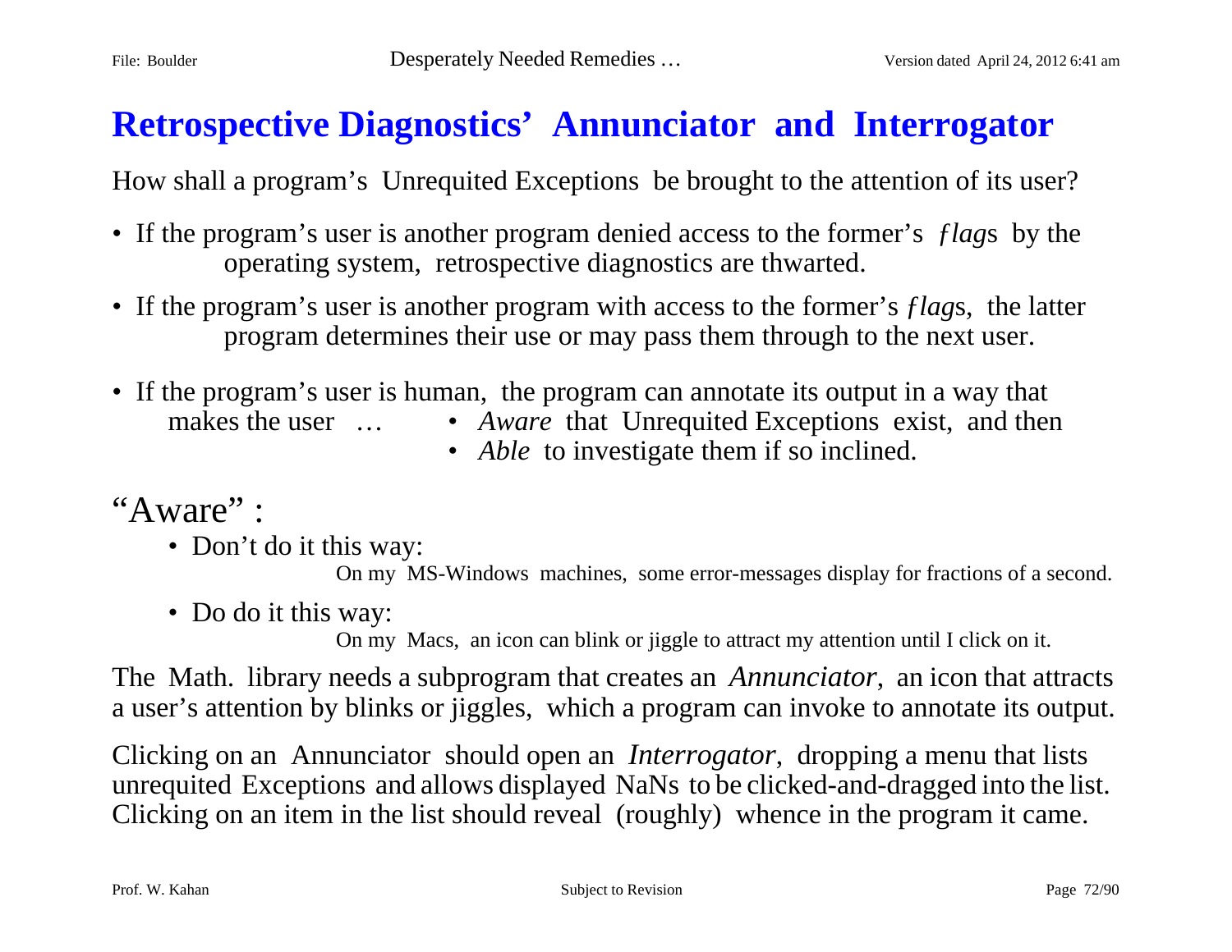# Retrospective Diagnostics' Annunciator and Interrogator

How shall a program's Unrequited Exceptions be brought to the attention of its user?

- If the program's user is another program denied access to the former's *flag*s by the operating system, retrospective diagnostics are thwarted.
- If the program's user is another program with access to the former's *flag*s, the latter program determines their use or may pass them through to the next user.
- If the program's user is human, the program can annotate its output in a way that makes the user …
  - *Aware* that Unrequited Exceptions exist, and then
  - *Able* to investigate them if so inclined.

## "Aware" :

- Don't do it this way:

  On my MS-Windows machines, some error-messages display for fractions of a second.

- Do do it this way:

  On my Macs, an icon can blink or jiggle to attract my attention until I click on it.

The Math. library needs a subprogram that creates an *Annunciator*, an icon that attracts a user's attention by blinks or jiggles, which a program can invoke to annotate its output.

Clicking on an Annunciator should open an *Interrogator*, dropping a menu that lists unrequited Exceptions and allows displayed NaNs to be clicked-and-dragged into the list. Clicking on an item in the list should reveal (roughly) whence in the program it came.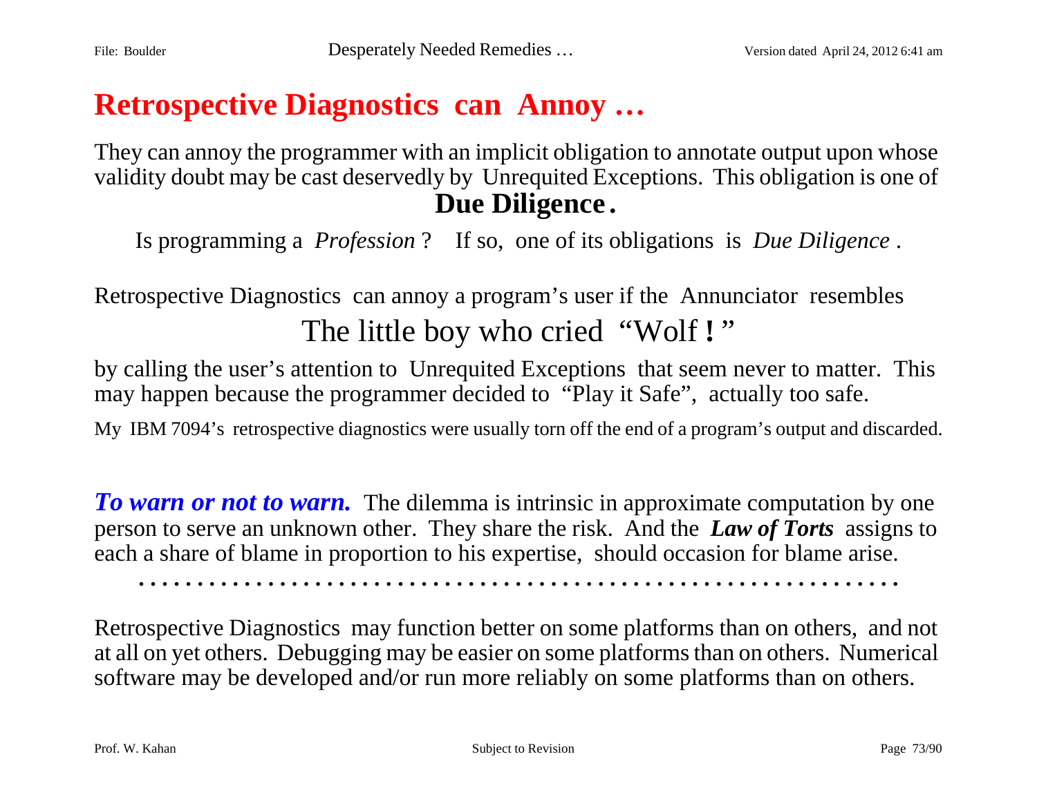# Retrospective Diagnostics can Annoy …

They can annoy the programmer with an implicit obligation to annotate output upon whose validity doubt may be cast deservedly by Unrequited Exceptions. This obligation is one of

**Due Diligence.**

Is programming a *Profession*? If so, one of its obligations is *Due Diligence*.

Retrospective Diagnostics can annoy a program's user if the Annunciator resembles

The little boy who cried "Wolf !"

by calling the user's attention to Unrequited Exceptions that seem never to matter. This may happen because the programmer decided to "Play it Safe", actually too safe.

My IBM 7094's retrospective diagnostics were usually torn off the end of a program's output and discarded.

***To warn or not to warn.*** The dilemma is intrinsic in approximate computation by one person to serve an unknown other. They share the risk. And the ***Law of Torts*** assigns to each a share of blame in proportion to his expertise, should occasion for blame arise.

. . . . . . . . . . . . . . . . . . . . . . . . . . . . . . . . . . . . . . . . . . . . . . . . . . . . . . . . . . . . . . . .

Retrospective Diagnostics may function better on some platforms than on others, and not at all on yet others. Debugging may be easier on some platforms than on others. Numerical software may be developed and/or run more reliably on some platforms than on others.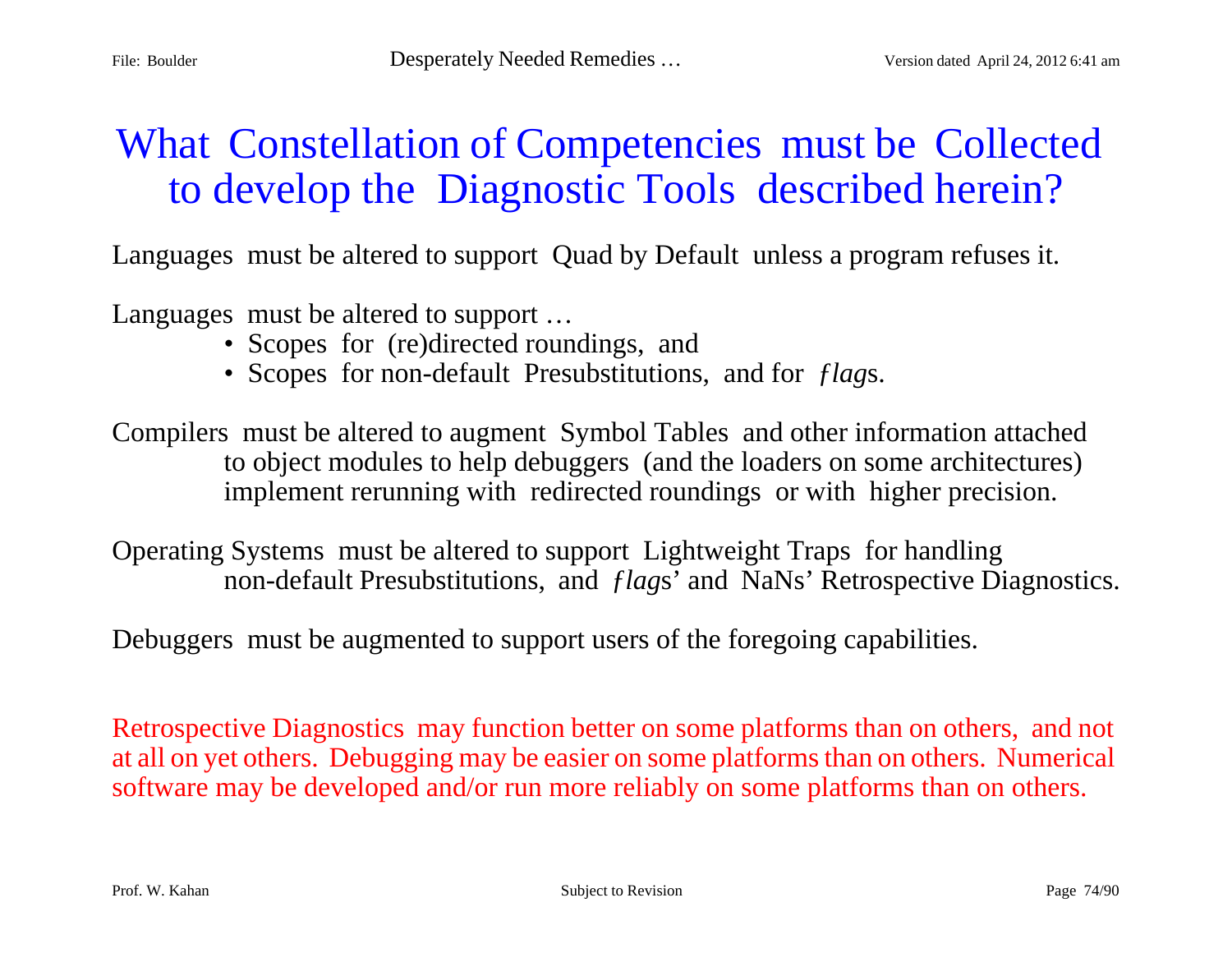# What Constellation of Competencies must be Collected to develop the Diagnostic Tools described herein?

Languages must be altered to support Quad by Default unless a program refuses it.

Languages must be altered to support …

- Scopes for (re)directed roundings, and
- Scopes for non-default Presubstitutions, and for *flag*s.

Compilers must be altered to augment Symbol Tables and other information attached to object modules to help debuggers (and the loaders on some architectures) implement rerunning with redirected roundings or with higher precision.

Operating Systems must be altered to support Lightweight Traps for handling non-default Presubstitutions, and *flag*s' and NaNs' Retrospective Diagnostics.

Debuggers must be augmented to support users of the foregoing capabilities.

Retrospective Diagnostics may function better on some platforms than on others, and not at all on yet others. Debugging may be easier on some platforms than on others. Numerical software may be developed and/or run more reliably on some platforms than on others.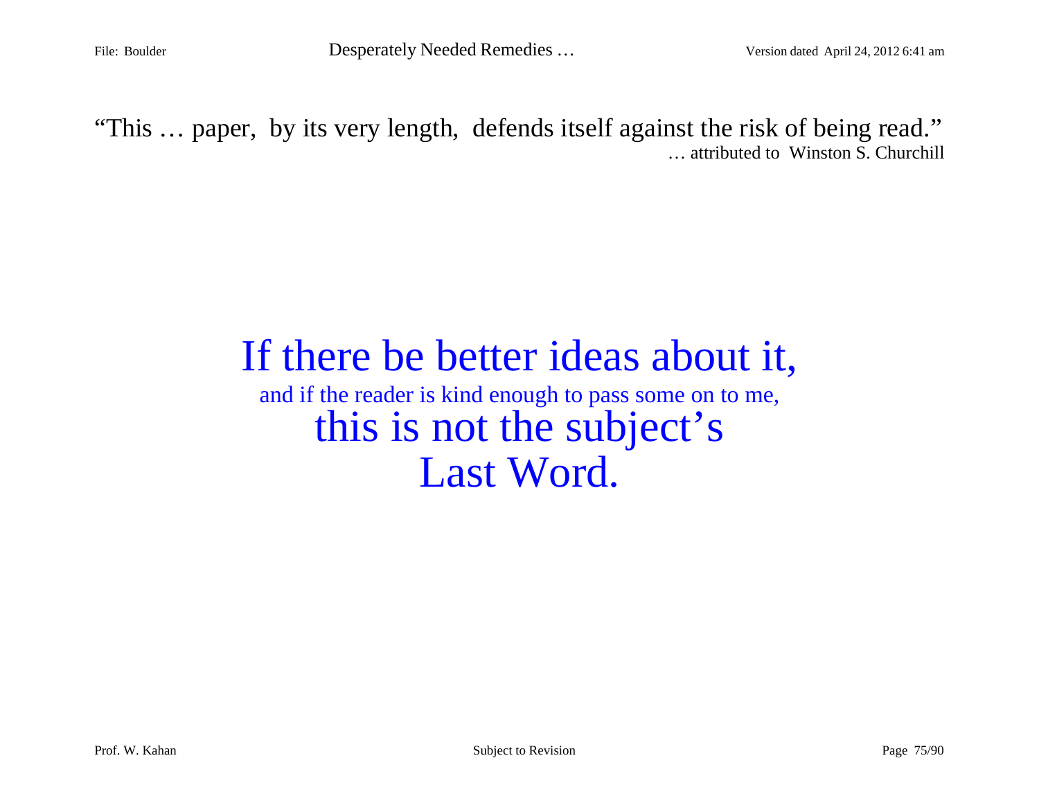“This … paper, by its very length, defends itself against the risk of being read.”
… attributed to Winston S. Churchill

If there be better ideas about it,
and if the reader is kind enough to pass some on to me,
this is not the subject’s
Last Word.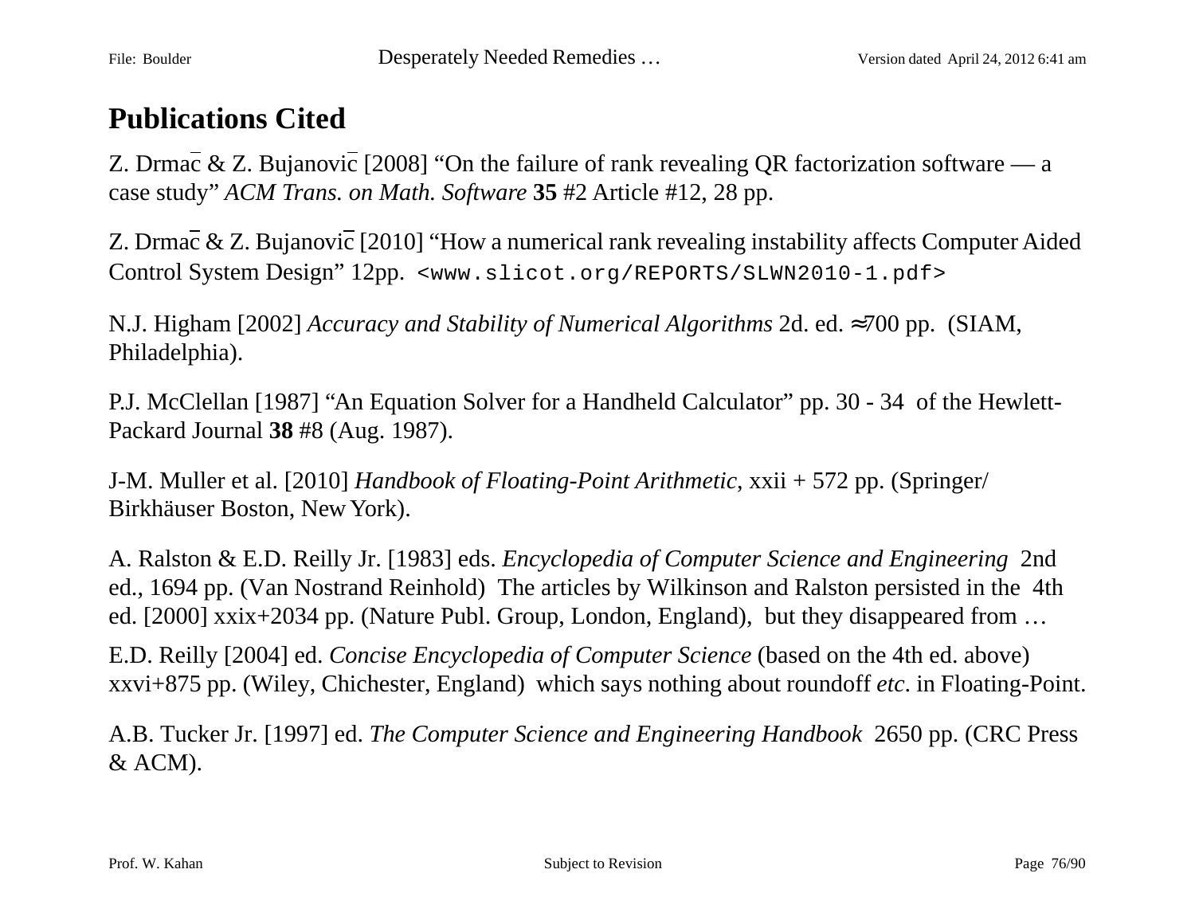# Publications Cited

Z. Drmač & Z. Bujanović [2008] "On the failure of rank revealing QR factorization software — a case study" *ACM Trans. on Math. Software* **35** #2 Article #12, 28 pp.

Z. Drmač & Z. Bujanović [2010] "How a numerical rank revealing instability affects Computer Aided Control System Design" 12pp. `<www.slicot.org/REPORTS/SLWN2010-1.pdf>`

N.J. Higham [2002] *Accuracy and Stability of Numerical Algorithms* 2d. ed. ≈700 pp. (SIAM, Philadelphia).

P.J. McClellan [1987] "An Equation Solver for a Handheld Calculator" pp. 30 - 34 of the Hewlett-Packard Journal **38** #8 (Aug. 1987).

J-M. Muller et al. [2010] *Handbook of Floating-Point Arithmetic*, xxii + 572 pp. (Springer/ Birkhäuser Boston, New York).

A. Ralston & E.D. Reilly Jr. [1983] eds. *Encyclopedia of Computer Science and Engineering* 2nd ed., 1694 pp. (Van Nostrand Reinhold) The articles by Wilkinson and Ralston persisted in the 4th ed. [2000] xxix+2034 pp. (Nature Publ. Group, London, England), but they disappeared from …

E.D. Reilly [2004] ed. *Concise Encyclopedia of Computer Science* (based on the 4th ed. above) xxvi+875 pp. (Wiley, Chichester, England) which says nothing about roundoff *etc*. in Floating-Point.

A.B. Tucker Jr. [1997] ed. *The Computer Science and Engineering Handbook* 2650 pp. (CRC Press & ACM).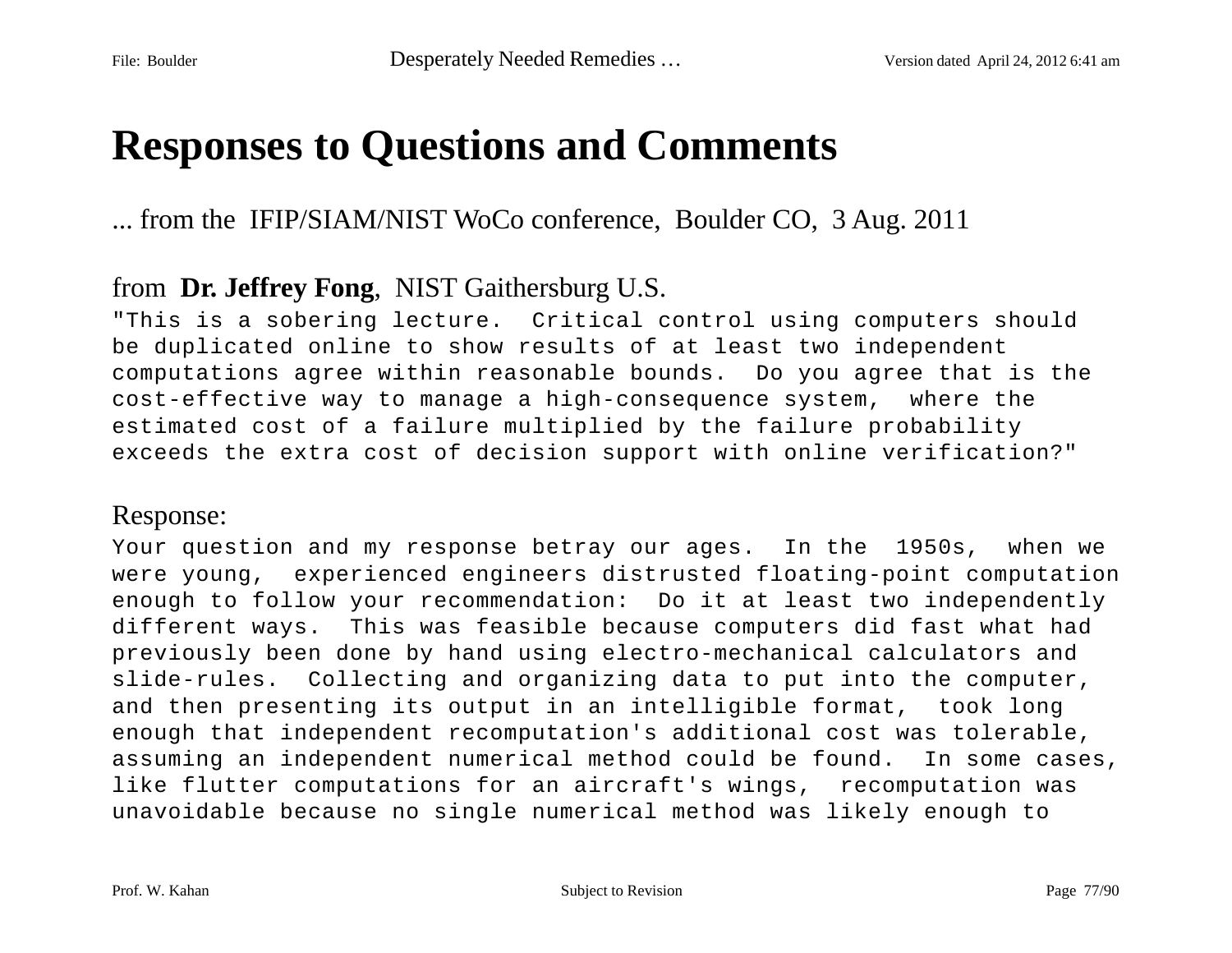# Responses to Questions and Comments

... from the IFIP/SIAM/NIST WoCo conference, Boulder CO, 3 Aug. 2011

from **Dr. Jeffrey Fong**, NIST Gaithersburg U.S.

"This is a sobering lecture. Critical control using computers should be duplicated online to show results of at least two independent computations agree within reasonable bounds. Do you agree that is the cost-effective way to manage a high-consequence system, where the estimated cost of a failure multiplied by the failure probability exceeds the extra cost of decision support with online verification?"

Response:

Your question and my response betray our ages. In the 1950s, when we were young, experienced engineers distrusted floating-point computation enough to follow your recommendation: Do it at least two independently different ways. This was feasible because computers did fast what had previously been done by hand using electro-mechanical calculators and slide-rules. Collecting and organizing data to put into the computer, and then presenting its output in an intelligible format, took long enough that independent recomputation's additional cost was tolerable, assuming an independent numerical method could be found. In some cases, like flutter computations for an aircraft's wings, recomputation was unavoidable because no single numerical method was likely enough to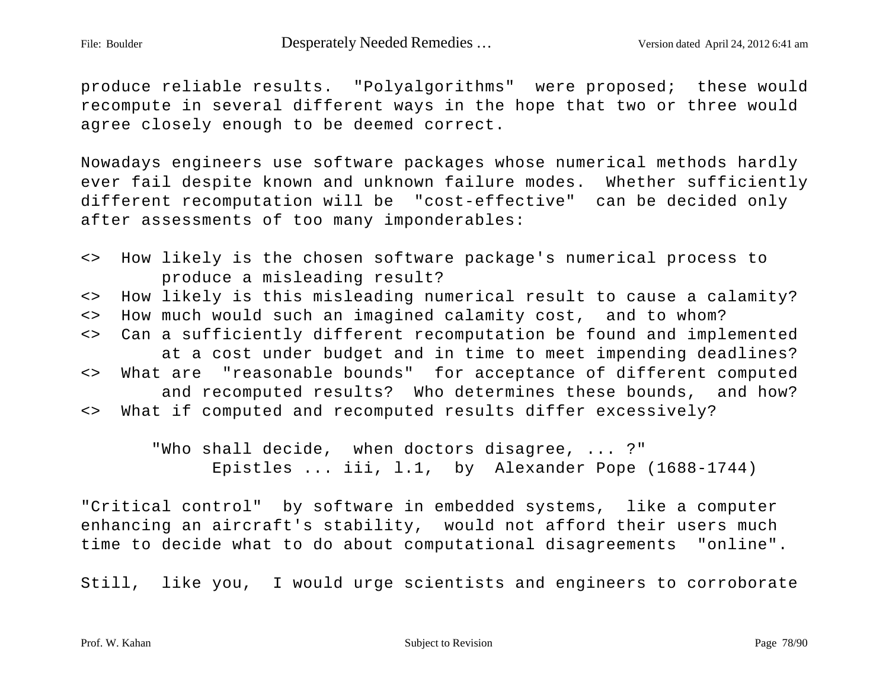produce reliable results. "Polyalgorithms" were proposed; these would recompute in several different ways in the hope that two or three would agree closely enough to be deemed correct.

Nowadays engineers use software packages whose numerical methods hardly ever fail despite known and unknown failure modes. Whether sufficiently different recomputation will be "cost-effective" can be decided only after assessments of too many imponderables:

<> How likely is the chosen software package's numerical process to produce a misleading result?
<> How likely is this misleading numerical result to cause a calamity?
<> How much would such an imagined calamity cost, and to whom?
<> Can a sufficiently different recomputation be found and implemented at a cost under budget and in time to meet impending deadlines?
<> What are "reasonable bounds" for acceptance of different computed and recomputed results? Who determines these bounds, and how?
<> What if computed and recomputed results differ excessively?

> "Who shall decide, when doctors disagree, ... ?"
> Epistles ... iii, l.1, by Alexander Pope (1688-1744)

"Critical control" by software in embedded systems, like a computer enhancing an aircraft's stability, would not afford their users much time to decide what to do about computational disagreements "online".

Still, like you, I would urge scientists and engineers to corroborate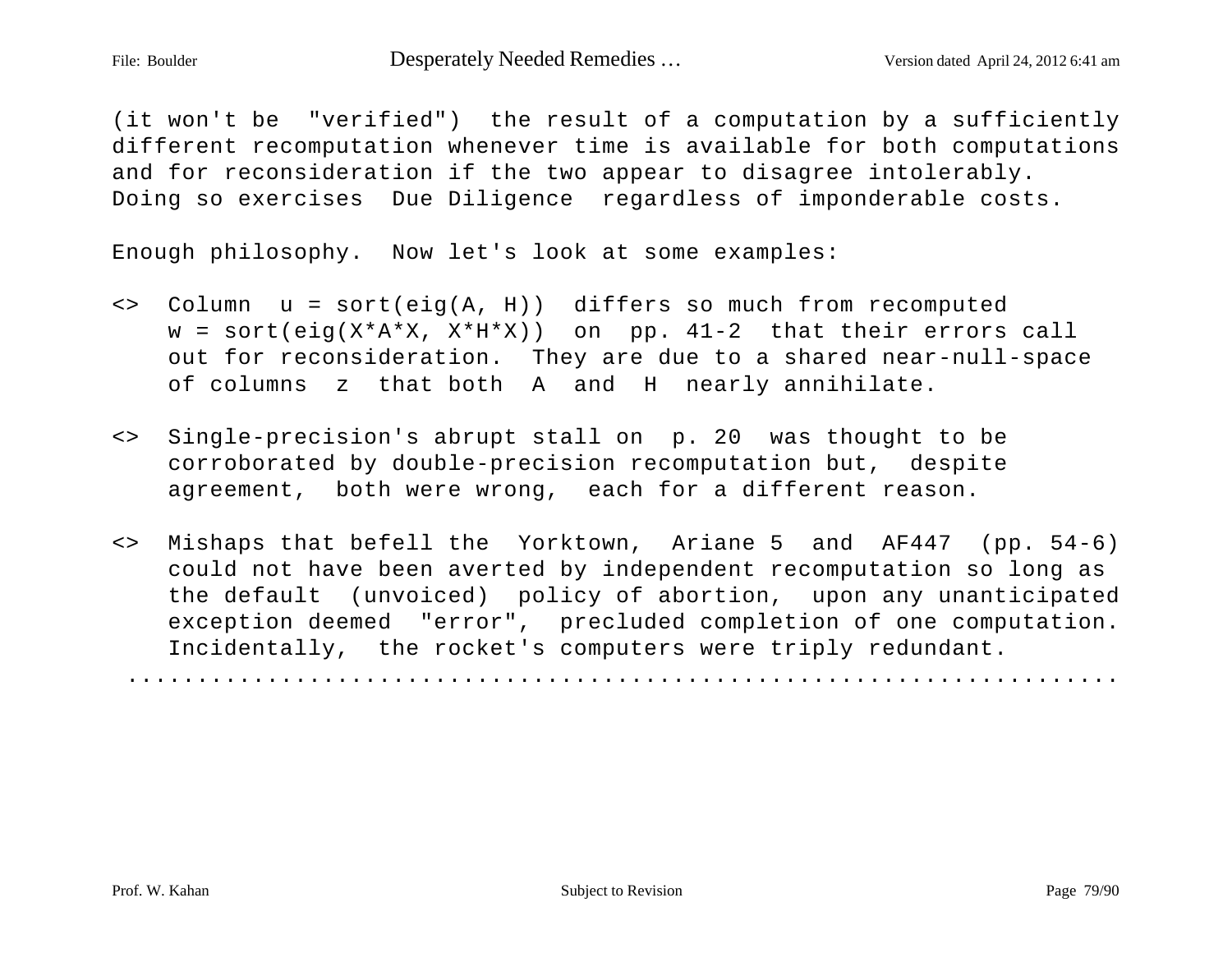(it won't be "verified") the result of a computation by a sufficiently different recomputation whenever time is available for both computations and for reconsideration if the two appear to disagree intolerably. Doing so exercises Due Diligence regardless of imponderable costs.

Enough philosophy. Now let's look at some examples:

- Column u = sort(eig(A, H)) differs so much from recomputed w = sort(eig(X\*A\*X, X\*H\*X)) on pp. 41-2 that their errors call out for reconsideration. They are due to a shared near-null-space of columns z that both A and H nearly annihilate.

- Single-precision's abrupt stall on p. 20 was thought to be corroborated by double-precision recomputation but, despite agreement, both were wrong, each for a different reason.

- Mishaps that befell the Yorktown, Ariane 5 and AF447 (pp. 54-6) could not have been averted by independent recomputation so long as the default (unvoiced) policy of abortion, upon any unanticipated exception deemed "error", precluded completion of one computation. Incidentally, the rocket's computers were triply redundant.

........................................................................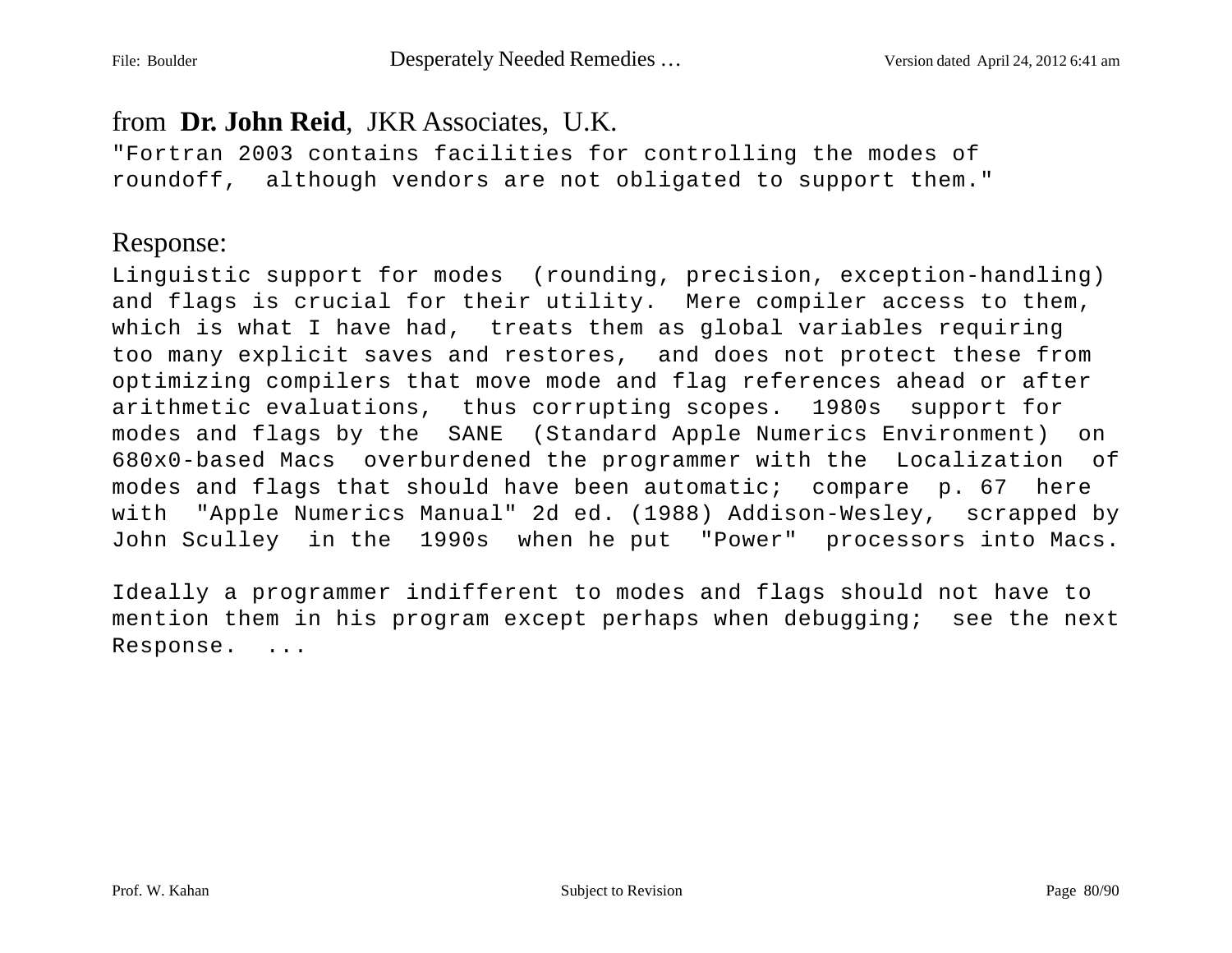from **Dr. John Reid**, JKR Associates, U.K.

"Fortran 2003 contains facilities for controlling the modes of roundoff, although vendors are not obligated to support them."

Response:

Linguistic support for modes (rounding, precision, exception-handling) and flags is crucial for their utility. Mere compiler access to them, which is what I have had, treats them as global variables requiring too many explicit saves and restores, and does not protect these from optimizing compilers that move mode and flag references ahead or after arithmetic evaluations, thus corrupting scopes. 1980s support for modes and flags by the SANE (Standard Apple Numerics Environment) on 680x0-based Macs overburdened the programmer with the Localization of modes and flags that should have been automatic; compare p. 67 here with "Apple Numerics Manual" 2d ed. (1988) Addison-Wesley, scrapped by John Sculley in the 1990s when he put "Power" processors into Macs.

Ideally a programmer indifferent to modes and flags should not have to mention them in his program except perhaps when debugging; see the next Response. ...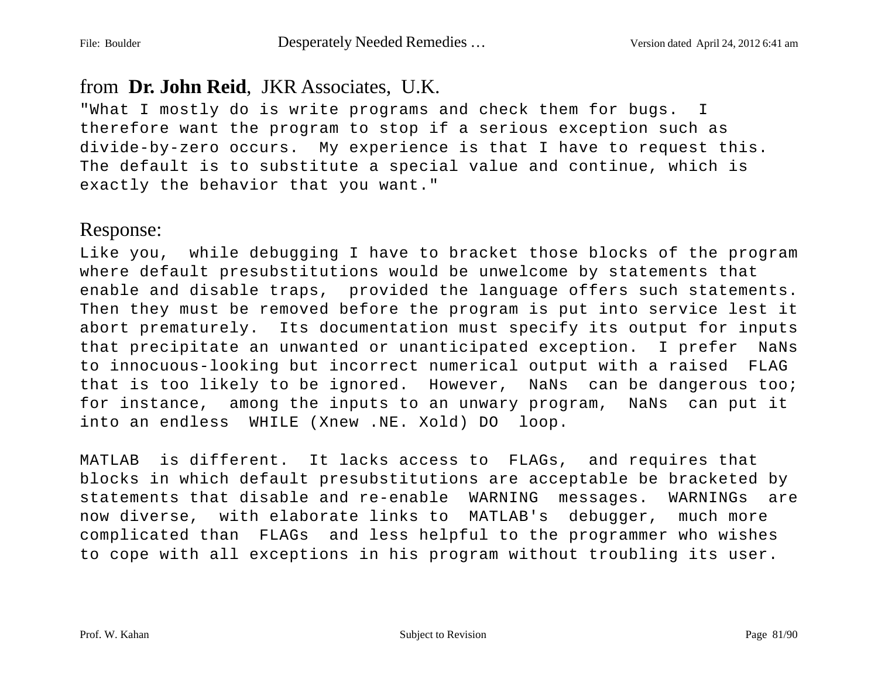from **Dr. John Reid**, JKR Associates, U.K.

"What I mostly do is write programs and check them for bugs. I therefore want the program to stop if a serious exception such as divide-by-zero occurs. My experience is that I have to request this. The default is to substitute a special value and continue, which is exactly the behavior that you want."

Response:

Like you, while debugging I have to bracket those blocks of the program where default presubstitutions would be unwelcome by statements that enable and disable traps, provided the language offers such statements. Then they must be removed before the program is put into service lest it abort prematurely. Its documentation must specify its output for inputs that precipitate an unwanted or unanticipated exception. I prefer NaNs to innocuous-looking but incorrect numerical output with a raised FLAG that is too likely to be ignored. However, NaNs can be dangerous too; for instance, among the inputs to an unwary program, NaNs can put it into an endless WHILE (Xnew .NE. Xold) DO loop.

MATLAB is different. It lacks access to FLAGs, and requires that blocks in which default presubstitutions are acceptable be bracketed by statements that disable and re-enable WARNING messages. WARNINGs are now diverse, with elaborate links to MATLAB's debugger, much more complicated than FLAGs and less helpful to the programmer who wishes to cope with all exceptions in his program without troubling its user.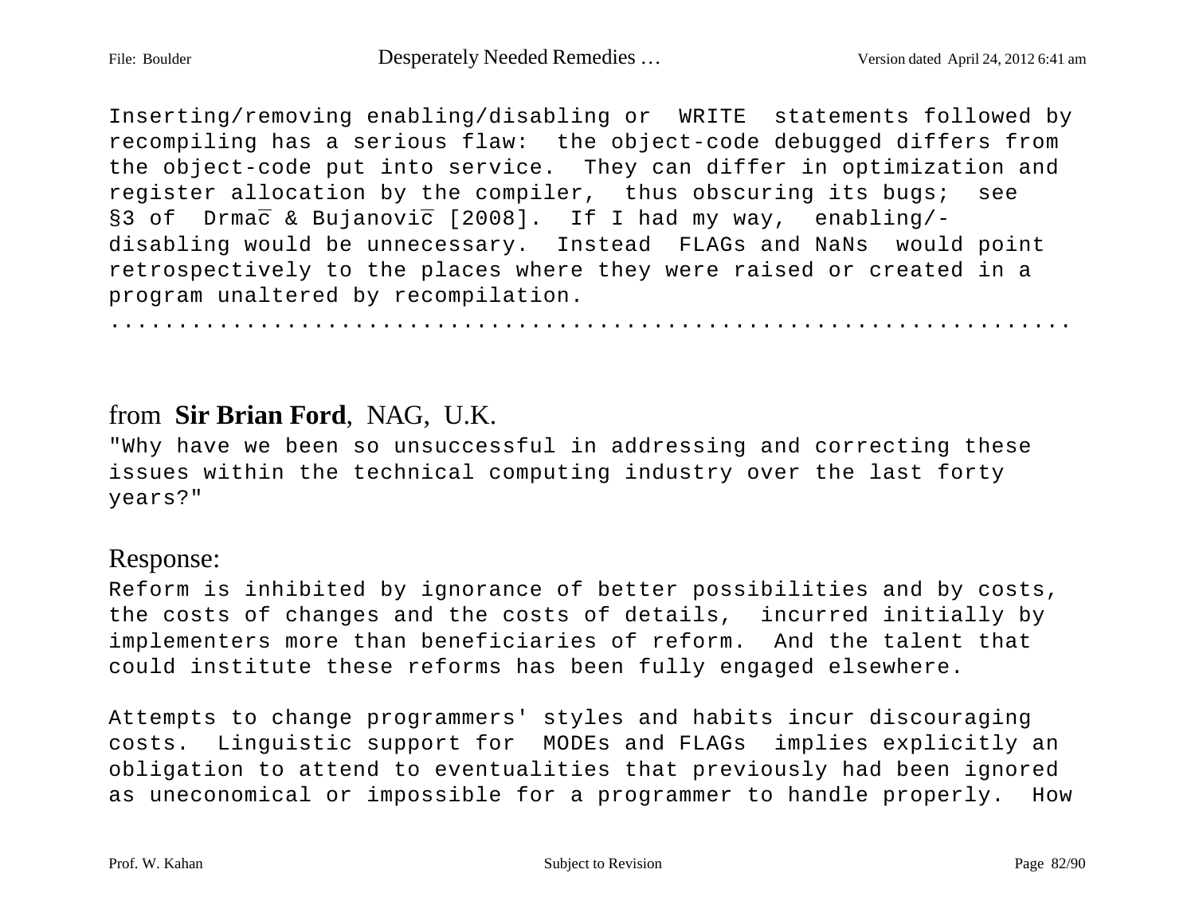Inserting/removing enabling/disabling or WRITE statements followed by recompiling has a serious flaw: the object-code debugged differs from the object-code put into service. They can differ in optimization and register allocation by the compiler, thus obscuring its bugs; see §3 of Drmač & Bujanović [2008]. If I had my way, enabling/-disabling would be unnecessary. Instead FLAGs and NaNs would point retrospectively to the places where they were raised or created in a program unaltered by recompilation.

.......................................................................

from **Sir Brian Ford**, NAG, U.K.

"Why have we been so unsuccessful in addressing and correcting these issues within the technical computing industry over the last forty years?"

Response:

Reform is inhibited by ignorance of better possibilities and by costs, the costs of changes and the costs of details, incurred initially by implementers more than beneficiaries of reform. And the talent that could institute these reforms has been fully engaged elsewhere.

Attempts to change programmers' styles and habits incur discouraging costs. Linguistic support for MODEs and FLAGs implies explicitly an obligation to attend to eventualities that previously had been ignored as uneconomical or impossible for a programmer to handle properly. How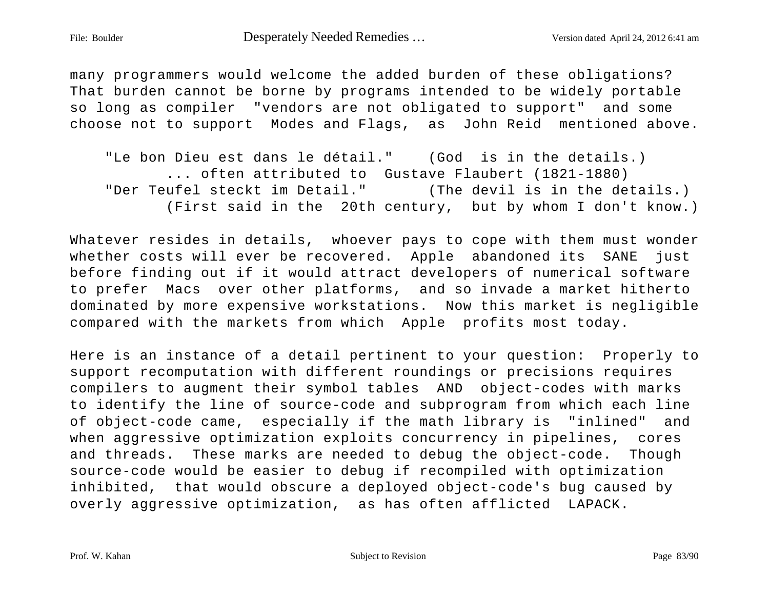many programmers would welcome the added burden of these obligations? That burden cannot be borne by programs intended to be widely portable so long as compiler "vendors are not obligated to support" and some choose not to support Modes and Flags, as John Reid mentioned above.

> "Le bon Dieu est dans le détail." (God is in the details.)
> ... often attributed to Gustave Flaubert (1821-1880)
> "Der Teufel steckt im Detail." (The devil is in the details.)
> (First said in the 20th century, but by whom I don't know.)

Whatever resides in details, whoever pays to cope with them must wonder whether costs will ever be recovered. Apple abandoned its SANE just before finding out if it would attract developers of numerical software to prefer Macs over other platforms, and so invade a market hitherto dominated by more expensive workstations. Now this market is negligible compared with the markets from which Apple profits most today.

Here is an instance of a detail pertinent to your question: Properly to support recomputation with different roundings or precisions requires compilers to augment their symbol tables AND object-codes with marks to identify the line of source-code and subprogram from which each line of object-code came, especially if the math library is "inlined" and when aggressive optimization exploits concurrency in pipelines, cores and threads. These marks are needed to debug the object-code. Though source-code would be easier to debug if recompiled with optimization inhibited, that would obscure a deployed object-code's bug caused by overly aggressive optimization, as has often afflicted LAPACK.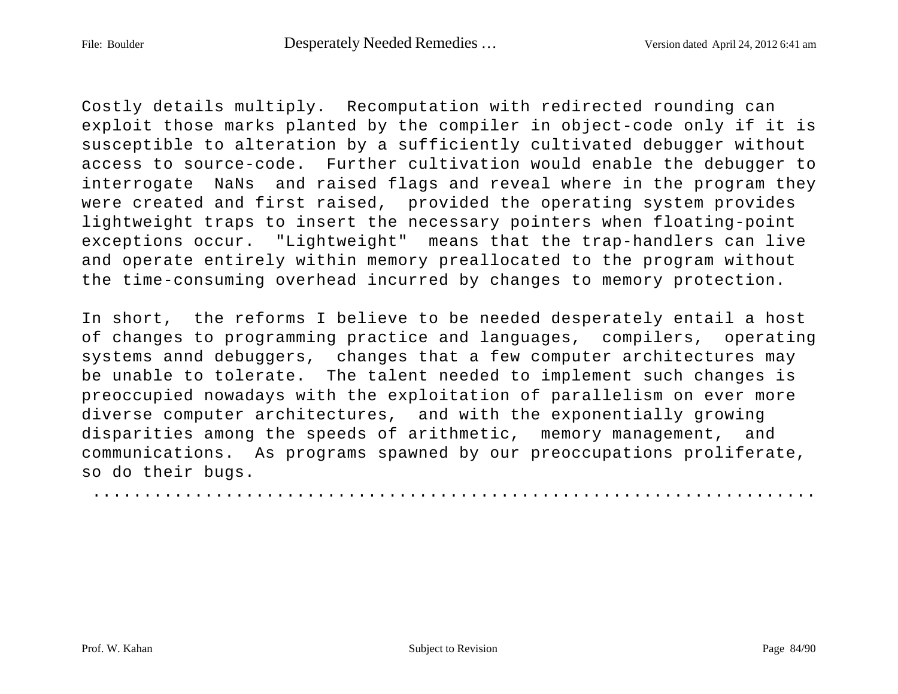Costly details multiply. Recomputation with redirected rounding can exploit those marks planted by the compiler in object-code only if it is susceptible to alteration by a sufficiently cultivated debugger without access to source-code. Further cultivation would enable the debugger to interrogate NaNs and raised flags and reveal where in the program they were created and first raised, provided the operating system provides lightweight traps to insert the necessary pointers when floating-point exceptions occur. "Lightweight" means that the trap-handlers can live and operate entirely within memory preallocated to the program without the time-consuming overhead incurred by changes to memory protection.

In short, the reforms I believe to be needed desperately entail a host of changes to programming practice and languages, compilers, operating systems annd debuggers, changes that a few computer architectures may be unable to tolerate. The talent needed to implement such changes is preoccupied nowadays with the exploitation of parallelism on ever more diverse computer architectures, and with the exponentially growing disparities among the speeds of arithmetic, memory management, and communications. As programs spawned by our preoccupations proliferate, so do their bugs.

.....................................................................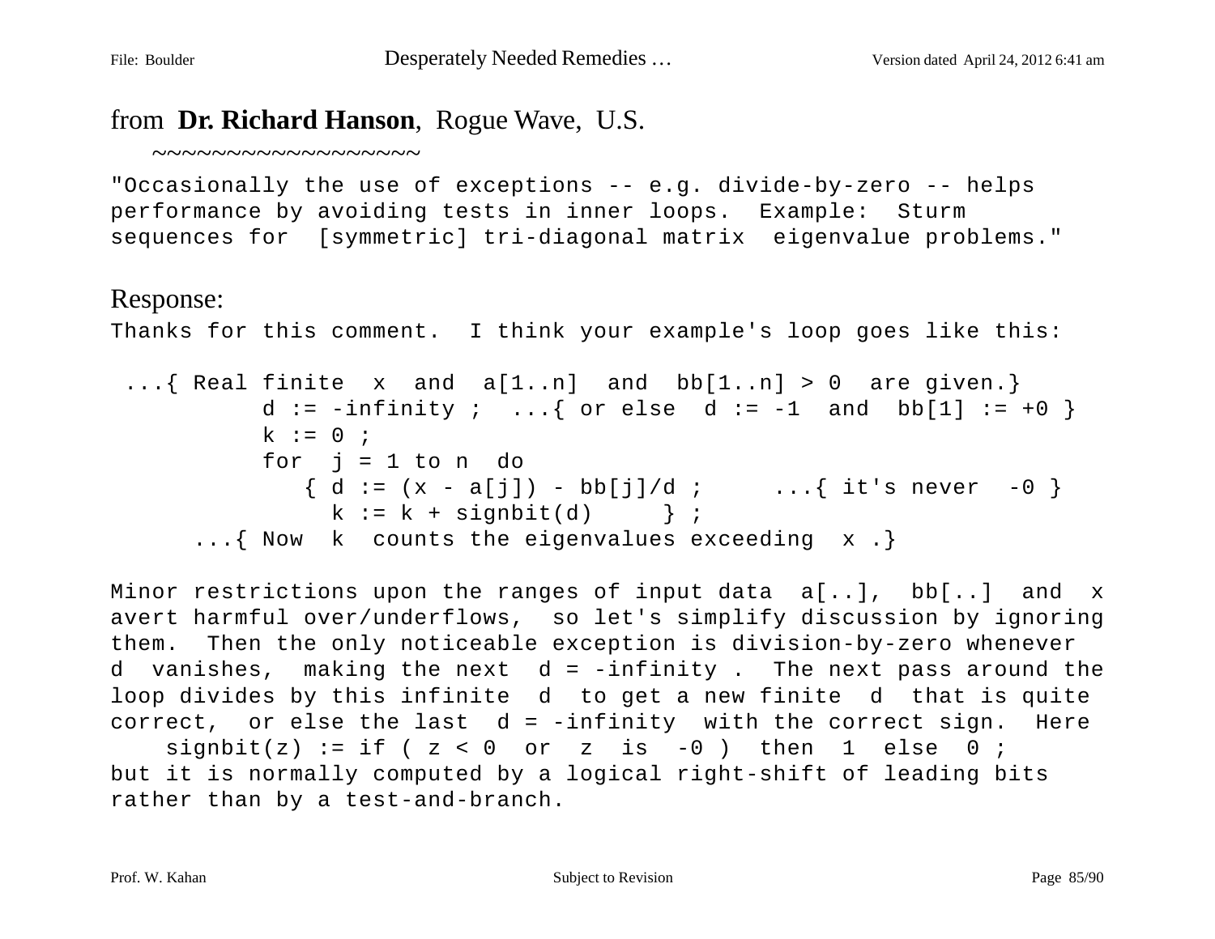## from **Dr. Richard Hanson**, Rogue Wave, U.S.

~~~~~~~~~~~~~~~~~~

"Occasionally the use of exceptions -- e.g. divide-by-zero -- helps performance by avoiding tests in inner loops. Example: Sturm sequences for [symmetric] tri-diagonal matrix eigenvalue problems."

## Response:

Thanks for this comment. I think your example's loop goes like this:

```
 ...{ Real finite  x  and  a[1..n]  and  bb[1..n] > 0  are given.}
          d := -infinity ;  ...{ or else  d := -1  and  bb[1] := +0 }
          k := 0 ;
          for  j = 1 to n  do
             { d := (x - a[j]) - bb[j]/d ;     ...{ it's never  -0 }
               k := k + signbit(d)     } ;
     ...{ Now  k  counts the eigenvalues exceeding  x .}
```

Minor restrictions upon the ranges of input data a[..], bb[..] and x avert harmful over/underflows, so let's simplify discussion by ignoring them. Then the only noticeable exception is division-by-zero whenever d vanishes, making the next d = -infinity . The next pass around the loop divides by this infinite d to get a new finite d that is quite correct, or else the last d = -infinity with the correct sign. Here

```
    signbit(z) := if ( z < 0  or  z  is  -0 )  then  1  else  0 ;
```

but it is normally computed by a logical right-shift of leading bits rather than by a test-and-branch.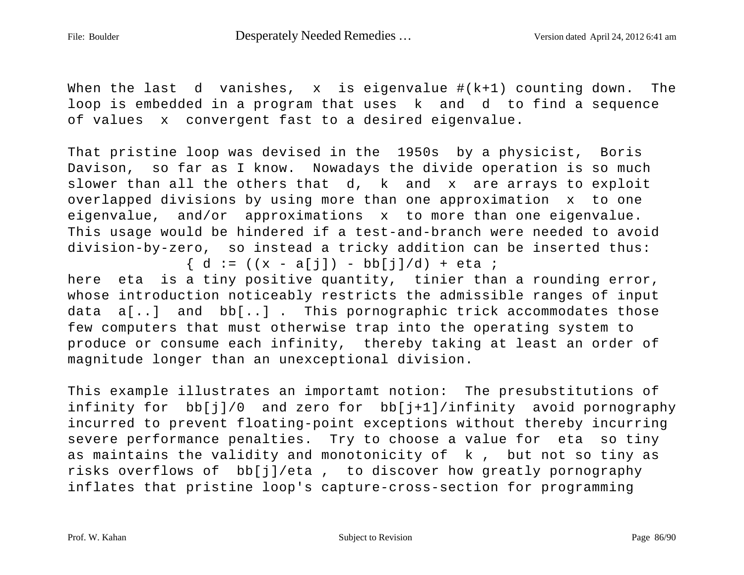When the last  d  vanishes,  x  is eigenvalue #(k+1) counting down.  The loop is embedded in a program that uses  k  and  d  to find a sequence of values  x  convergent fast to a desired eigenvalue.

That pristine loop was devised in the  1950s  by a physicist,  Boris Davison,  so far as I know.  Nowadays the divide operation is so much slower than all the others that  d,  k  and  x  are arrays to exploit overlapped divisions by using more than one approximation  x  to one eigenvalue,  and/or  approximations  x  to more than one eigenvalue.  This usage would be hindered if a test-and-branch were needed to avoid division-by-zero,  so instead a tricky addition can be inserted thus:

```
            { d := ((x - a[j]) - bb[j]/d) + eta ;
```

here  eta  is a tiny positive quantity,  tinier than a rounding error,  whose introduction noticeably restricts the admissible ranges of input data  a[..]  and  bb[..] .  This pornographic trick accommodates those few computers that must otherwise trap into the operating system to produce or consume each infinity,  thereby taking at least an order of magnitude longer than an unexceptional division.

This example illustrates an importamt notion:  The presubstitutions of infinity for  bb[j]/0  and zero for  bb[j+1]/infinity  avoid pornography incurred to prevent floating-point exceptions without thereby incurring severe performance penalties.  Try to choose a value for  eta  so tiny as maintains the validity and monotonicity of  k ,  but not so tiny as risks overflows of  bb[j]/eta ,  to discover how greatly pornography inflates that pristine loop's capture-cross-section for programming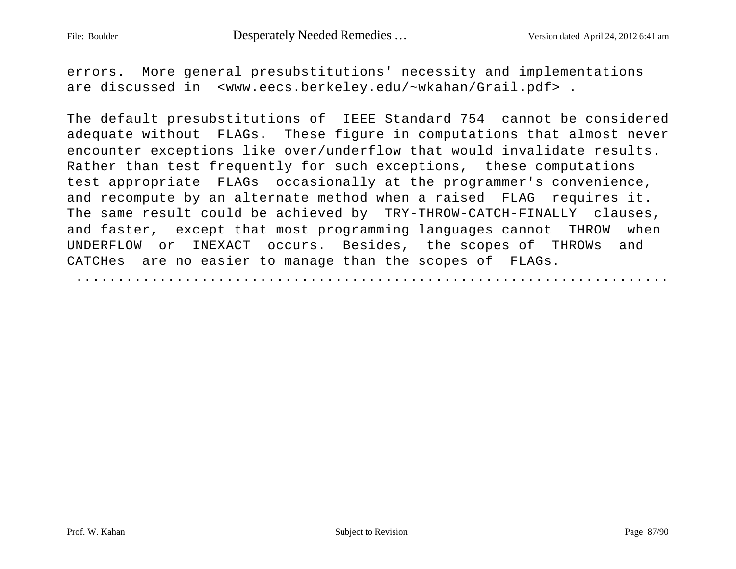errors. More general presubstitutions' necessity and implementations are discussed in <www.eecs.berkeley.edu/~wkahan/Grail.pdf> .

The default presubstitutions of IEEE Standard 754 cannot be considered adequate without FLAGs. These figure in computations that almost never encounter exceptions like over/underflow that would invalidate results. Rather than test frequently for such exceptions, these computations test appropriate FLAGs occasionally at the programmer's convenience, and recompute by an alternate method when a raised FLAG requires it. The same result could be achieved by TRY-THROW-CATCH-FINALLY clauses, and faster, except that most programming languages cannot THROW when UNDERFLOW or INEXACT occurs. Besides, the scopes of THROWs and CATCHes are no easier to manage than the scopes of FLAGs.

......................................................................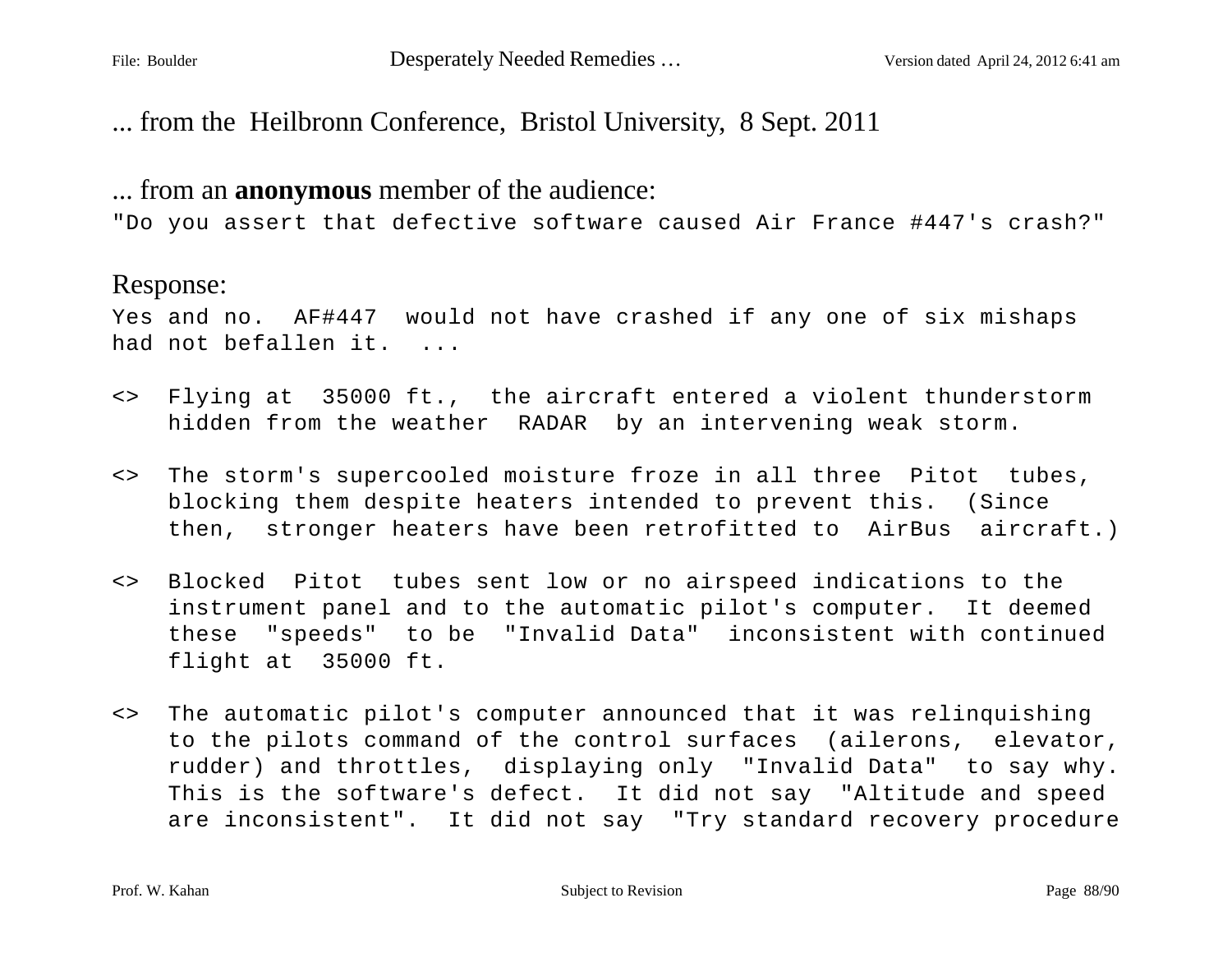... from the Heilbronn Conference, Bristol University, 8 Sept. 2011

... from an **anonymous** member of the audience:

"Do you assert that defective software caused Air France #447's crash?"

Response:

Yes and no. AF#447 would not have crashed if any one of six mishaps had not befallen it. ...

<> Flying at 35000 ft., the aircraft entered a violent thunderstorm hidden from the weather RADAR by an intervening weak storm.

<> The storm's supercooled moisture froze in all three Pitot tubes, blocking them despite heaters intended to prevent this. (Since then, stronger heaters have been retrofitted to AirBus aircraft.)

<> Blocked Pitot tubes sent low or no airspeed indications to the instrument panel and to the automatic pilot's computer. It deemed these "speeds" to be "Invalid Data" inconsistent with continued flight at 35000 ft.

<> The automatic pilot's computer announced that it was relinquishing to the pilots command of the control surfaces (ailerons, elevator, rudder) and throttles, displaying only "Invalid Data" to say why. This is the software's defect. It did not say "Altitude and speed are inconsistent". It did not say "Try standard recovery procedure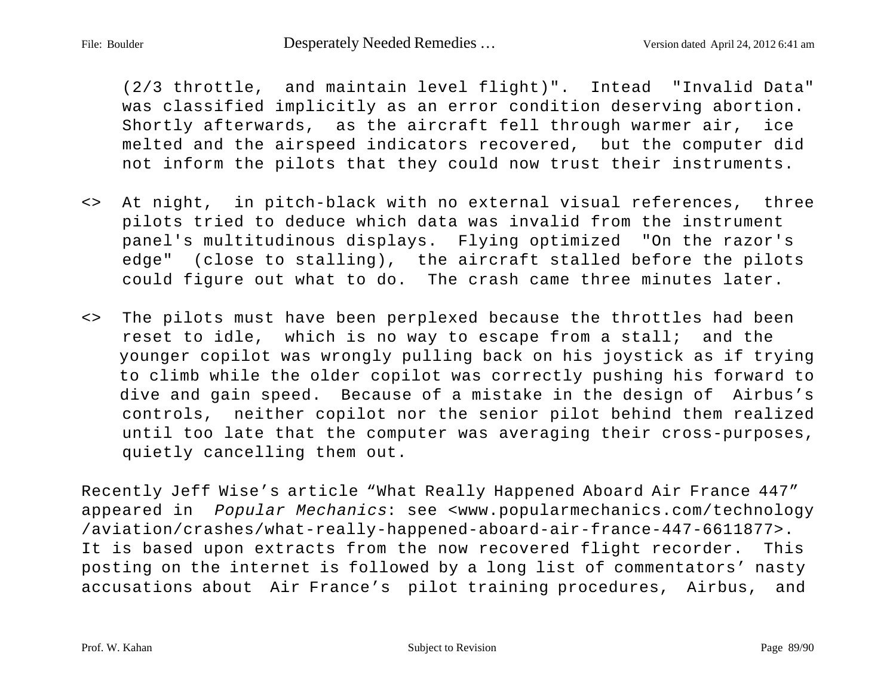(2/3 throttle, and maintain level flight)". Intead "Invalid Data" was classified implicitly as an error condition deserving abortion. Shortly afterwards, as the aircraft fell through warmer air, ice melted and the airspeed indicators recovered, but the computer did not inform the pilots that they could now trust their instruments.

<> At night, in pitch-black with no external visual references, three pilots tried to deduce which data was invalid from the instrument panel's multitudinous displays. Flying optimized "On the razor's edge" (close to stalling), the aircraft stalled before the pilots could figure out what to do. The crash came three minutes later.

<> The pilots must have been perplexed because the throttles had been reset to idle, which is no way to escape from a stall; and the younger copilot was wrongly pulling back on his joystick as if trying to climb while the older copilot was correctly pushing his forward to dive and gain speed. Because of a mistake in the design of Airbus's controls, neither copilot nor the senior pilot behind them realized until too late that the computer was averaging their cross-purposes, quietly cancelling them out.

Recently Jeff Wise's article "What Really Happened Aboard Air France 447" appeared in *Popular Mechanics*: see <www.popularmechanics.com/technology/aviation/crashes/what-really-happened-aboard-air-france-447-6611877>. It is based upon extracts from the now recovered flight recorder. This posting on the internet is followed by a long list of commentators' nasty accusations about Air France's pilot training procedures, Airbus, and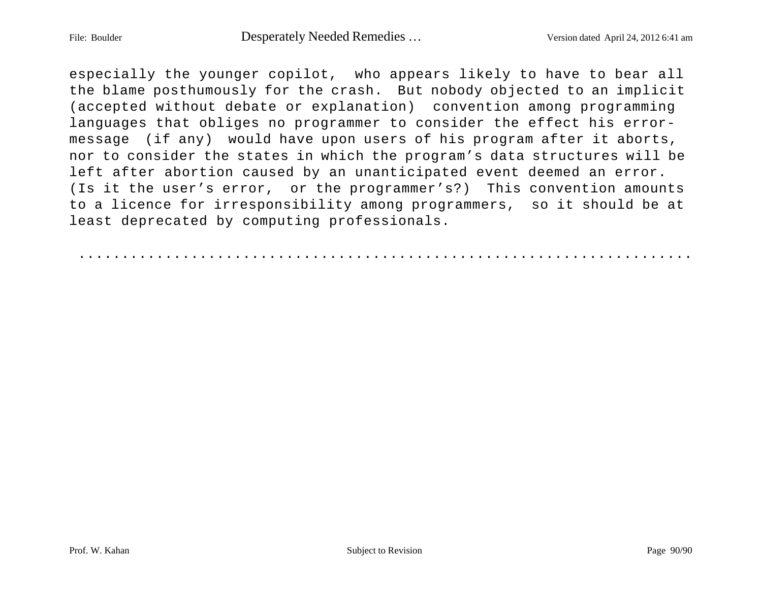especially the younger copilot, who appears likely to have to bear all the blame posthumously for the crash. But nobody objected to an implicit (accepted without debate or explanation) convention among programming languages that obliges no programmer to consider the effect his error-message (if any) would have upon users of his program after it aborts, nor to consider the states in which the program's data structures will be left after abortion caused by an unanticipated event deemed an error. (Is it the user's error, or the programmer's?) This convention amounts to a licence for irresponsibility among programmers, so it should be at least deprecated by computing professionals.

.................................................................